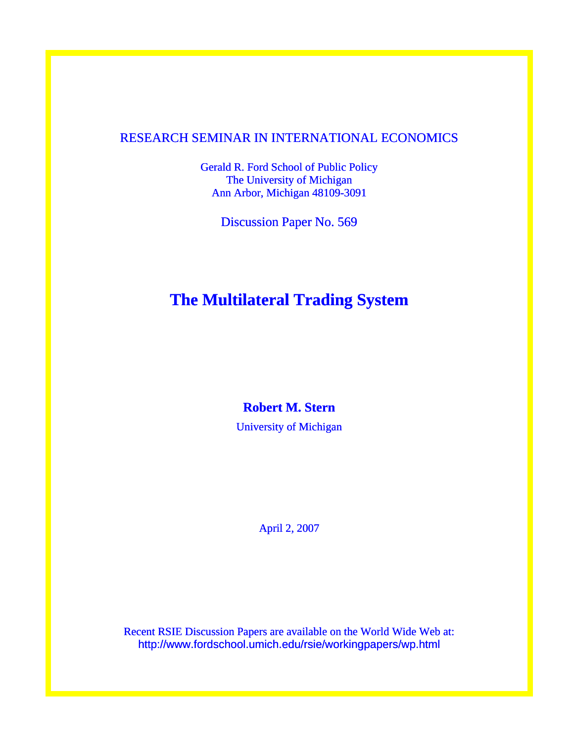RESEARCH SEMINAR IN INTERNATIONAL ECONOMICS

Gerald R. Ford School of Public Policy
The University of Michigan
Ann Arbor, Michigan 48109-3091

Discussion Paper No. 569

# The Multilateral Trading System

**Robert M. Stern**

University of Michigan

April 2, 2007

Recent RSIE Discussion Papers are available on the World Wide Web at:
http://www.fordschool.umich.edu/rsie/workingpapers/wp.html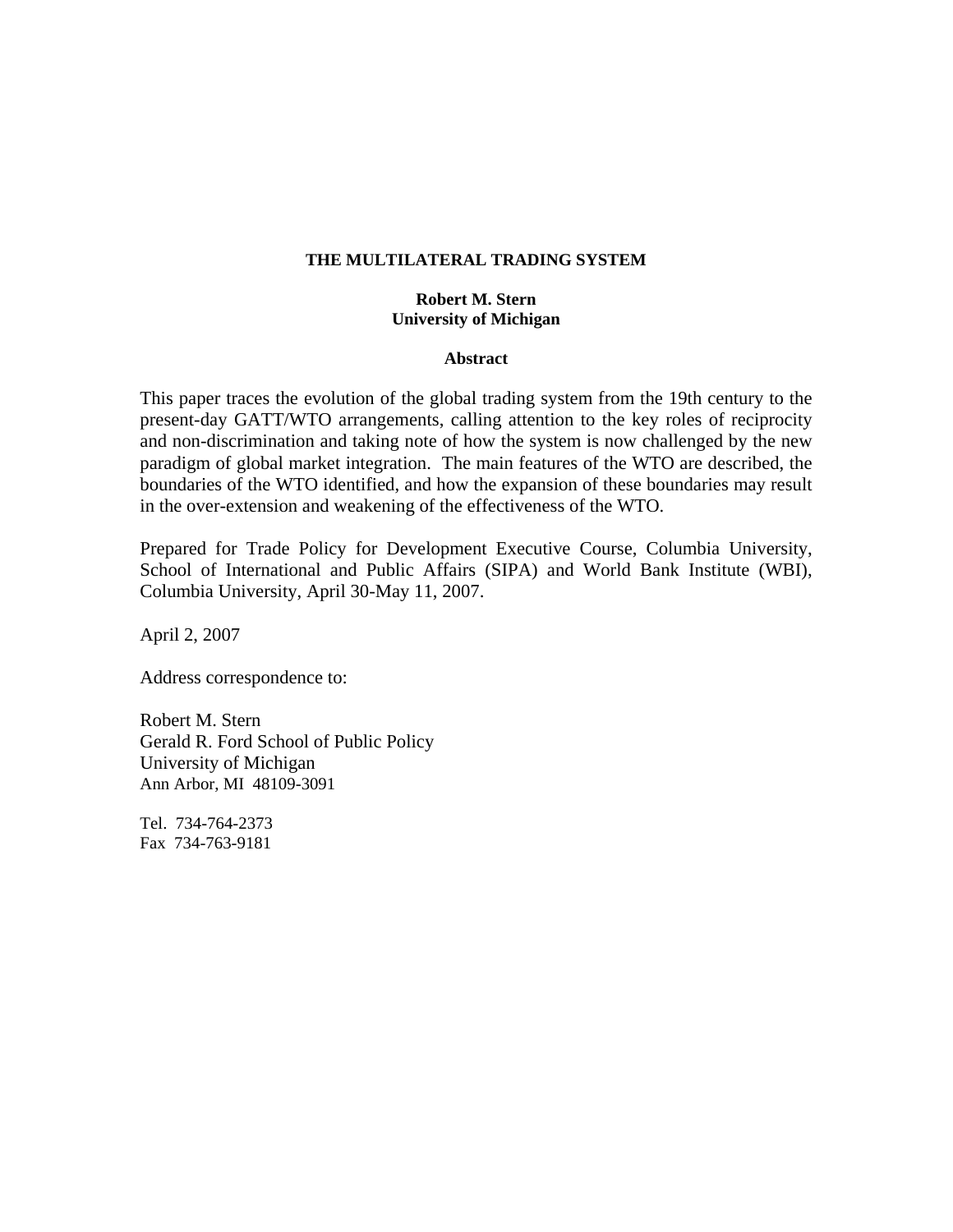**THE MULTILATERAL TRADING SYSTEM**

**Robert M. Stern**
**University of Michigan**

**Abstract**

This paper traces the evolution of the global trading system from the 19th century to the present-day GATT/WTO arrangements, calling attention to the key roles of reciprocity and non-discrimination and taking note of how the system is now challenged by the new paradigm of global market integration. The main features of the WTO are described, the boundaries of the WTO identified, and how the expansion of these boundaries may result in the over-extension and weakening of the effectiveness of the WTO.

Prepared for Trade Policy for Development Executive Course, Columbia University, School of International and Public Affairs (SIPA) and World Bank Institute (WBI), Columbia University, April 30-May 11, 2007.

April 2, 2007

Address correspondence to:

Robert M. Stern
Gerald R. Ford School of Public Policy
University of Michigan
Ann Arbor, MI 48109-3091

Tel. 734-764-2373
Fax 734-763-9181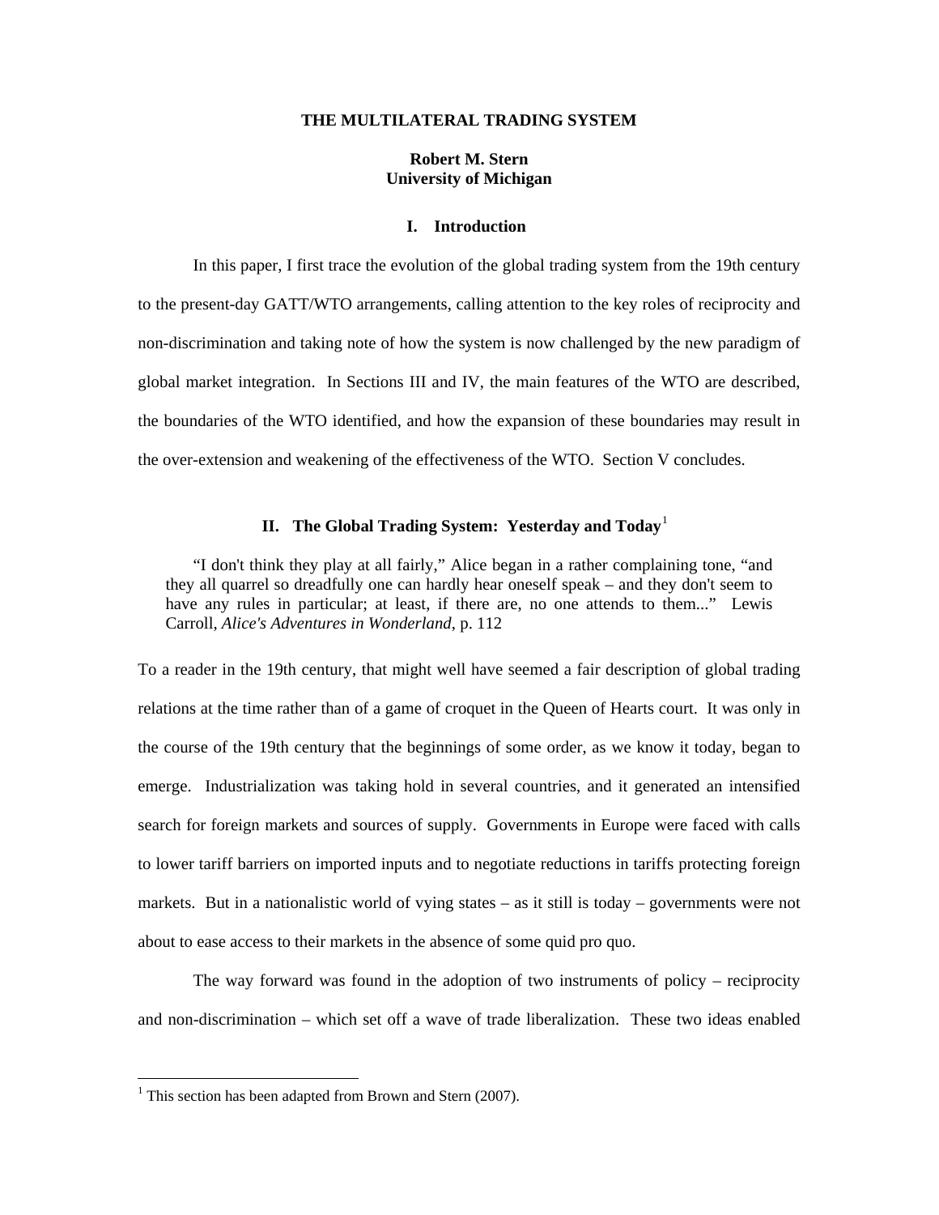# THE MULTILATERAL TRADING SYSTEM

**Robert M. Stern**
**University of Michigan**

## I. Introduction

In this paper, I first trace the evolution of the global trading system from the 19th century to the present-day GATT/WTO arrangements, calling attention to the key roles of reciprocity and non-discrimination and taking note of how the system is now challenged by the new paradigm of global market integration. In Sections III and IV, the main features of the WTO are described, the boundaries of the WTO identified, and how the expansion of these boundaries may result in the over-extension and weakening of the effectiveness of the WTO. Section V concludes.

## II. The Global Trading System: Yesterday and Today[1]

> "I don't think they play at all fairly," Alice began in a rather complaining tone, "and they all quarrel so dreadfully one can hardly hear oneself speak – and they don't seem to have any rules in particular; at least, if there are, no one attends to them..." Lewis Carroll, *Alice's Adventures in Wonderland*, p. 112

To a reader in the 19th century, that might well have seemed a fair description of global trading relations at the time rather than of a game of croquet in the Queen of Hearts court. It was only in the course of the 19th century that the beginnings of some order, as we know it today, began to emerge. Industrialization was taking hold in several countries, and it generated an intensified search for foreign markets and sources of supply. Governments in Europe were faced with calls to lower tariff barriers on imported inputs and to negotiate reductions in tariffs protecting foreign markets. But in a nationalistic world of vying states – as it still is today – governments were not about to ease access to their markets in the absence of some quid pro quo.

The way forward was found in the adoption of two instruments of policy – reciprocity and non-discrimination – which set off a wave of trade liberalization. These two ideas enabled

[1] This section has been adapted from Brown and Stern (2007).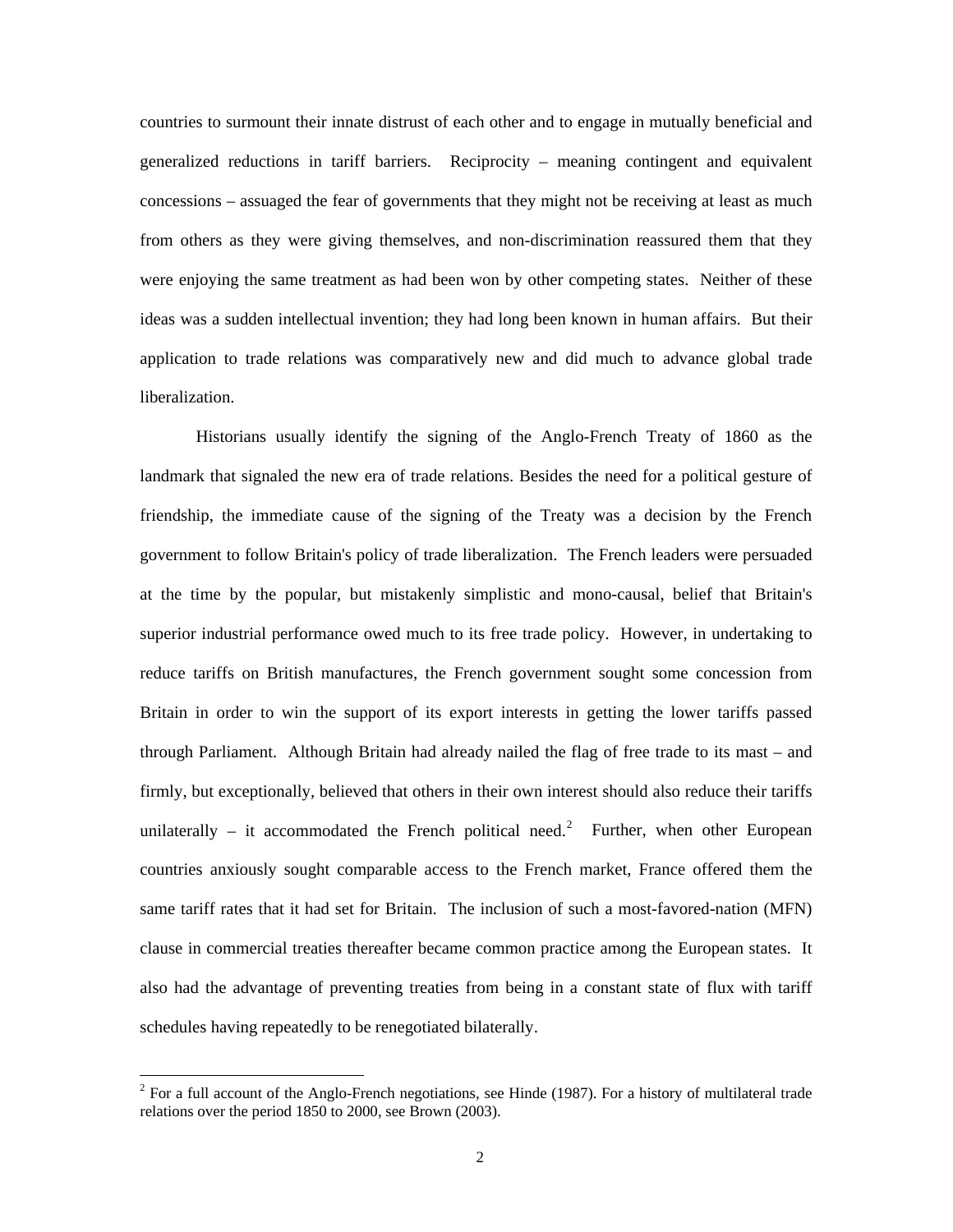countries to surmount their innate distrust of each other and to engage in mutually beneficial and generalized reductions in tariff barriers. Reciprocity – meaning contingent and equivalent concessions – assuaged the fear of governments that they might not be receiving at least as much from others as they were giving themselves, and non-discrimination reassured them that they were enjoying the same treatment as had been won by other competing states. Neither of these ideas was a sudden intellectual invention; they had long been known in human affairs. But their application to trade relations was comparatively new and did much to advance global trade liberalization.

Historians usually identify the signing of the Anglo-French Treaty of 1860 as the landmark that signaled the new era of trade relations. Besides the need for a political gesture of friendship, the immediate cause of the signing of the Treaty was a decision by the French government to follow Britain's policy of trade liberalization. The French leaders were persuaded at the time by the popular, but mistakenly simplistic and mono-causal, belief that Britain's superior industrial performance owed much to its free trade policy. However, in undertaking to reduce tariffs on British manufactures, the French government sought some concession from Britain in order to win the support of its export interests in getting the lower tariffs passed through Parliament. Although Britain had already nailed the flag of free trade to its mast – and firmly, but exceptionally, believed that others in their own interest should also reduce their tariffs unilaterally – it accommodated the French political need.[2] Further, when other European countries anxiously sought comparable access to the French market, France offered them the same tariff rates that it had set for Britain. The inclusion of such a most-favored-nation (MFN) clause in commercial treaties thereafter became common practice among the European states. It also had the advantage of preventing treaties from being in a constant state of flux with tariff schedules having repeatedly to be renegotiated bilaterally.

---

[2] For a full account of the Anglo-French negotiations, see Hinde (1987). For a history of multilateral trade relations over the period 1850 to 2000, see Brown (2003).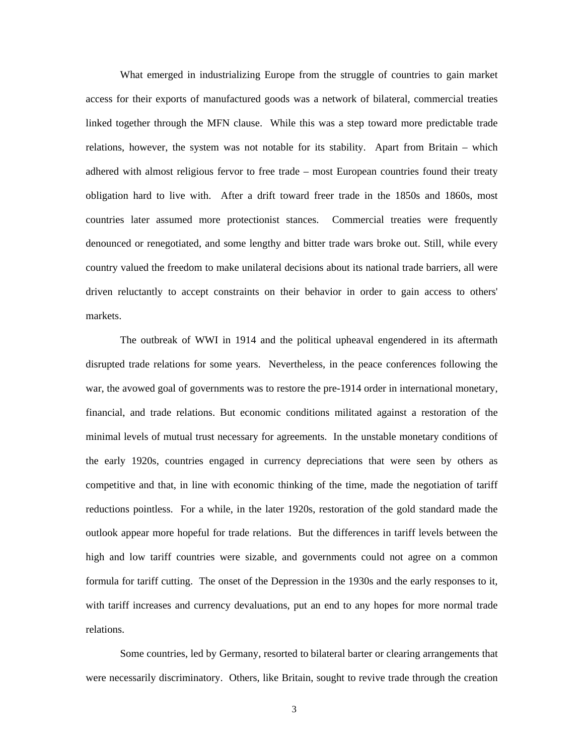What emerged in industrializing Europe from the struggle of countries to gain market access for their exports of manufactured goods was a network of bilateral, commercial treaties linked together through the MFN clause. While this was a step toward more predictable trade relations, however, the system was not notable for its stability. Apart from Britain – which adhered with almost religious fervor to free trade – most European countries found their treaty obligation hard to live with. After a drift toward freer trade in the 1850s and 1860s, most countries later assumed more protectionist stances. Commercial treaties were frequently denounced or renegotiated, and some lengthy and bitter trade wars broke out. Still, while every country valued the freedom to make unilateral decisions about its national trade barriers, all were driven reluctantly to accept constraints on their behavior in order to gain access to others' markets.

The outbreak of WWI in 1914 and the political upheaval engendered in its aftermath disrupted trade relations for some years. Nevertheless, in the peace conferences following the war, the avowed goal of governments was to restore the pre-1914 order in international monetary, financial, and trade relations. But economic conditions militated against a restoration of the minimal levels of mutual trust necessary for agreements. In the unstable monetary conditions of the early 1920s, countries engaged in currency depreciations that were seen by others as competitive and that, in line with economic thinking of the time, made the negotiation of tariff reductions pointless. For a while, in the later 1920s, restoration of the gold standard made the outlook appear more hopeful for trade relations. But the differences in tariff levels between the high and low tariff countries were sizable, and governments could not agree on a common formula for tariff cutting. The onset of the Depression in the 1930s and the early responses to it, with tariff increases and currency devaluations, put an end to any hopes for more normal trade relations.

Some countries, led by Germany, resorted to bilateral barter or clearing arrangements that were necessarily discriminatory. Others, like Britain, sought to revive trade through the creation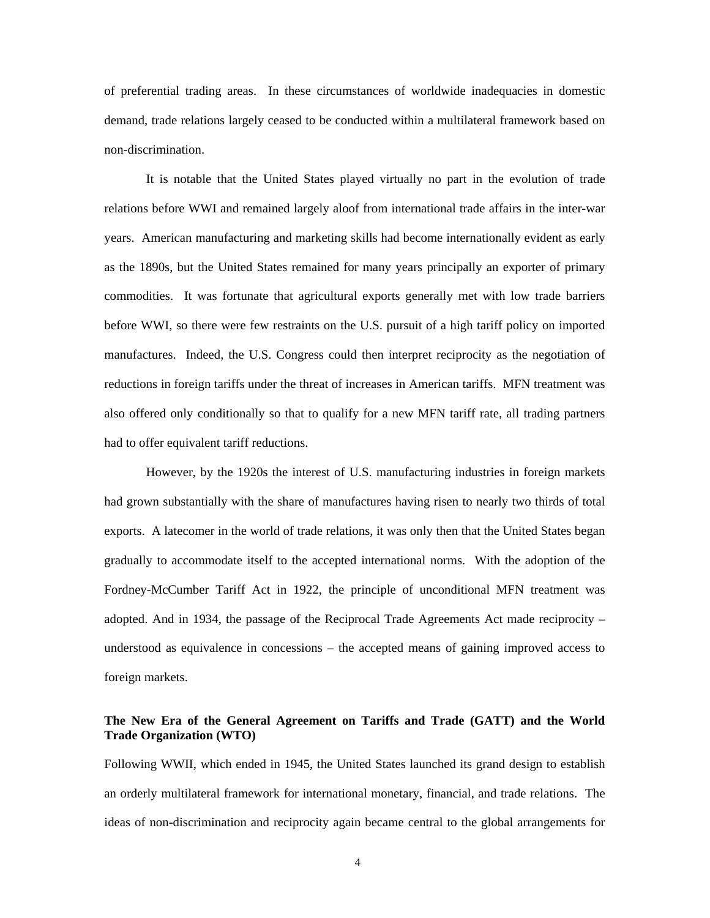of preferential trading areas. In these circumstances of worldwide inadequacies in domestic demand, trade relations largely ceased to be conducted within a multilateral framework based on non-discrimination.

It is notable that the United States played virtually no part in the evolution of trade relations before WWI and remained largely aloof from international trade affairs in the inter-war years. American manufacturing and marketing skills had become internationally evident as early as the 1890s, but the United States remained for many years principally an exporter of primary commodities. It was fortunate that agricultural exports generally met with low trade barriers before WWI, so there were few restraints on the U.S. pursuit of a high tariff policy on imported manufactures. Indeed, the U.S. Congress could then interpret reciprocity as the negotiation of reductions in foreign tariffs under the threat of increases in American tariffs. MFN treatment was also offered only conditionally so that to qualify for a new MFN tariff rate, all trading partners had to offer equivalent tariff reductions.

However, by the 1920s the interest of U.S. manufacturing industries in foreign markets had grown substantially with the share of manufactures having risen to nearly two thirds of total exports. A latecomer in the world of trade relations, it was only then that the United States began gradually to accommodate itself to the accepted international norms. With the adoption of the Fordney-McCumber Tariff Act in 1922, the principle of unconditional MFN treatment was adopted. And in 1934, the passage of the Reciprocal Trade Agreements Act made reciprocity – understood as equivalence in concessions – the accepted means of gaining improved access to foreign markets.

**The New Era of the General Agreement on Tariffs and Trade (GATT) and the World Trade Organization (WTO)**

Following WWII, which ended in 1945, the United States launched its grand design to establish an orderly multilateral framework for international monetary, financial, and trade relations. The ideas of non-discrimination and reciprocity again became central to the global arrangements for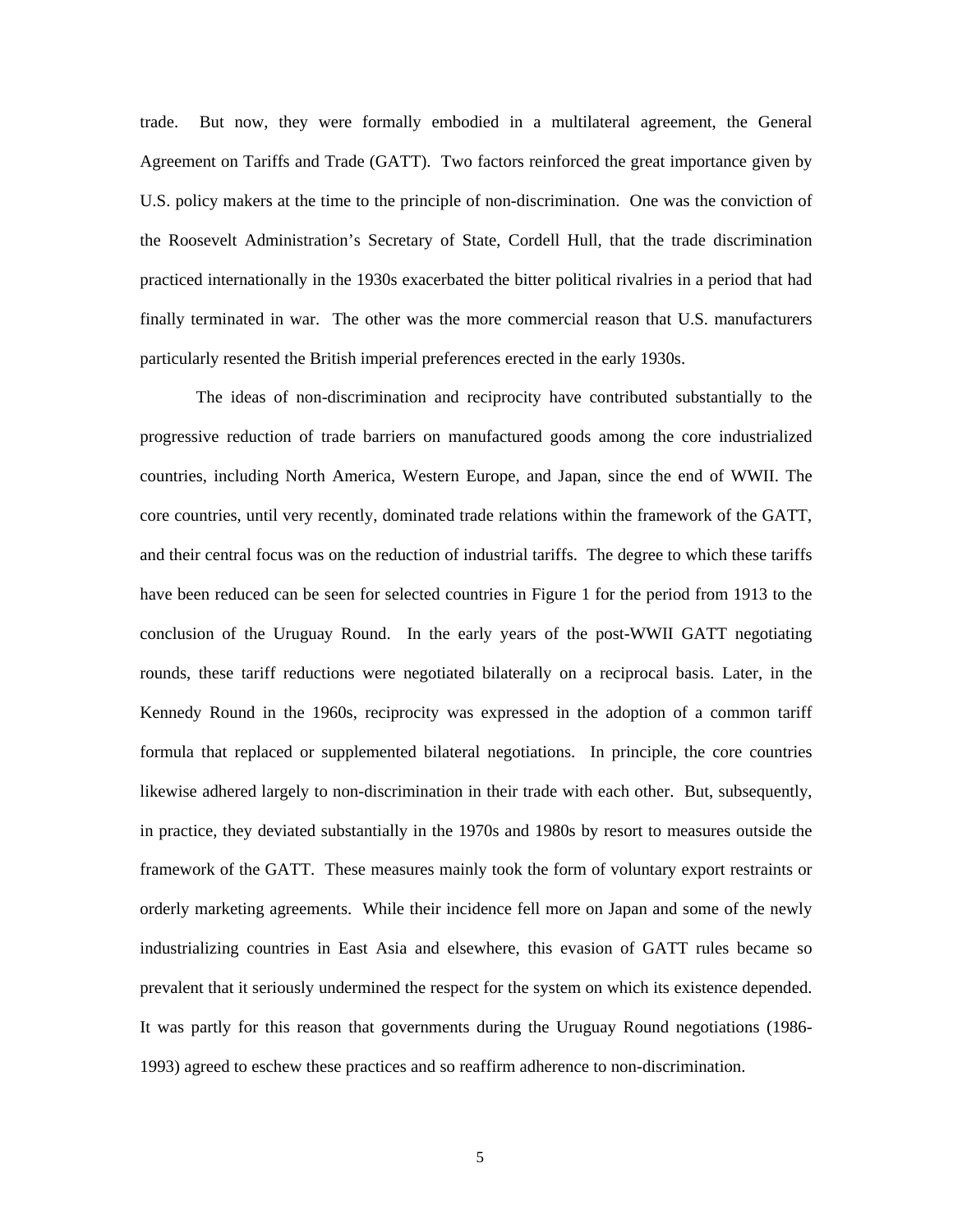trade. But now, they were formally embodied in a multilateral agreement, the General Agreement on Tariffs and Trade (GATT). Two factors reinforced the great importance given by U.S. policy makers at the time to the principle of non-discrimination. One was the conviction of the Roosevelt Administration's Secretary of State, Cordell Hull, that the trade discrimination practiced internationally in the 1930s exacerbated the bitter political rivalries in a period that had finally terminated in war. The other was the more commercial reason that U.S. manufacturers particularly resented the British imperial preferences erected in the early 1930s.

The ideas of non-discrimination and reciprocity have contributed substantially to the progressive reduction of trade barriers on manufactured goods among the core industrialized countries, including North America, Western Europe, and Japan, since the end of WWII. The core countries, until very recently, dominated trade relations within the framework of the GATT, and their central focus was on the reduction of industrial tariffs. The degree to which these tariffs have been reduced can be seen for selected countries in Figure 1 for the period from 1913 to the conclusion of the Uruguay Round. In the early years of the post-WWII GATT negotiating rounds, these tariff reductions were negotiated bilaterally on a reciprocal basis. Later, in the Kennedy Round in the 1960s, reciprocity was expressed in the adoption of a common tariff formula that replaced or supplemented bilateral negotiations. In principle, the core countries likewise adhered largely to non-discrimination in their trade with each other. But, subsequently, in practice, they deviated substantially in the 1970s and 1980s by resort to measures outside the framework of the GATT. These measures mainly took the form of voluntary export restraints or orderly marketing agreements. While their incidence fell more on Japan and some of the newly industrializing countries in East Asia and elsewhere, this evasion of GATT rules became so prevalent that it seriously undermined the respect for the system on which its existence depended. It was partly for this reason that governments during the Uruguay Round negotiations (1986-1993) agreed to eschew these practices and so reaffirm adherence to non-discrimination.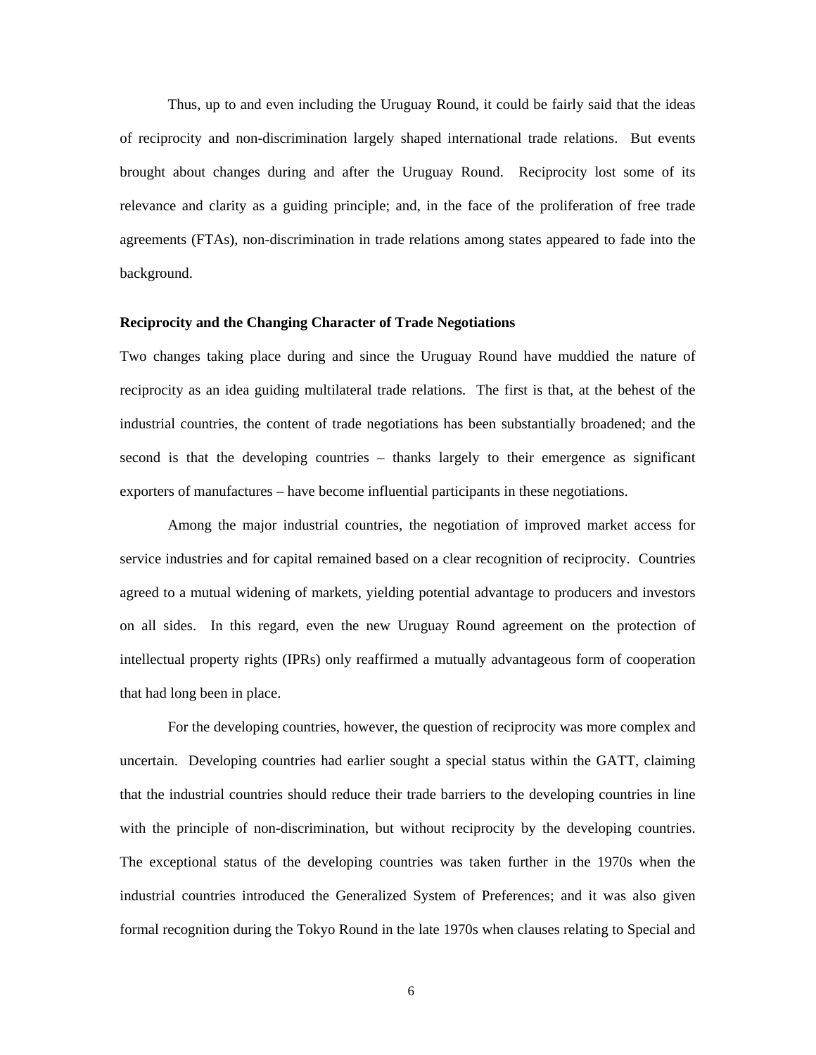Thus, up to and even including the Uruguay Round, it could be fairly said that the ideas of reciprocity and non-discrimination largely shaped international trade relations. But events brought about changes during and after the Uruguay Round. Reciprocity lost some of its relevance and clarity as a guiding principle; and, in the face of the proliferation of free trade agreements (FTAs), non-discrimination in trade relations among states appeared to fade into the background.

**Reciprocity and the Changing Character of Trade Negotiations**

Two changes taking place during and since the Uruguay Round have muddied the nature of reciprocity as an idea guiding multilateral trade relations. The first is that, at the behest of the industrial countries, the content of trade negotiations has been substantially broadened; and the second is that the developing countries – thanks largely to their emergence as significant exporters of manufactures – have become influential participants in these negotiations.

Among the major industrial countries, the negotiation of improved market access for service industries and for capital remained based on a clear recognition of reciprocity. Countries agreed to a mutual widening of markets, yielding potential advantage to producers and investors on all sides. In this regard, even the new Uruguay Round agreement on the protection of intellectual property rights (IPRs) only reaffirmed a mutually advantageous form of cooperation that had long been in place.

For the developing countries, however, the question of reciprocity was more complex and uncertain. Developing countries had earlier sought a special status within the GATT, claiming that the industrial countries should reduce their trade barriers to the developing countries in line with the principle of non-discrimination, but without reciprocity by the developing countries. The exceptional status of the developing countries was taken further in the 1970s when the industrial countries introduced the Generalized System of Preferences; and it was also given formal recognition during the Tokyo Round in the late 1970s when clauses relating to Special and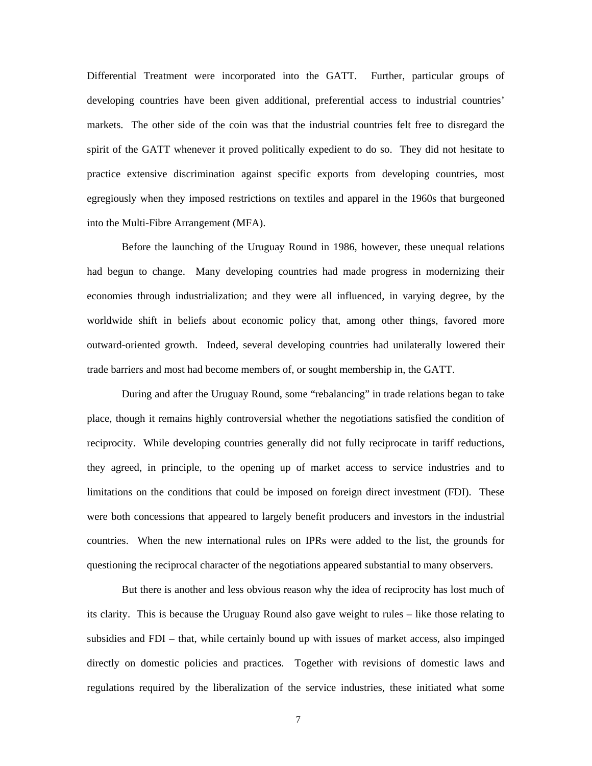Differential Treatment were incorporated into the GATT. Further, particular groups of developing countries have been given additional, preferential access to industrial countries' markets. The other side of the coin was that the industrial countries felt free to disregard the spirit of the GATT whenever it proved politically expedient to do so. They did not hesitate to practice extensive discrimination against specific exports from developing countries, most egregiously when they imposed restrictions on textiles and apparel in the 1960s that burgeoned into the Multi-Fibre Arrangement (MFA).

Before the launching of the Uruguay Round in 1986, however, these unequal relations had begun to change. Many developing countries had made progress in modernizing their economies through industrialization; and they were all influenced, in varying degree, by the worldwide shift in beliefs about economic policy that, among other things, favored more outward-oriented growth. Indeed, several developing countries had unilaterally lowered their trade barriers and most had become members of, or sought membership in, the GATT.

During and after the Uruguay Round, some "rebalancing" in trade relations began to take place, though it remains highly controversial whether the negotiations satisfied the condition of reciprocity. While developing countries generally did not fully reciprocate in tariff reductions, they agreed, in principle, to the opening up of market access to service industries and to limitations on the conditions that could be imposed on foreign direct investment (FDI). These were both concessions that appeared to largely benefit producers and investors in the industrial countries. When the new international rules on IPRs were added to the list, the grounds for questioning the reciprocal character of the negotiations appeared substantial to many observers.

But there is another and less obvious reason why the idea of reciprocity has lost much of its clarity. This is because the Uruguay Round also gave weight to rules – like those relating to subsidies and FDI – that, while certainly bound up with issues of market access, also impinged directly on domestic policies and practices. Together with revisions of domestic laws and regulations required by the liberalization of the service industries, these initiated what some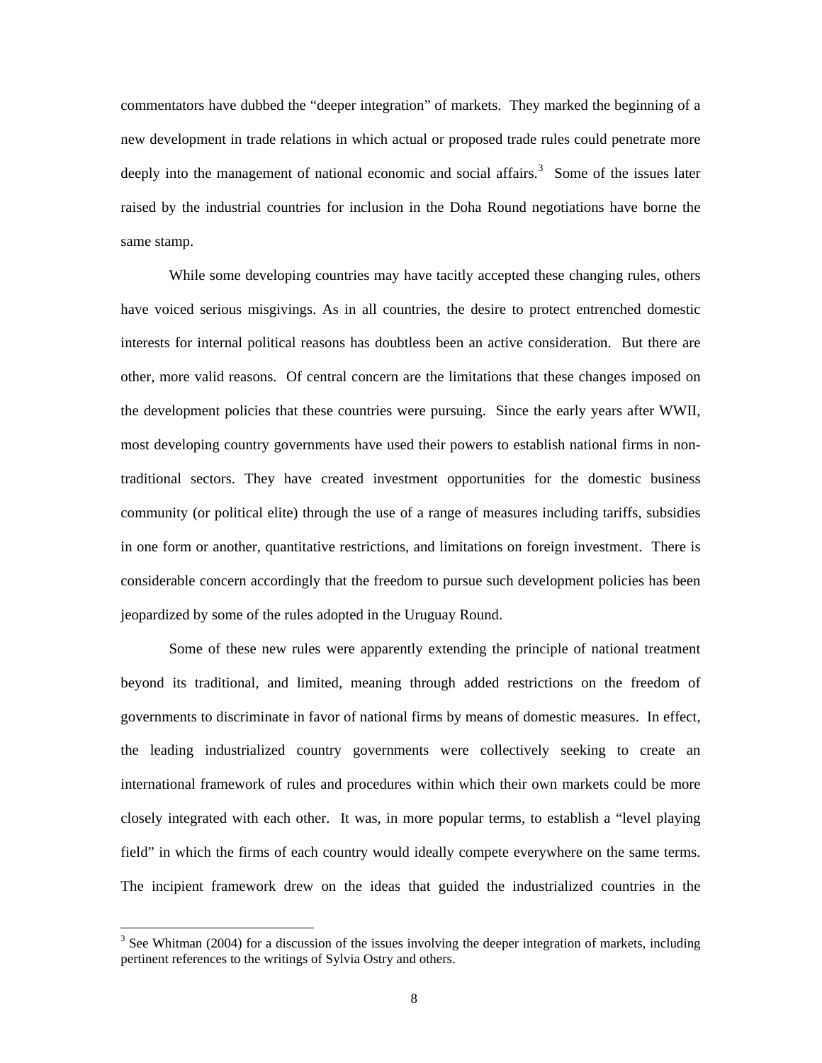commentators have dubbed the "deeper integration" of markets. They marked the beginning of a new development in trade relations in which actual or proposed trade rules could penetrate more deeply into the management of national economic and social affairs.[3] Some of the issues later raised by the industrial countries for inclusion in the Doha Round negotiations have borne the same stamp.

While some developing countries may have tacitly accepted these changing rules, others have voiced serious misgivings. As in all countries, the desire to protect entrenched domestic interests for internal political reasons has doubtless been an active consideration. But there are other, more valid reasons. Of central concern are the limitations that these changes imposed on the development policies that these countries were pursuing. Since the early years after WWII, most developing country governments have used their powers to establish national firms in non-traditional sectors. They have created investment opportunities for the domestic business community (or political elite) through the use of a range of measures including tariffs, subsidies in one form or another, quantitative restrictions, and limitations on foreign investment. There is considerable concern accordingly that the freedom to pursue such development policies has been jeopardized by some of the rules adopted in the Uruguay Round.

Some of these new rules were apparently extending the principle of national treatment beyond its traditional, and limited, meaning through added restrictions on the freedom of governments to discriminate in favor of national firms by means of domestic measures. In effect, the leading industrialized country governments were collectively seeking to create an international framework of rules and procedures within which their own markets could be more closely integrated with each other. It was, in more popular terms, to establish a "level playing field" in which the firms of each country would ideally compete everywhere on the same terms. The incipient framework drew on the ideas that guided the industrialized countries in the

---

[3] See Whitman (2004) for a discussion of the issues involving the deeper integration of markets, including pertinent references to the writings of Sylvia Ostry and others.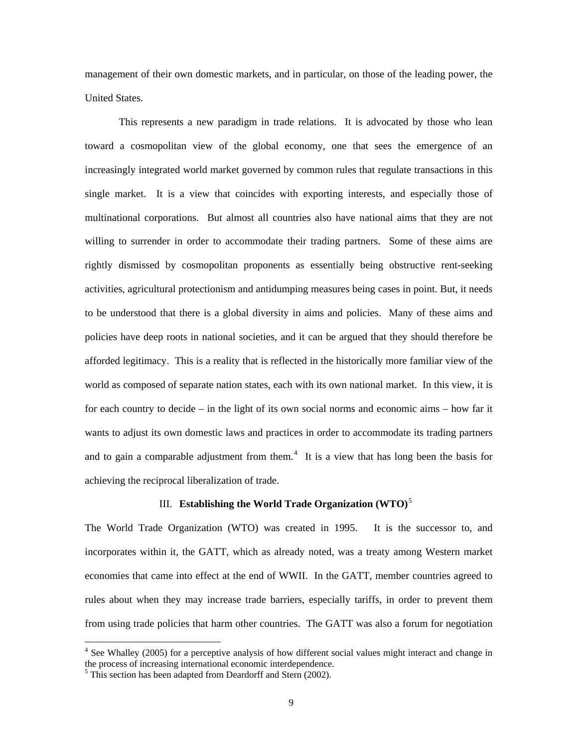management of their own domestic markets, and in particular, on those of the leading power, the United States.

This represents a new paradigm in trade relations. It is advocated by those who lean toward a cosmopolitan view of the global economy, one that sees the emergence of an increasingly integrated world market governed by common rules that regulate transactions in this single market. It is a view that coincides with exporting interests, and especially those of multinational corporations. But almost all countries also have national aims that they are not willing to surrender in order to accommodate their trading partners. Some of these aims are rightly dismissed by cosmopolitan proponents as essentially being obstructive rent-seeking activities, agricultural protectionism and antidumping measures being cases in point. But, it needs to be understood that there is a global diversity in aims and policies. Many of these aims and policies have deep roots in national societies, and it can be argued that they should therefore be afforded legitimacy. This is a reality that is reflected in the historically more familiar view of the world as composed of separate nation states, each with its own national market. In this view, it is for each country to decide – in the light of its own social norms and economic aims – how far it wants to adjust its own domestic laws and practices in order to accommodate its trading partners and to gain a comparable adjustment from them.[4] It is a view that has long been the basis for achieving the reciprocal liberalization of trade.

## III. **Establishing the World Trade Organization (WTO)**[5]

The World Trade Organization (WTO) was created in 1995. It is the successor to, and incorporates within it, the GATT, which as already noted, was a treaty among Western market economies that came into effect at the end of WWII. In the GATT, member countries agreed to rules about when they may increase trade barriers, especially tariffs, in order to prevent them from using trade policies that harm other countries. The GATT was also a forum for negotiation

---

[4] See Whalley (2005) for a perceptive analysis of how different social values might interact and change in the process of increasing international economic interdependence.

[5] This section has been adapted from Deardorff and Stern (2002).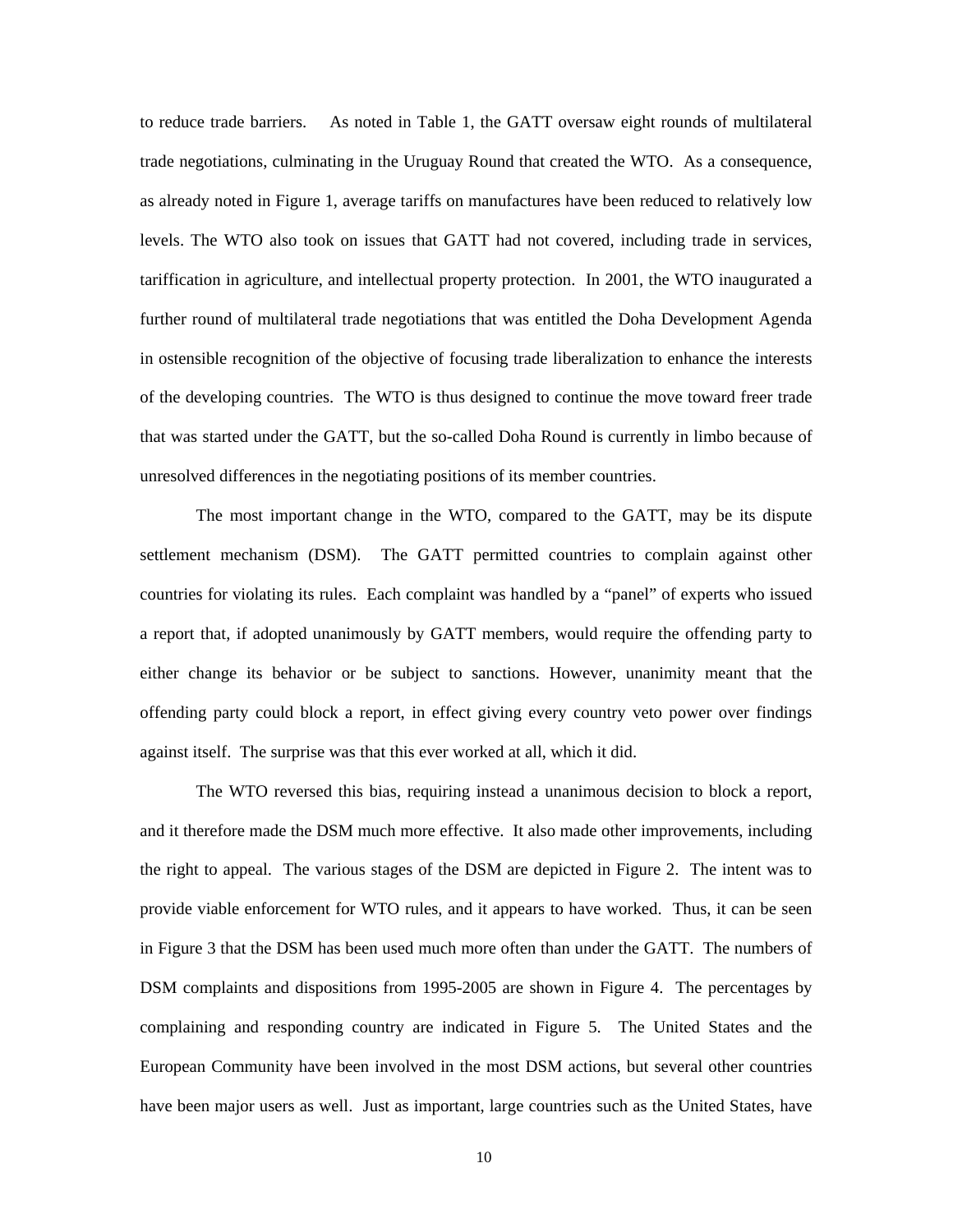to reduce trade barriers. As noted in Table 1, the GATT oversaw eight rounds of multilateral trade negotiations, culminating in the Uruguay Round that created the WTO. As a consequence, as already noted in Figure 1, average tariffs on manufactures have been reduced to relatively low levels. The WTO also took on issues that GATT had not covered, including trade in services, tariffication in agriculture, and intellectual property protection. In 2001, the WTO inaugurated a further round of multilateral trade negotiations that was entitled the Doha Development Agenda in ostensible recognition of the objective of focusing trade liberalization to enhance the interests of the developing countries. The WTO is thus designed to continue the move toward freer trade that was started under the GATT, but the so-called Doha Round is currently in limbo because of unresolved differences in the negotiating positions of its member countries.

The most important change in the WTO, compared to the GATT, may be its dispute settlement mechanism (DSM). The GATT permitted countries to complain against other countries for violating its rules. Each complaint was handled by a "panel" of experts who issued a report that, if adopted unanimously by GATT members, would require the offending party to either change its behavior or be subject to sanctions. However, unanimity meant that the offending party could block a report, in effect giving every country veto power over findings against itself. The surprise was that this ever worked at all, which it did.

The WTO reversed this bias, requiring instead a unanimous decision to block a report, and it therefore made the DSM much more effective. It also made other improvements, including the right to appeal. The various stages of the DSM are depicted in Figure 2. The intent was to provide viable enforcement for WTO rules, and it appears to have worked. Thus, it can be seen in Figure 3 that the DSM has been used much more often than under the GATT. The numbers of DSM complaints and dispositions from 1995-2005 are shown in Figure 4. The percentages by complaining and responding country are indicated in Figure 5. The United States and the European Community have been involved in the most DSM actions, but several other countries have been major users as well. Just as important, large countries such as the United States, have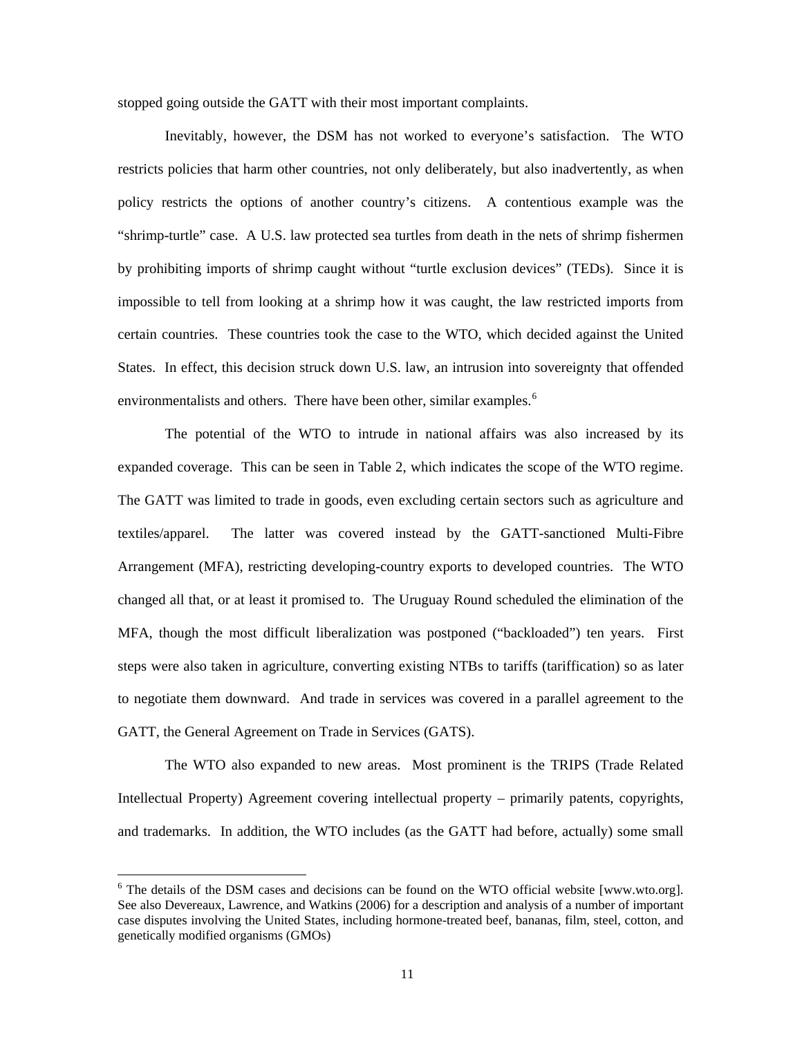stopped going outside the GATT with their most important complaints.

Inevitably, however, the DSM has not worked to everyone's satisfaction. The WTO restricts policies that harm other countries, not only deliberately, but also inadvertently, as when policy restricts the options of another country's citizens. A contentious example was the "shrimp-turtle" case. A U.S. law protected sea turtles from death in the nets of shrimp fishermen by prohibiting imports of shrimp caught without "turtle exclusion devices" (TEDs). Since it is impossible to tell from looking at a shrimp how it was caught, the law restricted imports from certain countries. These countries took the case to the WTO, which decided against the United States. In effect, this decision struck down U.S. law, an intrusion into sovereignty that offended environmentalists and others. There have been other, similar examples.[6]

The potential of the WTO to intrude in national affairs was also increased by its expanded coverage. This can be seen in Table 2, which indicates the scope of the WTO regime. The GATT was limited to trade in goods, even excluding certain sectors such as agriculture and textiles/apparel. The latter was covered instead by the GATT-sanctioned Multi-Fibre Arrangement (MFA), restricting developing-country exports to developed countries. The WTO changed all that, or at least it promised to. The Uruguay Round scheduled the elimination of the MFA, though the most difficult liberalization was postponed ("backloaded") ten years. First steps were also taken in agriculture, converting existing NTBs to tariffs (tariffication) so as later to negotiate them downward. And trade in services was covered in a parallel agreement to the GATT, the General Agreement on Trade in Services (GATS).

The WTO also expanded to new areas. Most prominent is the TRIPS (Trade Related Intellectual Property) Agreement covering intellectual property – primarily patents, copyrights, and trademarks. In addition, the WTO includes (as the GATT had before, actually) some small

---

[6] The details of the DSM cases and decisions can be found on the WTO official website [www.wto.org]. See also Devereaux, Lawrence, and Watkins (2006) for a description and analysis of a number of important case disputes involving the United States, including hormone-treated beef, bananas, film, steel, cotton, and genetically modified organisms (GMOs)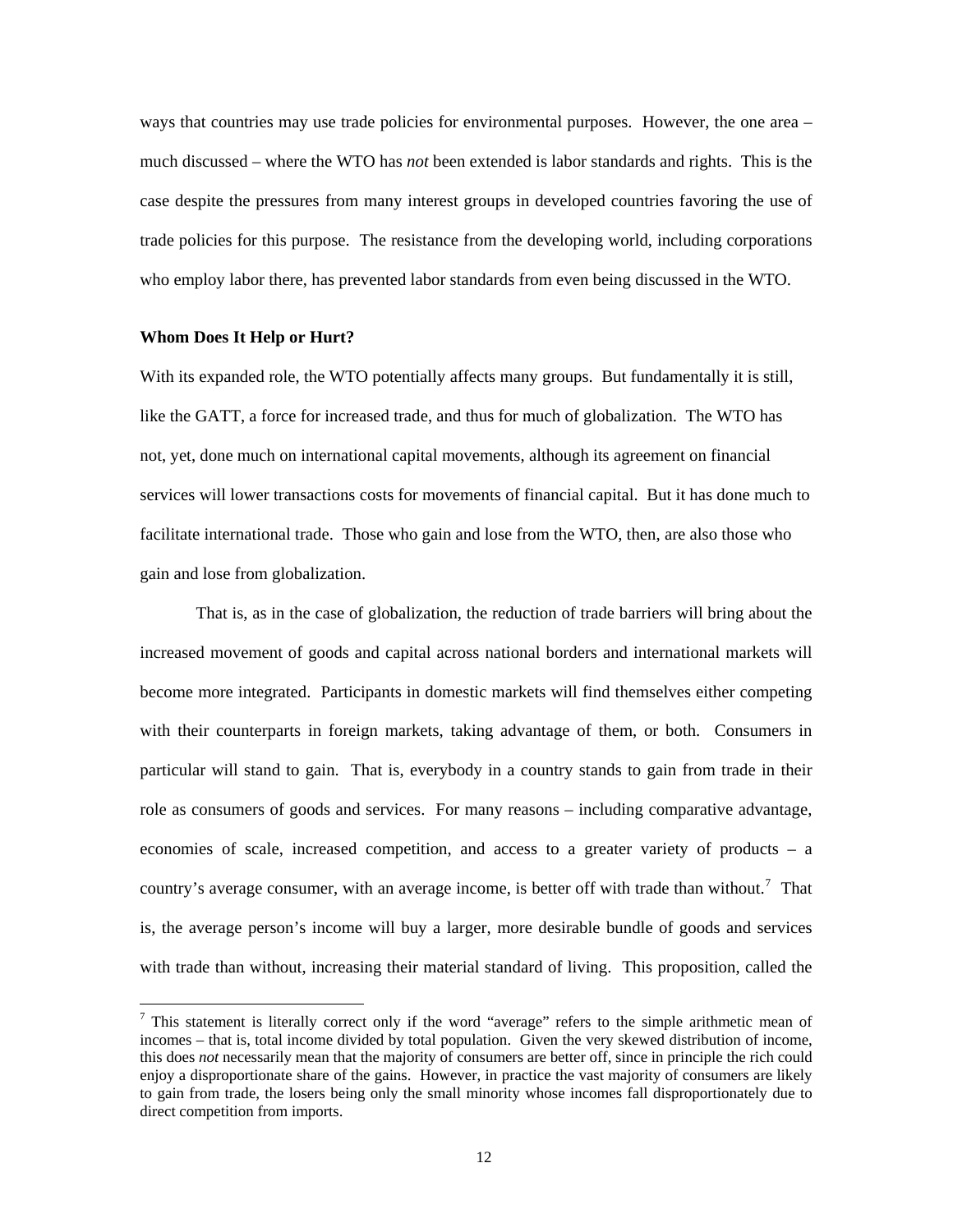ways that countries may use trade policies for environmental purposes. However, the one area – much discussed – where the WTO has *not* been extended is labor standards and rights. This is the case despite the pressures from many interest groups in developed countries favoring the use of trade policies for this purpose. The resistance from the developing world, including corporations who employ labor there, has prevented labor standards from even being discussed in the WTO.

**Whom Does It Help or Hurt?**

With its expanded role, the WTO potentially affects many groups. But fundamentally it is still, like the GATT, a force for increased trade, and thus for much of globalization. The WTO has not, yet, done much on international capital movements, although its agreement on financial services will lower transactions costs for movements of financial capital. But it has done much to facilitate international trade. Those who gain and lose from the WTO, then, are also those who gain and lose from globalization.

That is, as in the case of globalization, the reduction of trade barriers will bring about the increased movement of goods and capital across national borders and international markets will become more integrated. Participants in domestic markets will find themselves either competing with their counterparts in foreign markets, taking advantage of them, or both. Consumers in particular will stand to gain. That is, everybody in a country stands to gain from trade in their role as consumers of goods and services. For many reasons – including comparative advantage, economies of scale, increased competition, and access to a greater variety of products – a country's average consumer, with an average income, is better off with trade than without.[7] That is, the average person's income will buy a larger, more desirable bundle of goods and services with trade than without, increasing their material standard of living. This proposition, called the

[7] This statement is literally correct only if the word "average" refers to the simple arithmetic mean of incomes – that is, total income divided by total population. Given the very skewed distribution of income, this does *not* necessarily mean that the majority of consumers are better off, since in principle the rich could enjoy a disproportionate share of the gains. However, in practice the vast majority of consumers are likely to gain from trade, the losers being only the small minority whose incomes fall disproportionately due to direct competition from imports.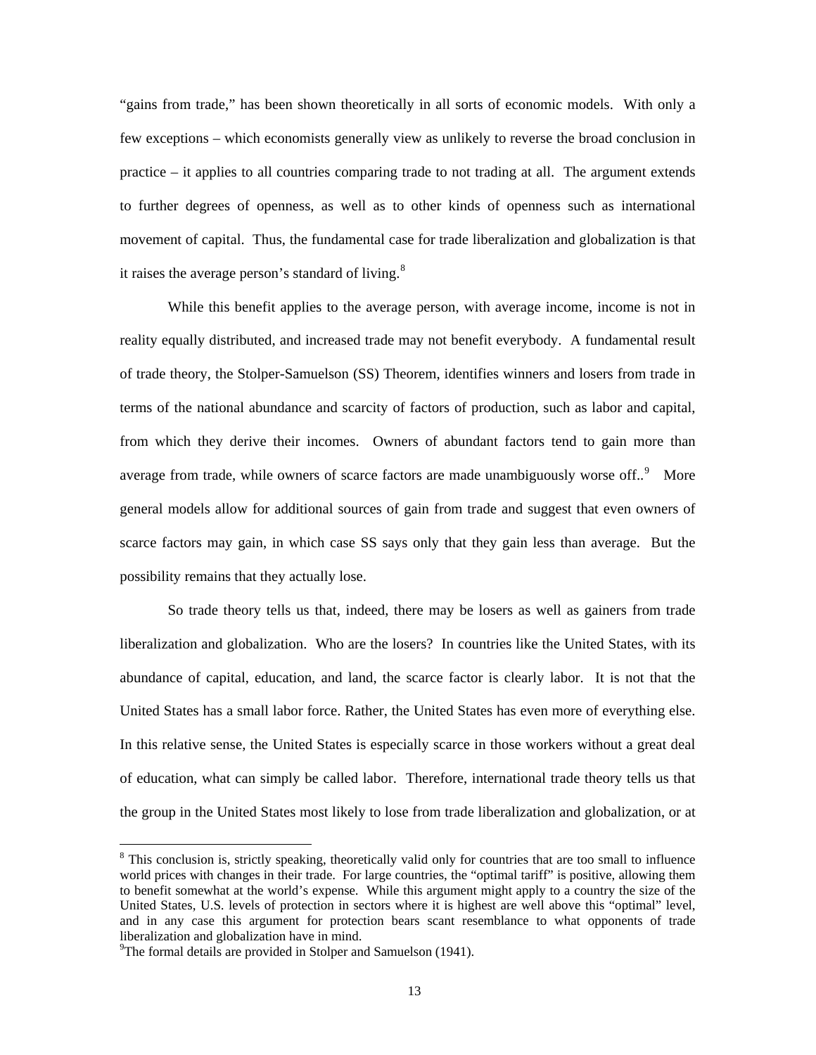"gains from trade," has been shown theoretically in all sorts of economic models. With only a few exceptions – which economists generally view as unlikely to reverse the broad conclusion in practice – it applies to all countries comparing trade to not trading at all. The argument extends to further degrees of openness, as well as to other kinds of openness such as international movement of capital. Thus, the fundamental case for trade liberalization and globalization is that it raises the average person's standard of living.[8]

While this benefit applies to the average person, with average income, income is not in reality equally distributed, and increased trade may not benefit everybody. A fundamental result of trade theory, the Stolper-Samuelson (SS) Theorem, identifies winners and losers from trade in terms of the national abundance and scarcity of factors of production, such as labor and capital, from which they derive their incomes. Owners of abundant factors tend to gain more than average from trade, while owners of scarce factors are made unambiguously worse off..[9] More general models allow for additional sources of gain from trade and suggest that even owners of scarce factors may gain, in which case SS says only that they gain less than average. But the possibility remains that they actually lose.

So trade theory tells us that, indeed, there may be losers as well as gainers from trade liberalization and globalization. Who are the losers? In countries like the United States, with its abundance of capital, education, and land, the scarce factor is clearly labor. It is not that the United States has a small labor force. Rather, the United States has even more of everything else. In this relative sense, the United States is especially scarce in those workers without a great deal of education, what can simply be called labor. Therefore, international trade theory tells us that the group in the United States most likely to lose from trade liberalization and globalization, or at

---

[8] This conclusion is, strictly speaking, theoretically valid only for countries that are too small to influence world prices with changes in their trade. For large countries, the "optimal tariff" is positive, allowing them to benefit somewhat at the world's expense. While this argument might apply to a country the size of the United States, U.S. levels of protection in sectors where it is highest are well above this "optimal" level, and in any case this argument for protection bears scant resemblance to what opponents of trade liberalization and globalization have in mind.

[9] The formal details are provided in Stolper and Samuelson (1941).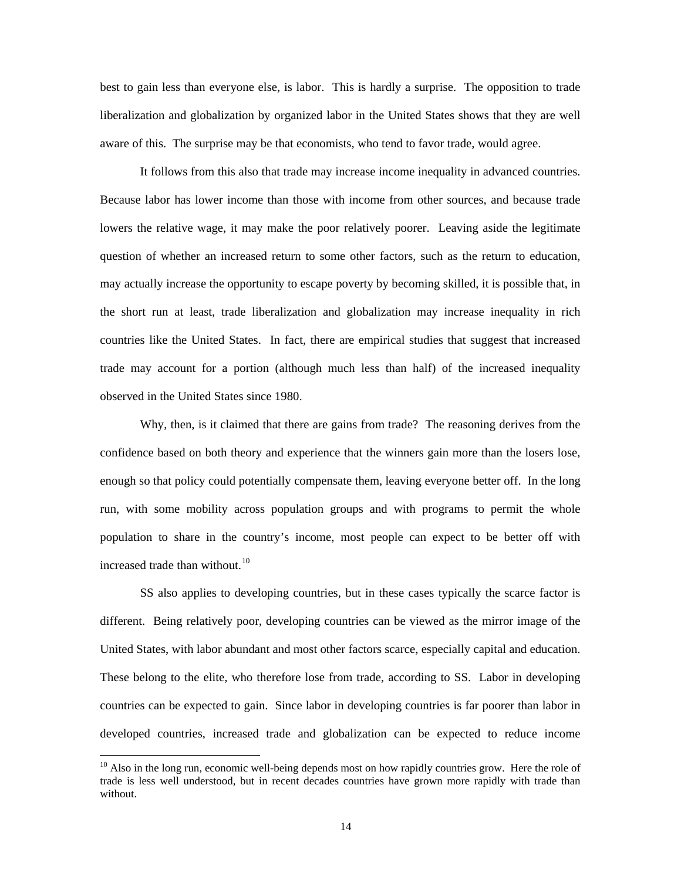best to gain less than everyone else, is labor. This is hardly a surprise. The opposition to trade liberalization and globalization by organized labor in the United States shows that they are well aware of this. The surprise may be that economists, who tend to favor trade, would agree.

It follows from this also that trade may increase income inequality in advanced countries. Because labor has lower income than those with income from other sources, and because trade lowers the relative wage, it may make the poor relatively poorer. Leaving aside the legitimate question of whether an increased return to some other factors, such as the return to education, may actually increase the opportunity to escape poverty by becoming skilled, it is possible that, in the short run at least, trade liberalization and globalization may increase inequality in rich countries like the United States. In fact, there are empirical studies that suggest that increased trade may account for a portion (although much less than half) of the increased inequality observed in the United States since 1980.

Why, then, is it claimed that there are gains from trade? The reasoning derives from the confidence based on both theory and experience that the winners gain more than the losers lose, enough so that policy could potentially compensate them, leaving everyone better off. In the long run, with some mobility across population groups and with programs to permit the whole population to share in the country's income, most people can expect to be better off with increased trade than without.[10]

SS also applies to developing countries, but in these cases typically the scarce factor is different. Being relatively poor, developing countries can be viewed as the mirror image of the United States, with labor abundant and most other factors scarce, especially capital and education. These belong to the elite, who therefore lose from trade, according to SS. Labor in developing countries can be expected to gain. Since labor in developing countries is far poorer than labor in developed countries, increased trade and globalization can be expected to reduce income

[10] Also in the long run, economic well-being depends most on how rapidly countries grow. Here the role of trade is less well understood, but in recent decades countries have grown more rapidly with trade than without.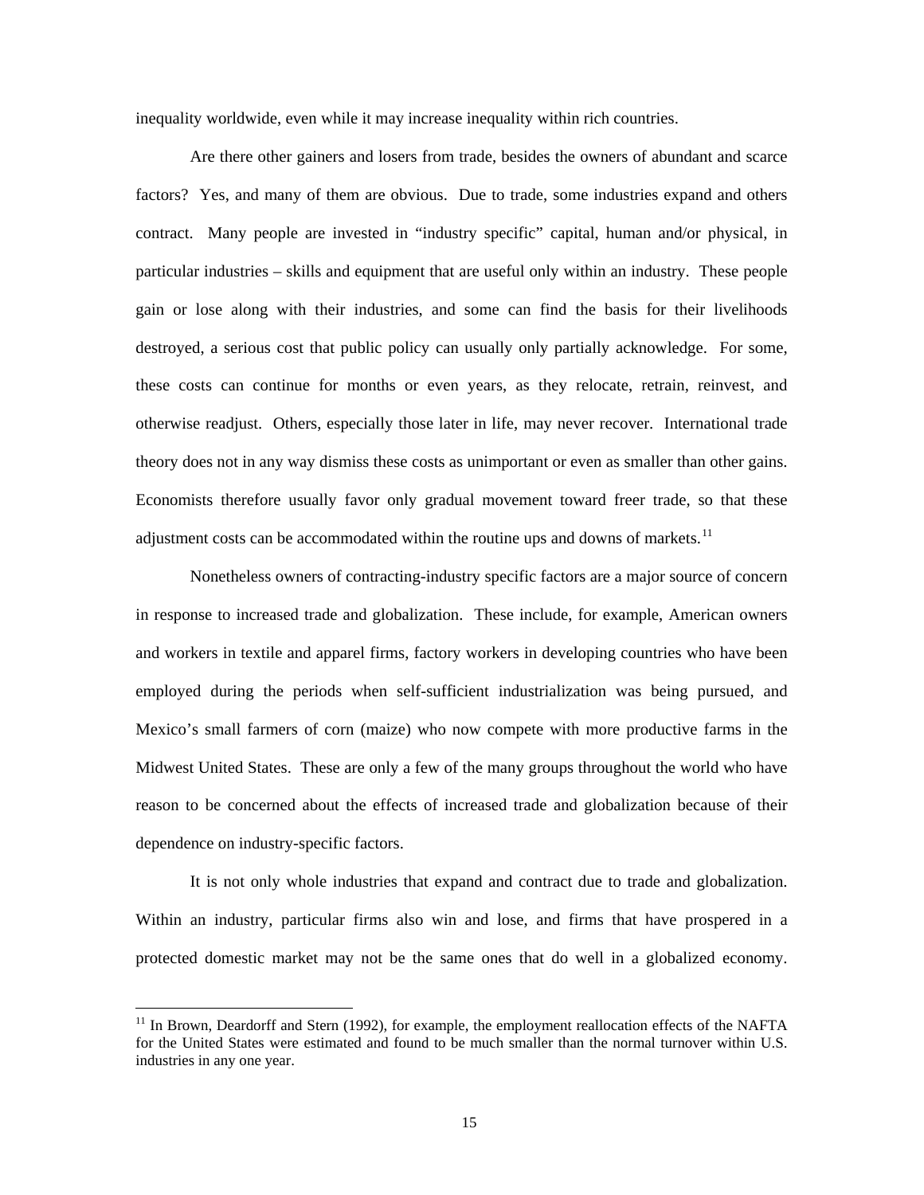inequality worldwide, even while it may increase inequality within rich countries.

Are there other gainers and losers from trade, besides the owners of abundant and scarce factors? Yes, and many of them are obvious. Due to trade, some industries expand and others contract. Many people are invested in "industry specific" capital, human and/or physical, in particular industries – skills and equipment that are useful only within an industry. These people gain or lose along with their industries, and some can find the basis for their livelihoods destroyed, a serious cost that public policy can usually only partially acknowledge. For some, these costs can continue for months or even years, as they relocate, retrain, reinvest, and otherwise readjust. Others, especially those later in life, may never recover. International trade theory does not in any way dismiss these costs as unimportant or even as smaller than other gains. Economists therefore usually favor only gradual movement toward freer trade, so that these adjustment costs can be accommodated within the routine ups and downs of markets.[11]

Nonetheless owners of contracting-industry specific factors are a major source of concern in response to increased trade and globalization. These include, for example, American owners and workers in textile and apparel firms, factory workers in developing countries who have been employed during the periods when self-sufficient industrialization was being pursued, and Mexico's small farmers of corn (maize) who now compete with more productive farms in the Midwest United States. These are only a few of the many groups throughout the world who have reason to be concerned about the effects of increased trade and globalization because of their dependence on industry-specific factors.

It is not only whole industries that expand and contract due to trade and globalization. Within an industry, particular firms also win and lose, and firms that have prospered in a protected domestic market may not be the same ones that do well in a globalized economy.

[11] In Brown, Deardorff and Stern (1992), for example, the employment reallocation effects of the NAFTA for the United States were estimated and found to be much smaller than the normal turnover within U.S. industries in any one year.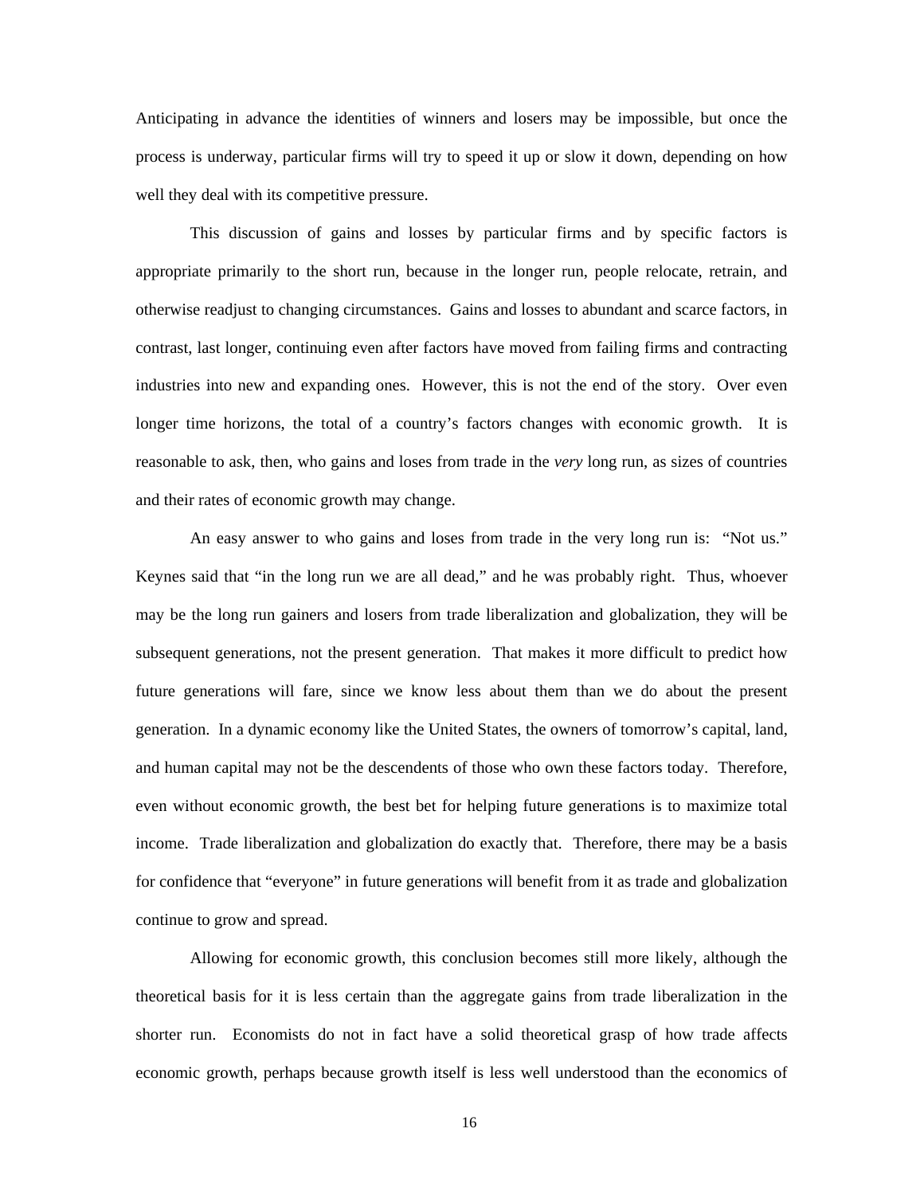Anticipating in advance the identities of winners and losers may be impossible, but once the process is underway, particular firms will try to speed it up or slow it down, depending on how well they deal with its competitive pressure.

This discussion of gains and losses by particular firms and by specific factors is appropriate primarily to the short run, because in the longer run, people relocate, retrain, and otherwise readjust to changing circumstances. Gains and losses to abundant and scarce factors, in contrast, last longer, continuing even after factors have moved from failing firms and contracting industries into new and expanding ones. However, this is not the end of the story. Over even longer time horizons, the total of a country's factors changes with economic growth. It is reasonable to ask, then, who gains and loses from trade in the *very* long run, as sizes of countries and their rates of economic growth may change.

An easy answer to who gains and loses from trade in the very long run is: "Not us." Keynes said that "in the long run we are all dead," and he was probably right. Thus, whoever may be the long run gainers and losers from trade liberalization and globalization, they will be subsequent generations, not the present generation. That makes it more difficult to predict how future generations will fare, since we know less about them than we do about the present generation. In a dynamic economy like the United States, the owners of tomorrow's capital, land, and human capital may not be the descendents of those who own these factors today. Therefore, even without economic growth, the best bet for helping future generations is to maximize total income. Trade liberalization and globalization do exactly that. Therefore, there may be a basis for confidence that "everyone" in future generations will benefit from it as trade and globalization continue to grow and spread.

Allowing for economic growth, this conclusion becomes still more likely, although the theoretical basis for it is less certain than the aggregate gains from trade liberalization in the shorter run. Economists do not in fact have a solid theoretical grasp of how trade affects economic growth, perhaps because growth itself is less well understood than the economics of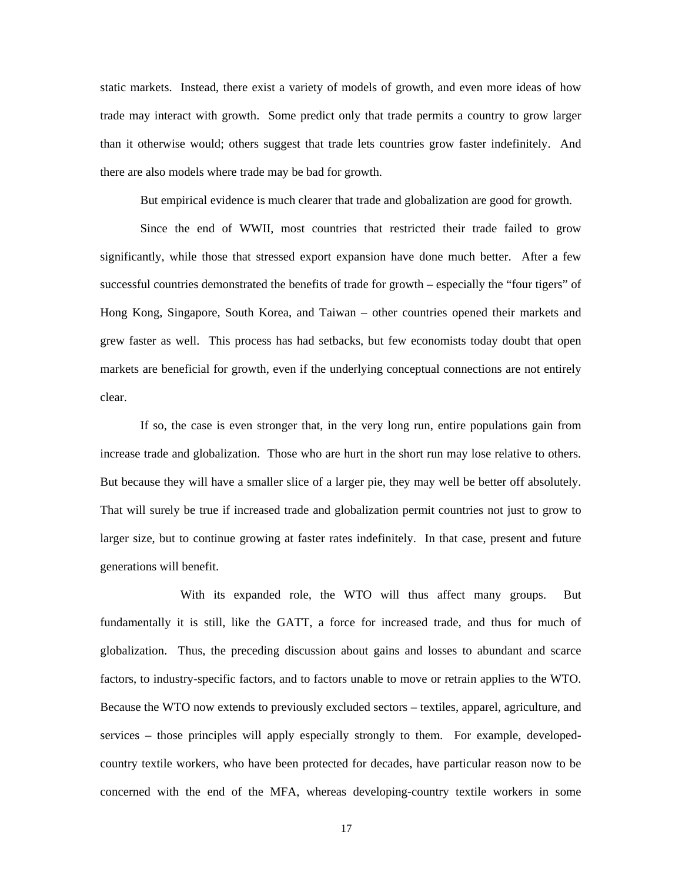static markets. Instead, there exist a variety of models of growth, and even more ideas of how trade may interact with growth. Some predict only that trade permits a country to grow larger than it otherwise would; others suggest that trade lets countries grow faster indefinitely. And there are also models where trade may be bad for growth.

But empirical evidence is much clearer that trade and globalization are good for growth.

Since the end of WWII, most countries that restricted their trade failed to grow significantly, while those that stressed export expansion have done much better. After a few successful countries demonstrated the benefits of trade for growth – especially the "four tigers" of Hong Kong, Singapore, South Korea, and Taiwan – other countries opened their markets and grew faster as well. This process has had setbacks, but few economists today doubt that open markets are beneficial for growth, even if the underlying conceptual connections are not entirely clear.

If so, the case is even stronger that, in the very long run, entire populations gain from increase trade and globalization. Those who are hurt in the short run may lose relative to others. But because they will have a smaller slice of a larger pie, they may well be better off absolutely. That will surely be true if increased trade and globalization permit countries not just to grow to larger size, but to continue growing at faster rates indefinitely. In that case, present and future generations will benefit.

With its expanded role, the WTO will thus affect many groups. But fundamentally it is still, like the GATT, a force for increased trade, and thus for much of globalization. Thus, the preceding discussion about gains and losses to abundant and scarce factors, to industry-specific factors, and to factors unable to move or retrain applies to the WTO. Because the WTO now extends to previously excluded sectors – textiles, apparel, agriculture, and services – those principles will apply especially strongly to them. For example, developed-country textile workers, who have been protected for decades, have particular reason now to be concerned with the end of the MFA, whereas developing-country textile workers in some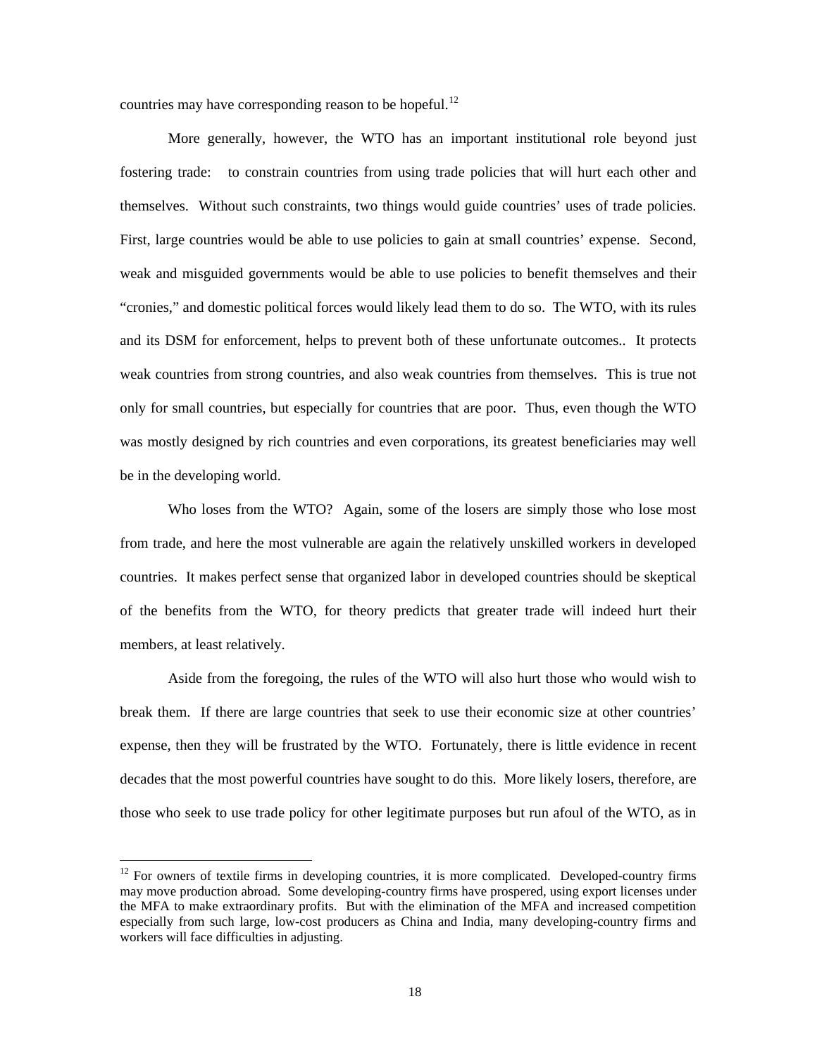countries may have corresponding reason to be hopeful.[12]

More generally, however, the WTO has an important institutional role beyond just fostering trade: to constrain countries from using trade policies that will hurt each other and themselves. Without such constraints, two things would guide countries' uses of trade policies. First, large countries would be able to use policies to gain at small countries' expense. Second, weak and misguided governments would be able to use policies to benefit themselves and their "cronies," and domestic political forces would likely lead them to do so. The WTO, with its rules and its DSM for enforcement, helps to prevent both of these unfortunate outcomes.. It protects weak countries from strong countries, and also weak countries from themselves. This is true not only for small countries, but especially for countries that are poor. Thus, even though the WTO was mostly designed by rich countries and even corporations, its greatest beneficiaries may well be in the developing world.

Who loses from the WTO? Again, some of the losers are simply those who lose most from trade, and here the most vulnerable are again the relatively unskilled workers in developed countries. It makes perfect sense that organized labor in developed countries should be skeptical of the benefits from the WTO, for theory predicts that greater trade will indeed hurt their members, at least relatively.

Aside from the foregoing, the rules of the WTO will also hurt those who would wish to break them. If there are large countries that seek to use their economic size at other countries' expense, then they will be frustrated by the WTO. Fortunately, there is little evidence in recent decades that the most powerful countries have sought to do this. More likely losers, therefore, are those who seek to use trade policy for other legitimate purposes but run afoul of the WTO, as in

[12] For owners of textile firms in developing countries, it is more complicated. Developed-country firms may move production abroad. Some developing-country firms have prospered, using export licenses under the MFA to make extraordinary profits. But with the elimination of the MFA and increased competition especially from such large, low-cost producers as China and India, many developing-country firms and workers will face difficulties in adjusting.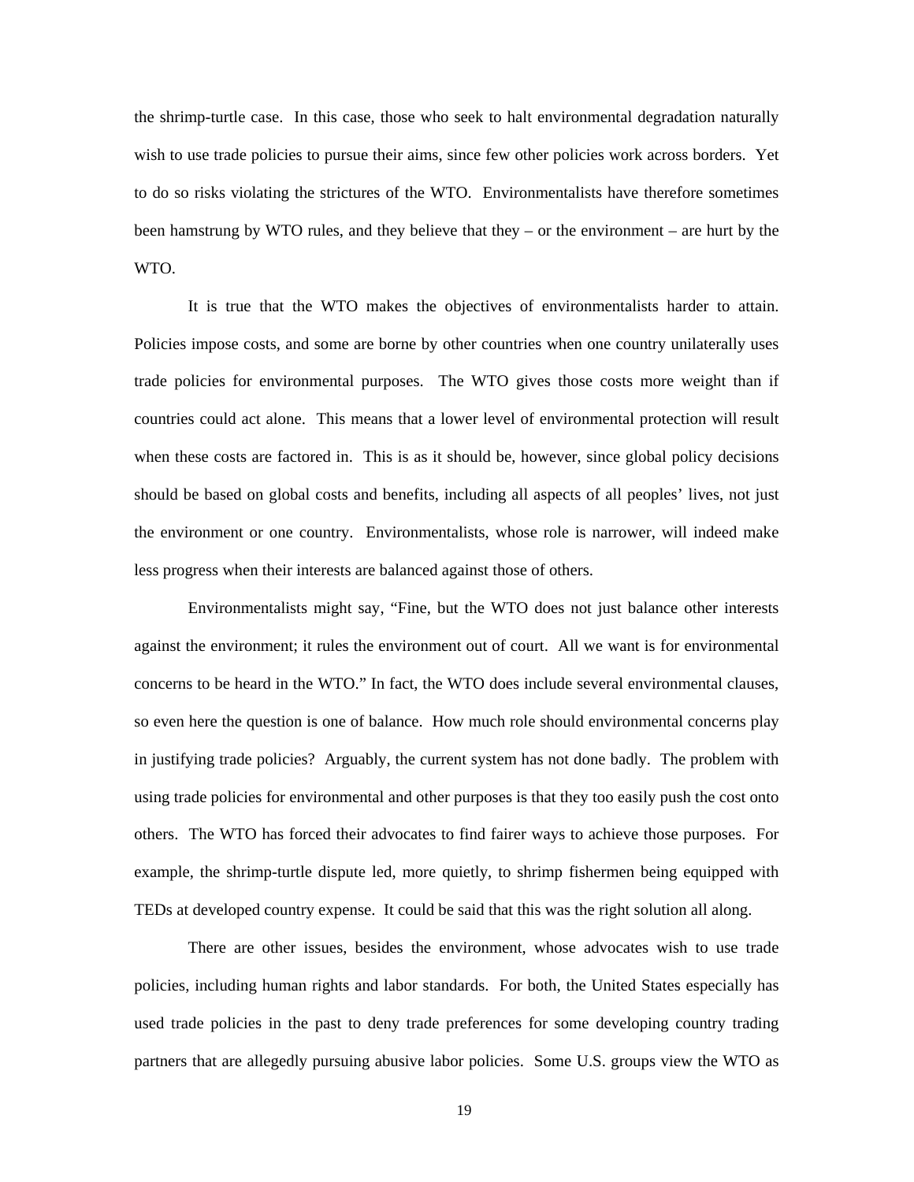the shrimp-turtle case. In this case, those who seek to halt environmental degradation naturally wish to use trade policies to pursue their aims, since few other policies work across borders. Yet to do so risks violating the strictures of the WTO. Environmentalists have therefore sometimes been hamstrung by WTO rules, and they believe that they – or the environment – are hurt by the WTO.

It is true that the WTO makes the objectives of environmentalists harder to attain. Policies impose costs, and some are borne by other countries when one country unilaterally uses trade policies for environmental purposes. The WTO gives those costs more weight than if countries could act alone. This means that a lower level of environmental protection will result when these costs are factored in. This is as it should be, however, since global policy decisions should be based on global costs and benefits, including all aspects of all peoples' lives, not just the environment or one country. Environmentalists, whose role is narrower, will indeed make less progress when their interests are balanced against those of others.

Environmentalists might say, "Fine, but the WTO does not just balance other interests against the environment; it rules the environment out of court. All we want is for environmental concerns to be heard in the WTO." In fact, the WTO does include several environmental clauses, so even here the question is one of balance. How much role should environmental concerns play in justifying trade policies? Arguably, the current system has not done badly. The problem with using trade policies for environmental and other purposes is that they too easily push the cost onto others. The WTO has forced their advocates to find fairer ways to achieve those purposes. For example, the shrimp-turtle dispute led, more quietly, to shrimp fishermen being equipped with TEDs at developed country expense. It could be said that this was the right solution all along.

There are other issues, besides the environment, whose advocates wish to use trade policies, including human rights and labor standards. For both, the United States especially has used trade policies in the past to deny trade preferences for some developing country trading partners that are allegedly pursuing abusive labor policies. Some U.S. groups view the WTO as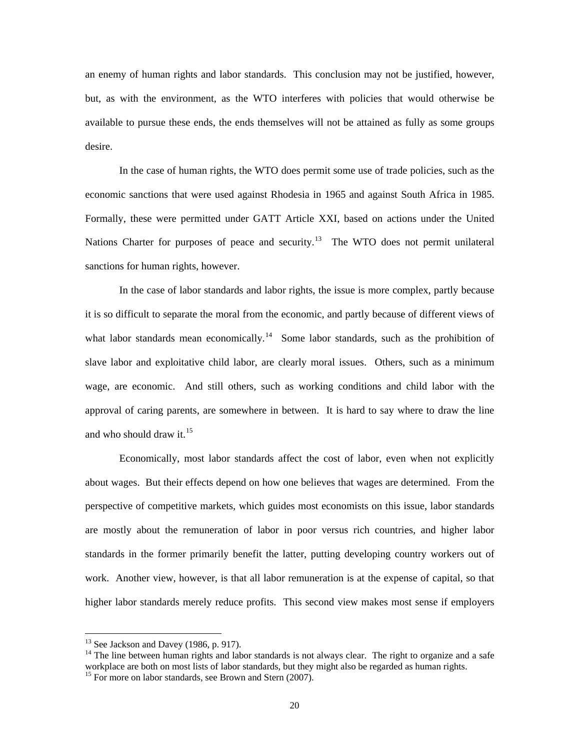an enemy of human rights and labor standards. This conclusion may not be justified, however, but, as with the environment, as the WTO interferes with policies that would otherwise be available to pursue these ends, the ends themselves will not be attained as fully as some groups desire.

In the case of human rights, the WTO does permit some use of trade policies, such as the economic sanctions that were used against Rhodesia in 1965 and against South Africa in 1985. Formally, these were permitted under GATT Article XXI, based on actions under the United Nations Charter for purposes of peace and security.[13] The WTO does not permit unilateral sanctions for human rights, however.

In the case of labor standards and labor rights, the issue is more complex, partly because it is so difficult to separate the moral from the economic, and partly because of different views of what labor standards mean economically.[14] Some labor standards, such as the prohibition of slave labor and exploitative child labor, are clearly moral issues. Others, such as a minimum wage, are economic. And still others, such as working conditions and child labor with the approval of caring parents, are somewhere in between. It is hard to say where to draw the line and who should draw it.[15]

Economically, most labor standards affect the cost of labor, even when not explicitly about wages. But their effects depend on how one believes that wages are determined. From the perspective of competitive markets, which guides most economists on this issue, labor standards are mostly about the remuneration of labor in poor versus rich countries, and higher labor standards in the former primarily benefit the latter, putting developing country workers out of work. Another view, however, is that all labor remuneration is at the expense of capital, so that higher labor standards merely reduce profits. This second view makes most sense if employers

---

[13] See Jackson and Davey (1986, p. 917).

[14] The line between human rights and labor standards is not always clear. The right to organize and a safe workplace are both on most lists of labor standards, but they might also be regarded as human rights.

[15] For more on labor standards, see Brown and Stern (2007).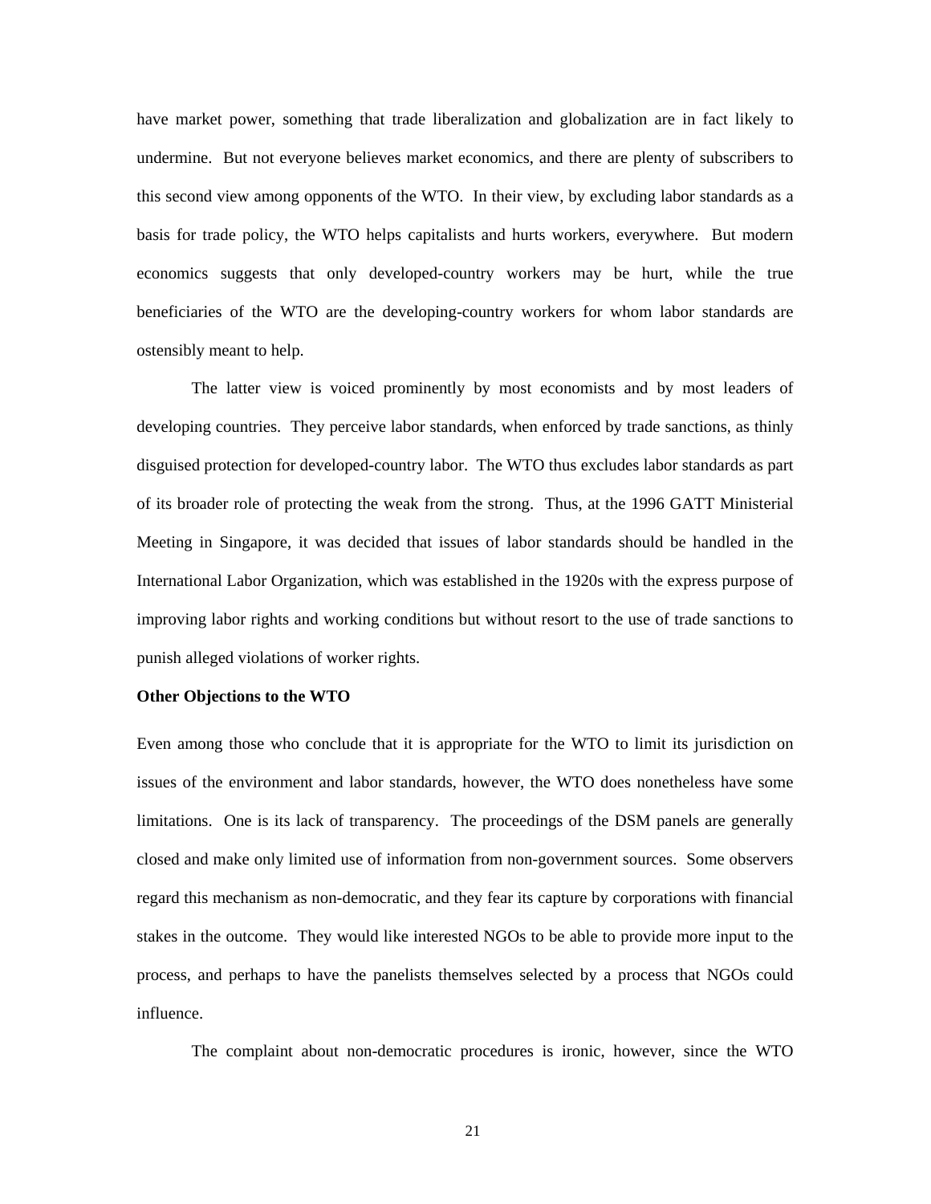have market power, something that trade liberalization and globalization are in fact likely to undermine. But not everyone believes market economics, and there are plenty of subscribers to this second view among opponents of the WTO. In their view, by excluding labor standards as a basis for trade policy, the WTO helps capitalists and hurts workers, everywhere. But modern economics suggests that only developed-country workers may be hurt, while the true beneficiaries of the WTO are the developing-country workers for whom labor standards are ostensibly meant to help.

The latter view is voiced prominently by most economists and by most leaders of developing countries. They perceive labor standards, when enforced by trade sanctions, as thinly disguised protection for developed-country labor. The WTO thus excludes labor standards as part of its broader role of protecting the weak from the strong. Thus, at the 1996 GATT Ministerial Meeting in Singapore, it was decided that issues of labor standards should be handled in the International Labor Organization, which was established in the 1920s with the express purpose of improving labor rights and working conditions but without resort to the use of trade sanctions to punish alleged violations of worker rights.

**Other Objections to the WTO**

Even among those who conclude that it is appropriate for the WTO to limit its jurisdiction on issues of the environment and labor standards, however, the WTO does nonetheless have some limitations. One is its lack of transparency. The proceedings of the DSM panels are generally closed and make only limited use of information from non-government sources. Some observers regard this mechanism as non-democratic, and they fear its capture by corporations with financial stakes in the outcome. They would like interested NGOs to be able to provide more input to the process, and perhaps to have the panelists themselves selected by a process that NGOs could influence.

The complaint about non-democratic procedures is ironic, however, since the WTO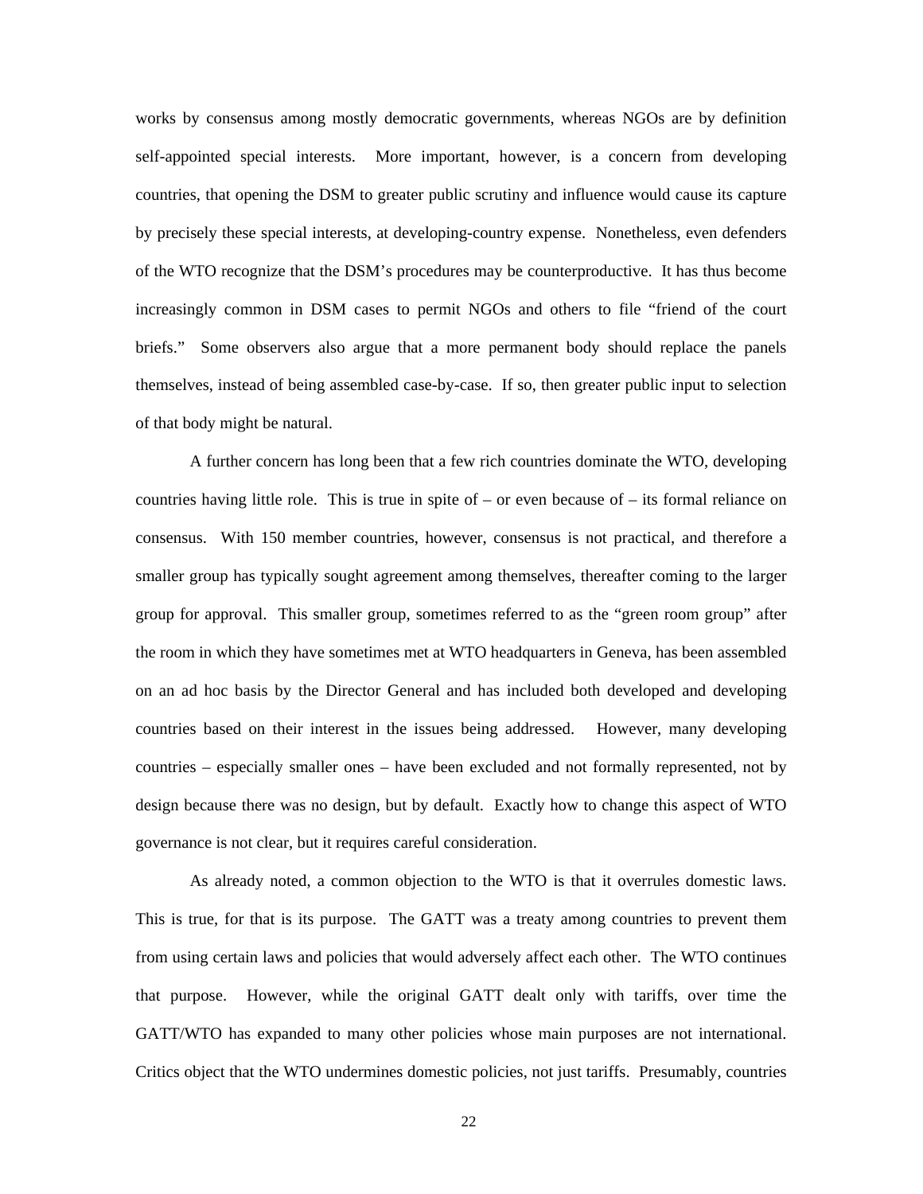works by consensus among mostly democratic governments, whereas NGOs are by definition self-appointed special interests. More important, however, is a concern from developing countries, that opening the DSM to greater public scrutiny and influence would cause its capture by precisely these special interests, at developing-country expense. Nonetheless, even defenders of the WTO recognize that the DSM's procedures may be counterproductive. It has thus become increasingly common in DSM cases to permit NGOs and others to file "friend of the court briefs." Some observers also argue that a more permanent body should replace the panels themselves, instead of being assembled case-by-case. If so, then greater public input to selection of that body might be natural.

A further concern has long been that a few rich countries dominate the WTO, developing countries having little role. This is true in spite of – or even because of – its formal reliance on consensus. With 150 member countries, however, consensus is not practical, and therefore a smaller group has typically sought agreement among themselves, thereafter coming to the larger group for approval. This smaller group, sometimes referred to as the "green room group" after the room in which they have sometimes met at WTO headquarters in Geneva, has been assembled on an ad hoc basis by the Director General and has included both developed and developing countries based on their interest in the issues being addressed. However, many developing countries – especially smaller ones – have been excluded and not formally represented, not by design because there was no design, but by default. Exactly how to change this aspect of WTO governance is not clear, but it requires careful consideration.

As already noted, a common objection to the WTO is that it overrules domestic laws. This is true, for that is its purpose. The GATT was a treaty among countries to prevent them from using certain laws and policies that would adversely affect each other. The WTO continues that purpose. However, while the original GATT dealt only with tariffs, over time the GATT/WTO has expanded to many other policies whose main purposes are not international. Critics object that the WTO undermines domestic policies, not just tariffs. Presumably, countries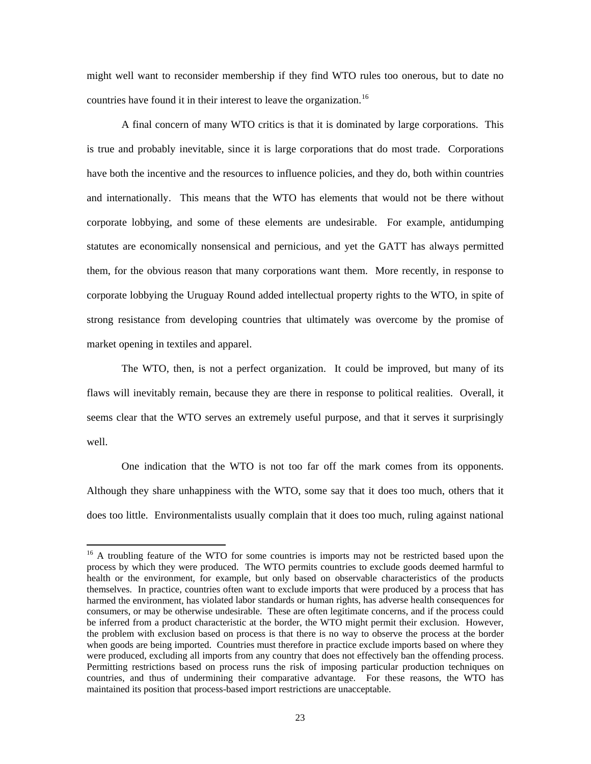might well want to reconsider membership if they find WTO rules too onerous, but to date no countries have found it in their interest to leave the organization.[16]

A final concern of many WTO critics is that it is dominated by large corporations. This is true and probably inevitable, since it is large corporations that do most trade. Corporations have both the incentive and the resources to influence policies, and they do, both within countries and internationally. This means that the WTO has elements that would not be there without corporate lobbying, and some of these elements are undesirable. For example, antidumping statutes are economically nonsensical and pernicious, and yet the GATT has always permitted them, for the obvious reason that many corporations want them. More recently, in response to corporate lobbying the Uruguay Round added intellectual property rights to the WTO, in spite of strong resistance from developing countries that ultimately was overcome by the promise of market opening in textiles and apparel.

The WTO, then, is not a perfect organization. It could be improved, but many of its flaws will inevitably remain, because they are there in response to political realities. Overall, it seems clear that the WTO serves an extremely useful purpose, and that it serves it surprisingly well.

One indication that the WTO is not too far off the mark comes from its opponents. Although they share unhappiness with the WTO, some say that it does too much, others that it does too little. Environmentalists usually complain that it does too much, ruling against national

---

[16] A troubling feature of the WTO for some countries is imports may not be restricted based upon the process by which they were produced. The WTO permits countries to exclude goods deemed harmful to health or the environment, for example, but only based on observable characteristics of the products themselves. In practice, countries often want to exclude imports that were produced by a process that has harmed the environment, has violated labor standards or human rights, has adverse health consequences for consumers, or may be otherwise undesirable. These are often legitimate concerns, and if the process could be inferred from a product characteristic at the border, the WTO might permit their exclusion. However, the problem with exclusion based on process is that there is no way to observe the process at the border when goods are being imported. Countries must therefore in practice exclude imports based on where they were produced, excluding all imports from any country that does not effectively ban the offending process. Permitting restrictions based on process runs the risk of imposing particular production techniques on countries, and thus of undermining their comparative advantage. For these reasons, the WTO has maintained its position that process-based import restrictions are unacceptable.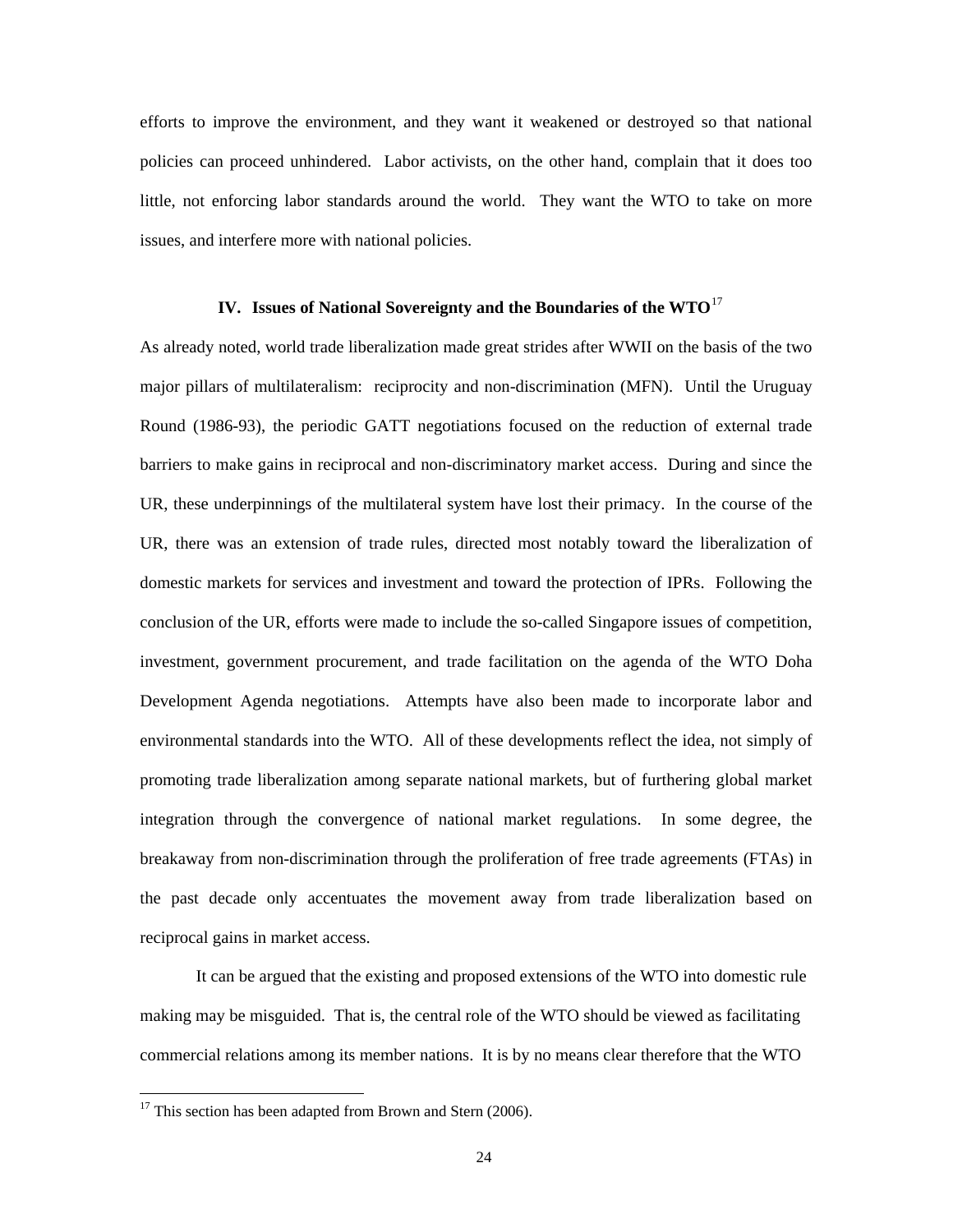efforts to improve the environment, and they want it weakened or destroyed so that national policies can proceed unhindered. Labor activists, on the other hand, complain that it does too little, not enforcing labor standards around the world. They want the WTO to take on more issues, and interfere more with national policies.

## IV. Issues of National Sovereignty and the Boundaries of the WTO[17]

As already noted, world trade liberalization made great strides after WWII on the basis of the two major pillars of multilateralism: reciprocity and non-discrimination (MFN). Until the Uruguay Round (1986-93), the periodic GATT negotiations focused on the reduction of external trade barriers to make gains in reciprocal and non-discriminatory market access. During and since the UR, these underpinnings of the multilateral system have lost their primacy. In the course of the UR, there was an extension of trade rules, directed most notably toward the liberalization of domestic markets for services and investment and toward the protection of IPRs. Following the conclusion of the UR, efforts were made to include the so-called Singapore issues of competition, investment, government procurement, and trade facilitation on the agenda of the WTO Doha Development Agenda negotiations. Attempts have also been made to incorporate labor and environmental standards into the WTO. All of these developments reflect the idea, not simply of promoting trade liberalization among separate national markets, but of furthering global market integration through the convergence of national market regulations. In some degree, the breakaway from non-discrimination through the proliferation of free trade agreements (FTAs) in the past decade only accentuates the movement away from trade liberalization based on reciprocal gains in market access.

It can be argued that the existing and proposed extensions of the WTO into domestic rule making may be misguided. That is, the central role of the WTO should be viewed as facilitating commercial relations among its member nations. It is by no means clear therefore that the WTO

[17] This section has been adapted from Brown and Stern (2006).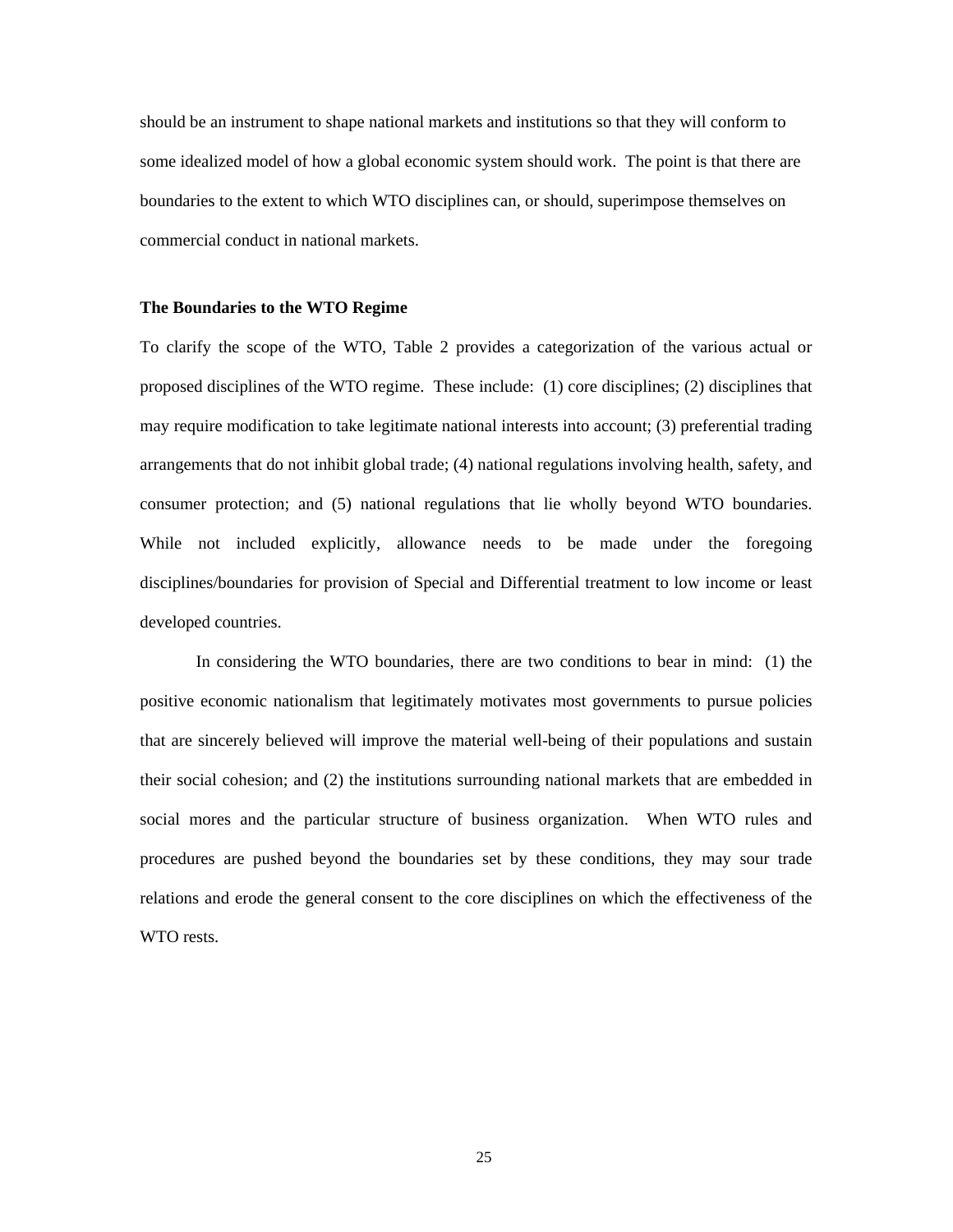should be an instrument to shape national markets and institutions so that they will conform to some idealized model of how a global economic system should work. The point is that there are boundaries to the extent to which WTO disciplines can, or should, superimpose themselves on commercial conduct in national markets.

**The Boundaries to the WTO Regime**

To clarify the scope of the WTO, Table 2 provides a categorization of the various actual or proposed disciplines of the WTO regime. These include: (1) core disciplines; (2) disciplines that may require modification to take legitimate national interests into account; (3) preferential trading arrangements that do not inhibit global trade; (4) national regulations involving health, safety, and consumer protection; and (5) national regulations that lie wholly beyond WTO boundaries. While not included explicitly, allowance needs to be made under the foregoing disciplines/boundaries for provision of Special and Differential treatment to low income or least developed countries.

In considering the WTO boundaries, there are two conditions to bear in mind: (1) the positive economic nationalism that legitimately motivates most governments to pursue policies that are sincerely believed will improve the material well-being of their populations and sustain their social cohesion; and (2) the institutions surrounding national markets that are embedded in social mores and the particular structure of business organization. When WTO rules and procedures are pushed beyond the boundaries set by these conditions, they may sour trade relations and erode the general consent to the core disciplines on which the effectiveness of the WTO rests.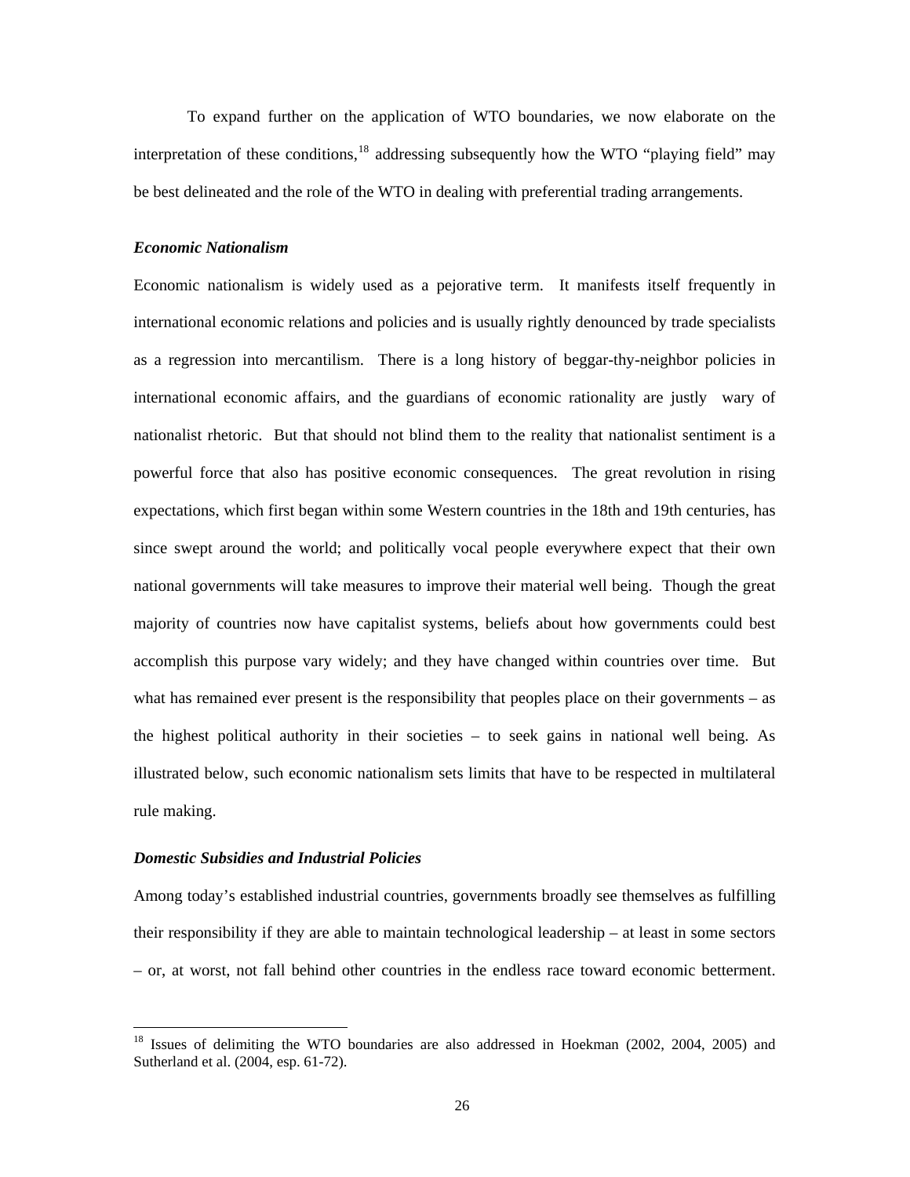To expand further on the application of WTO boundaries, we now elaborate on the interpretation of these conditions,[18] addressing subsequently how the WTO "playing field" may be best delineated and the role of the WTO in dealing with preferential trading arrangements.

***Economic Nationalism***

Economic nationalism is widely used as a pejorative term. It manifests itself frequently in international economic relations and policies and is usually rightly denounced by trade specialists as a regression into mercantilism. There is a long history of beggar-thy-neighbor policies in international economic affairs, and the guardians of economic rationality are justly wary of nationalist rhetoric. But that should not blind them to the reality that nationalist sentiment is a powerful force that also has positive economic consequences. The great revolution in rising expectations, which first began within some Western countries in the 18th and 19th centuries, has since swept around the world; and politically vocal people everywhere expect that their own national governments will take measures to improve their material well being. Though the great majority of countries now have capitalist systems, beliefs about how governments could best accomplish this purpose vary widely; and they have changed within countries over time. But what has remained ever present is the responsibility that peoples place on their governments – as the highest political authority in their societies – to seek gains in national well being. As illustrated below, such economic nationalism sets limits that have to be respected in multilateral rule making.

***Domestic Subsidies and Industrial Policies***

Among today's established industrial countries, governments broadly see themselves as fulfilling their responsibility if they are able to maintain technological leadership – at least in some sectors – or, at worst, not fall behind other countries in the endless race toward economic betterment.

[18] Issues of delimiting the WTO boundaries are also addressed in Hoekman (2002, 2004, 2005) and Sutherland et al. (2004, esp. 61-72).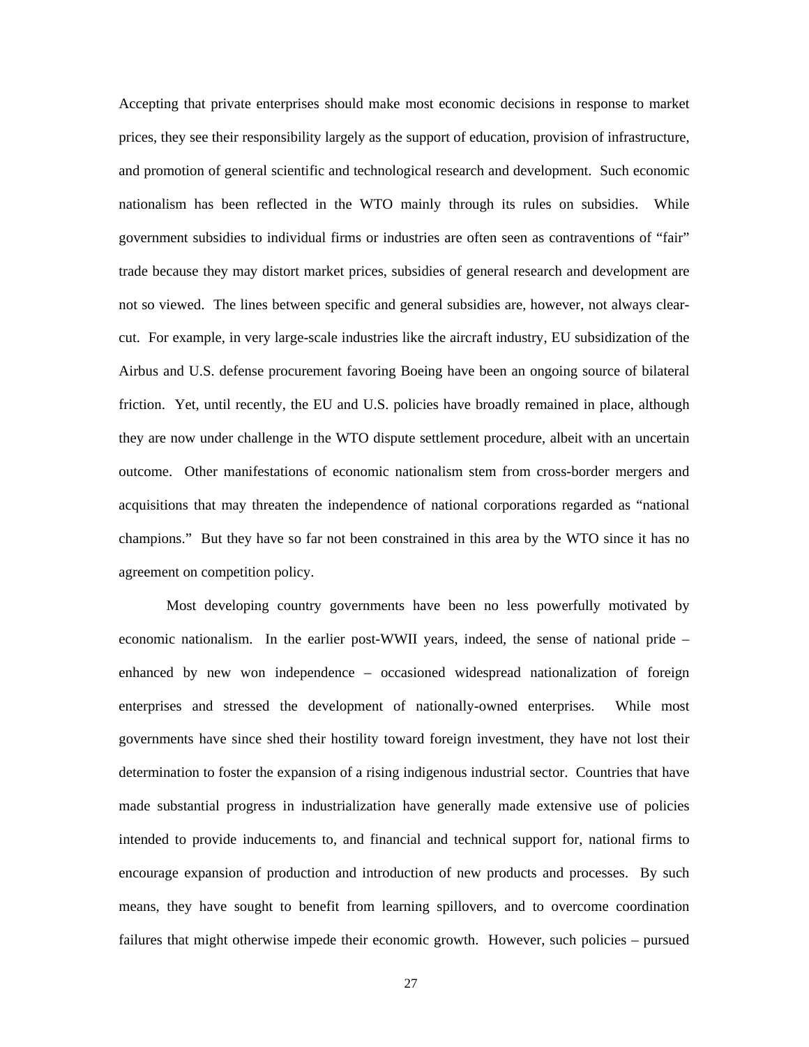Accepting that private enterprises should make most economic decisions in response to market prices, they see their responsibility largely as the support of education, provision of infrastructure, and promotion of general scientific and technological research and development. Such economic nationalism has been reflected in the WTO mainly through its rules on subsidies. While government subsidies to individual firms or industries are often seen as contraventions of "fair" trade because they may distort market prices, subsidies of general research and development are not so viewed. The lines between specific and general subsidies are, however, not always clear-cut. For example, in very large-scale industries like the aircraft industry, EU subsidization of the Airbus and U.S. defense procurement favoring Boeing have been an ongoing source of bilateral friction. Yet, until recently, the EU and U.S. policies have broadly remained in place, although they are now under challenge in the WTO dispute settlement procedure, albeit with an uncertain outcome. Other manifestations of economic nationalism stem from cross-border mergers and acquisitions that may threaten the independence of national corporations regarded as "national champions." But they have so far not been constrained in this area by the WTO since it has no agreement on competition policy.

Most developing country governments have been no less powerfully motivated by economic nationalism. In the earlier post-WWII years, indeed, the sense of national pride – enhanced by new won independence – occasioned widespread nationalization of foreign enterprises and stressed the development of nationally-owned enterprises. While most governments have since shed their hostility toward foreign investment, they have not lost their determination to foster the expansion of a rising indigenous industrial sector. Countries that have made substantial progress in industrialization have generally made extensive use of policies intended to provide inducements to, and financial and technical support for, national firms to encourage expansion of production and introduction of new products and processes. By such means, they have sought to benefit from learning spillovers, and to overcome coordination failures that might otherwise impede their economic growth. However, such policies – pursued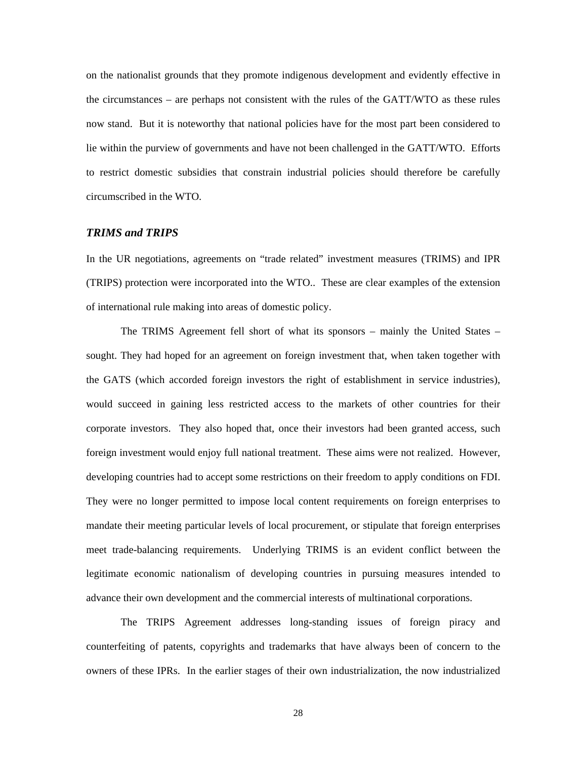on the nationalist grounds that they promote indigenous development and evidently effective in the circumstances – are perhaps not consistent with the rules of the GATT/WTO as these rules now stand. But it is noteworthy that national policies have for the most part been considered to lie within the purview of governments and have not been challenged in the GATT/WTO. Efforts to restrict domestic subsidies that constrain industrial policies should therefore be carefully circumscribed in the WTO.

### *TRIMS and TRIPS*

In the UR negotiations, agreements on "trade related" investment measures (TRIMS) and IPR (TRIPS) protection were incorporated into the WTO.. These are clear examples of the extension of international rule making into areas of domestic policy.

The TRIMS Agreement fell short of what its sponsors – mainly the United States – sought. They had hoped for an agreement on foreign investment that, when taken together with the GATS (which accorded foreign investors the right of establishment in service industries), would succeed in gaining less restricted access to the markets of other countries for their corporate investors. They also hoped that, once their investors had been granted access, such foreign investment would enjoy full national treatment. These aims were not realized. However, developing countries had to accept some restrictions on their freedom to apply conditions on FDI. They were no longer permitted to impose local content requirements on foreign enterprises to mandate their meeting particular levels of local procurement, or stipulate that foreign enterprises meet trade-balancing requirements. Underlying TRIMS is an evident conflict between the legitimate economic nationalism of developing countries in pursuing measures intended to advance their own development and the commercial interests of multinational corporations.

The TRIPS Agreement addresses long-standing issues of foreign piracy and counterfeiting of patents, copyrights and trademarks that have always been of concern to the owners of these IPRs. In the earlier stages of their own industrialization, the now industrialized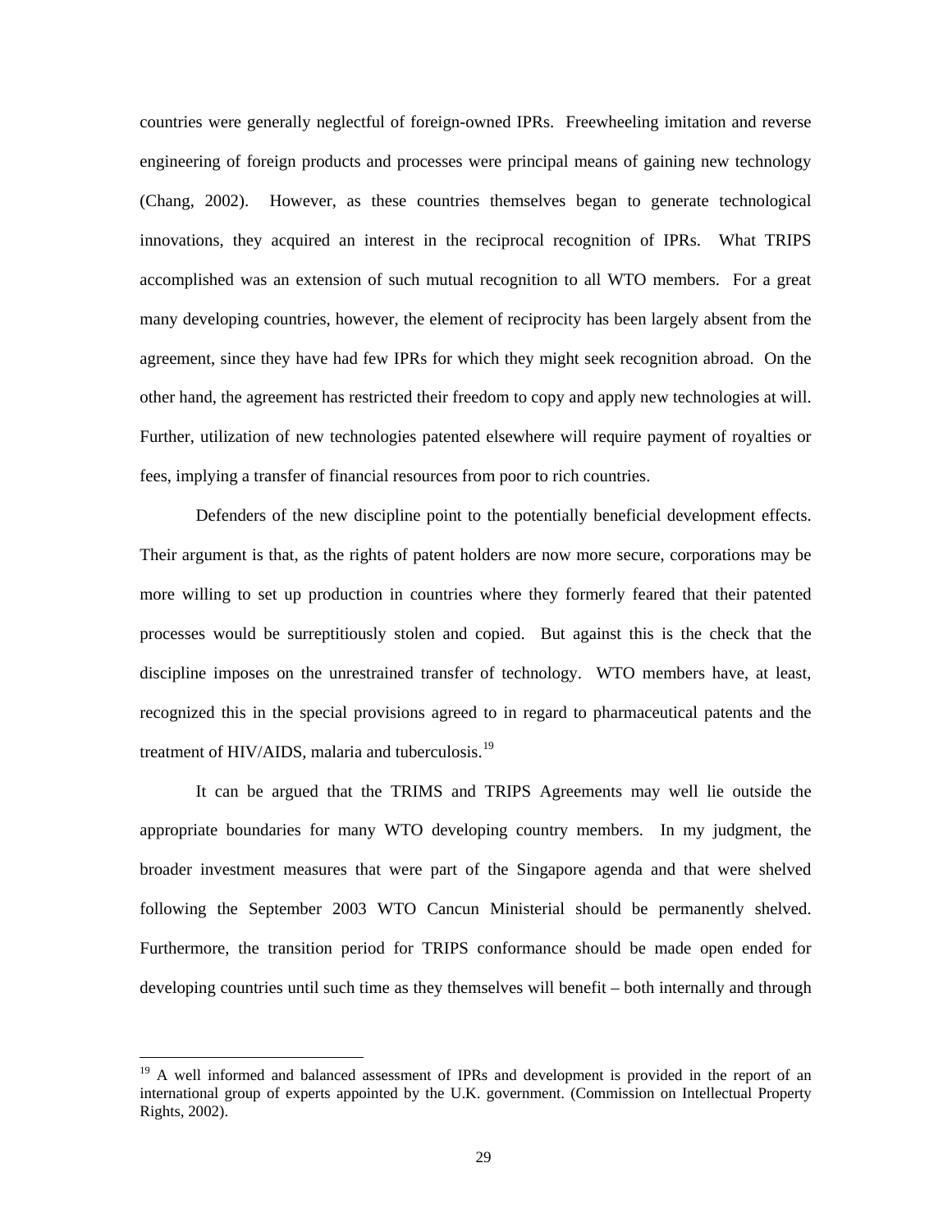countries were generally neglectful of foreign-owned IPRs. Freewheeling imitation and reverse engineering of foreign products and processes were principal means of gaining new technology (Chang, 2002). However, as these countries themselves began to generate technological innovations, they acquired an interest in the reciprocal recognition of IPRs. What TRIPS accomplished was an extension of such mutual recognition to all WTO members. For a great many developing countries, however, the element of reciprocity has been largely absent from the agreement, since they have had few IPRs for which they might seek recognition abroad. On the other hand, the agreement has restricted their freedom to copy and apply new technologies at will. Further, utilization of new technologies patented elsewhere will require payment of royalties or fees, implying a transfer of financial resources from poor to rich countries.

Defenders of the new discipline point to the potentially beneficial development effects. Their argument is that, as the rights of patent holders are now more secure, corporations may be more willing to set up production in countries where they formerly feared that their patented processes would be surreptitiously stolen and copied. But against this is the check that the discipline imposes on the unrestrained transfer of technology. WTO members have, at least, recognized this in the special provisions agreed to in regard to pharmaceutical patents and the treatment of HIV/AIDS, malaria and tuberculosis.[19]

It can be argued that the TRIMS and TRIPS Agreements may well lie outside the appropriate boundaries for many WTO developing country members. In my judgment, the broader investment measures that were part of the Singapore agenda and that were shelved following the September 2003 WTO Cancun Ministerial should be permanently shelved. Furthermore, the transition period for TRIPS conformance should be made open ended for developing countries until such time as they themselves will benefit – both internally and through

[19] A well informed and balanced assessment of IPRs and development is provided in the report of an international group of experts appointed by the U.K. government. (Commission on Intellectual Property Rights, 2002).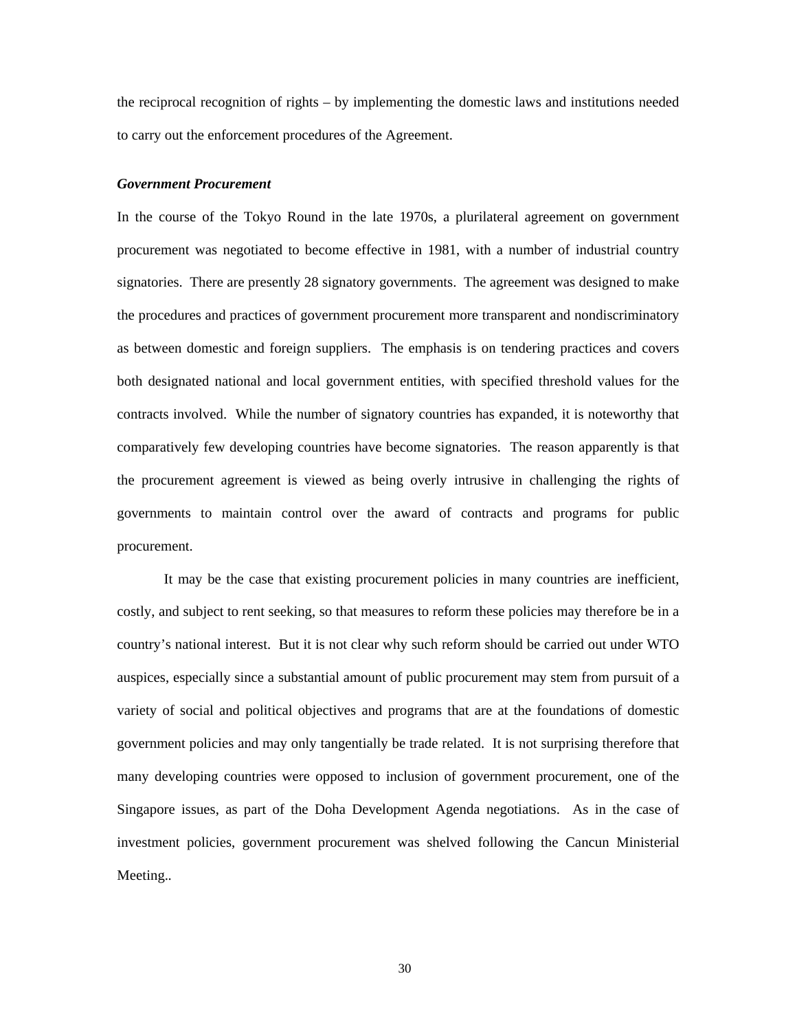the reciprocal recognition of rights – by implementing the domestic laws and institutions needed to carry out the enforcement procedures of the Agreement.

***Government Procurement***

In the course of the Tokyo Round in the late 1970s, a plurilateral agreement on government procurement was negotiated to become effective in 1981, with a number of industrial country signatories. There are presently 28 signatory governments. The agreement was designed to make the procedures and practices of government procurement more transparent and nondiscriminatory as between domestic and foreign suppliers. The emphasis is on tendering practices and covers both designated national and local government entities, with specified threshold values for the contracts involved. While the number of signatory countries has expanded, it is noteworthy that comparatively few developing countries have become signatories. The reason apparently is that the procurement agreement is viewed as being overly intrusive in challenging the rights of governments to maintain control over the award of contracts and programs for public procurement.

It may be the case that existing procurement policies in many countries are inefficient, costly, and subject to rent seeking, so that measures to reform these policies may therefore be in a country's national interest. But it is not clear why such reform should be carried out under WTO auspices, especially since a substantial amount of public procurement may stem from pursuit of a variety of social and political objectives and programs that are at the foundations of domestic government policies and may only tangentially be trade related. It is not surprising therefore that many developing countries were opposed to inclusion of government procurement, one of the Singapore issues, as part of the Doha Development Agenda negotiations. As in the case of investment policies, government procurement was shelved following the Cancun Ministerial Meeting..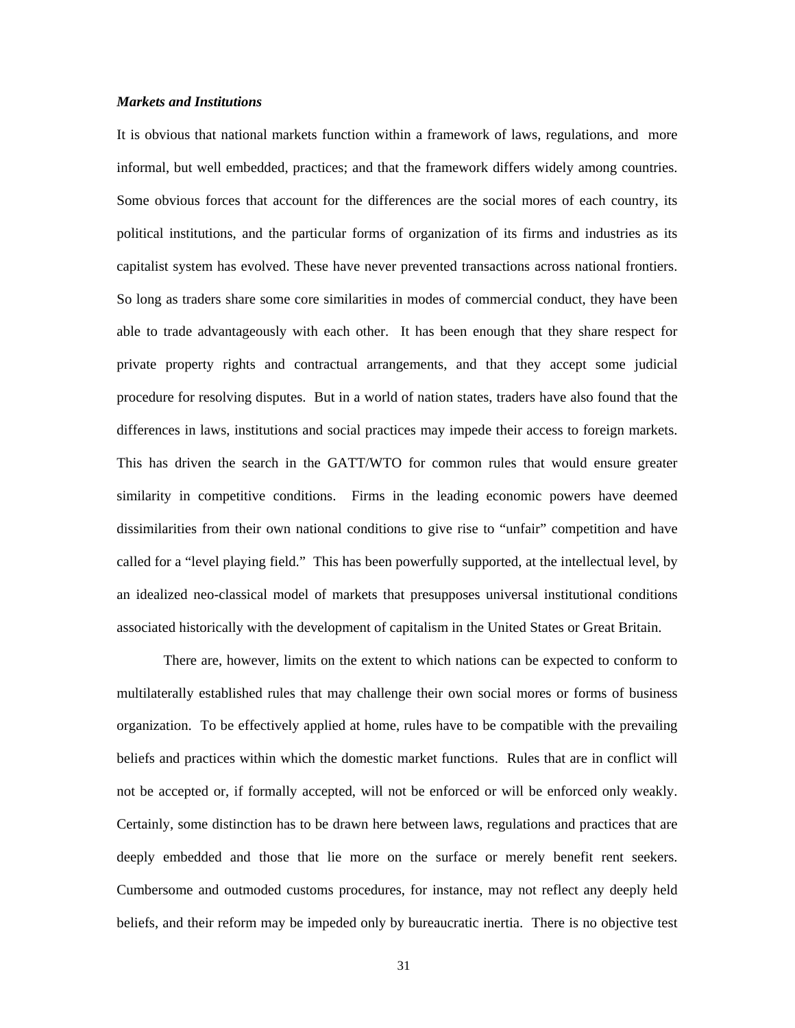### *Markets and Institutions*

It is obvious that national markets function within a framework of laws, regulations, and more informal, but well embedded, practices; and that the framework differs widely among countries. Some obvious forces that account for the differences are the social mores of each country, its political institutions, and the particular forms of organization of its firms and industries as its capitalist system has evolved. These have never prevented transactions across national frontiers. So long as traders share some core similarities in modes of commercial conduct, they have been able to trade advantageously with each other. It has been enough that they share respect for private property rights and contractual arrangements, and that they accept some judicial procedure for resolving disputes. But in a world of nation states, traders have also found that the differences in laws, institutions and social practices may impede their access to foreign markets. This has driven the search in the GATT/WTO for common rules that would ensure greater similarity in competitive conditions. Firms in the leading economic powers have deemed dissimilarities from their own national conditions to give rise to "unfair" competition and have called for a "level playing field." This has been powerfully supported, at the intellectual level, by an idealized neo-classical model of markets that presupposes universal institutional conditions associated historically with the development of capitalism in the United States or Great Britain.

There are, however, limits on the extent to which nations can be expected to conform to multilaterally established rules that may challenge their own social mores or forms of business organization. To be effectively applied at home, rules have to be compatible with the prevailing beliefs and practices within which the domestic market functions. Rules that are in conflict will not be accepted or, if formally accepted, will not be enforced or will be enforced only weakly. Certainly, some distinction has to be drawn here between laws, regulations and practices that are deeply embedded and those that lie more on the surface or merely benefit rent seekers. Cumbersome and outmoded customs procedures, for instance, may not reflect any deeply held beliefs, and their reform may be impeded only by bureaucratic inertia. There is no objective test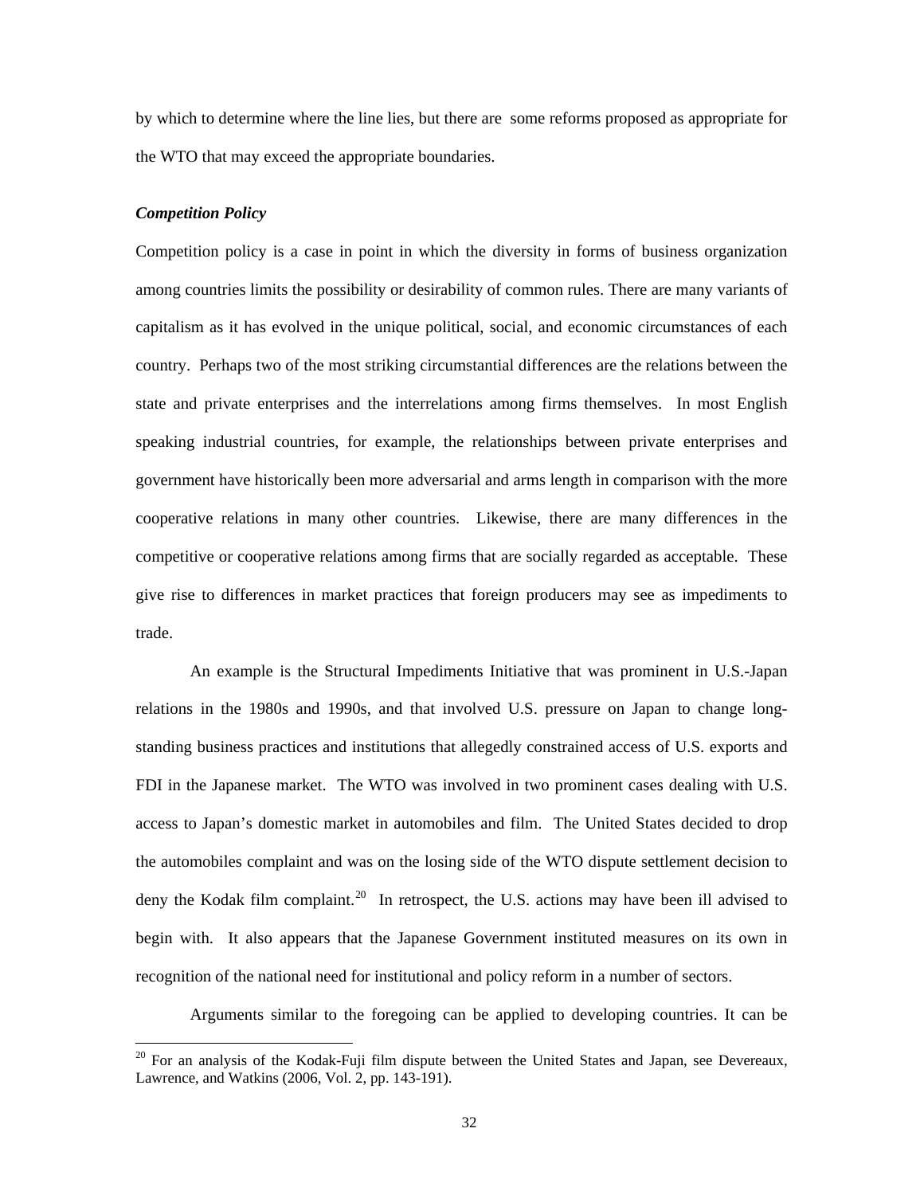by which to determine where the line lies, but there are some reforms proposed as appropriate for the WTO that may exceed the appropriate boundaries.

***Competition Policy***

Competition policy is a case in point in which the diversity in forms of business organization among countries limits the possibility or desirability of common rules. There are many variants of capitalism as it has evolved in the unique political, social, and economic circumstances of each country. Perhaps two of the most striking circumstantial differences are the relations between the state and private enterprises and the interrelations among firms themselves. In most English speaking industrial countries, for example, the relationships between private enterprises and government have historically been more adversarial and arms length in comparison with the more cooperative relations in many other countries. Likewise, there are many differences in the competitive or cooperative relations among firms that are socially regarded as acceptable. These give rise to differences in market practices that foreign producers may see as impediments to trade.

An example is the Structural Impediments Initiative that was prominent in U.S.-Japan relations in the 1980s and 1990s, and that involved U.S. pressure on Japan to change long-standing business practices and institutions that allegedly constrained access of U.S. exports and FDI in the Japanese market. The WTO was involved in two prominent cases dealing with U.S. access to Japan's domestic market in automobiles and film. The United States decided to drop the automobiles complaint and was on the losing side of the WTO dispute settlement decision to deny the Kodak film complaint.[20] In retrospect, the U.S. actions may have been ill advised to begin with. It also appears that the Japanese Government instituted measures on its own in recognition of the national need for institutional and policy reform in a number of sectors.

Arguments similar to the foregoing can be applied to developing countries. It can be

[20] For an analysis of the Kodak-Fuji film dispute between the United States and Japan, see Devereaux, Lawrence, and Watkins (2006, Vol. 2, pp. 143-191).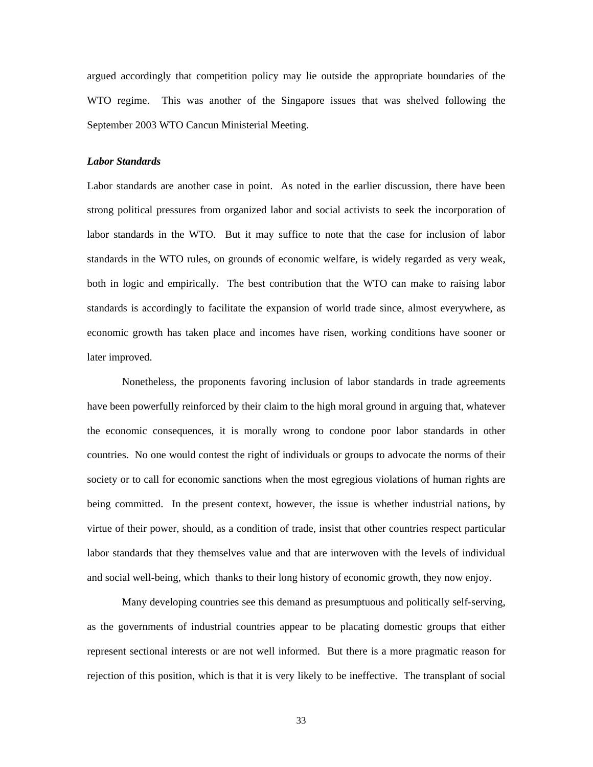argued accordingly that competition policy may lie outside the appropriate boundaries of the WTO regime. This was another of the Singapore issues that was shelved following the September 2003 WTO Cancun Ministerial Meeting.

***Labor Standards***

Labor standards are another case in point. As noted in the earlier discussion, there have been strong political pressures from organized labor and social activists to seek the incorporation of labor standards in the WTO. But it may suffice to note that the case for inclusion of labor standards in the WTO rules, on grounds of economic welfare, is widely regarded as very weak, both in logic and empirically. The best contribution that the WTO can make to raising labor standards is accordingly to facilitate the expansion of world trade since, almost everywhere, as economic growth has taken place and incomes have risen, working conditions have sooner or later improved.

Nonetheless, the proponents favoring inclusion of labor standards in trade agreements have been powerfully reinforced by their claim to the high moral ground in arguing that, whatever the economic consequences, it is morally wrong to condone poor labor standards in other countries. No one would contest the right of individuals or groups to advocate the norms of their society or to call for economic sanctions when the most egregious violations of human rights are being committed. In the present context, however, the issue is whether industrial nations, by virtue of their power, should, as a condition of trade, insist that other countries respect particular labor standards that they themselves value and that are interwoven with the levels of individual and social well-being, which thanks to their long history of economic growth, they now enjoy.

Many developing countries see this demand as presumptuous and politically self-serving, as the governments of industrial countries appear to be placating domestic groups that either represent sectional interests or are not well informed. But there is a more pragmatic reason for rejection of this position, which is that it is very likely to be ineffective. The transplant of social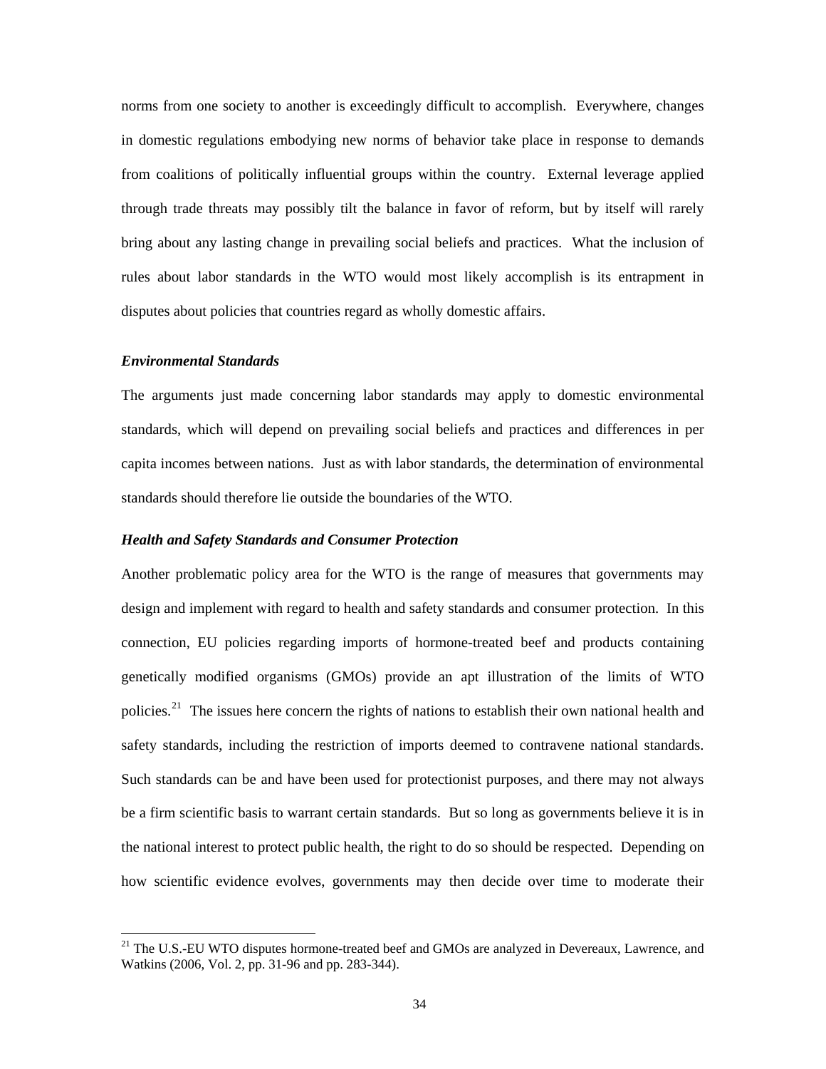norms from one society to another is exceedingly difficult to accomplish. Everywhere, changes in domestic regulations embodying new norms of behavior take place in response to demands from coalitions of politically influential groups within the country. External leverage applied through trade threats may possibly tilt the balance in favor of reform, but by itself will rarely bring about any lasting change in prevailing social beliefs and practices. What the inclusion of rules about labor standards in the WTO would most likely accomplish is its entrapment in disputes about policies that countries regard as wholly domestic affairs.

***Environmental Standards***

The arguments just made concerning labor standards may apply to domestic environmental standards, which will depend on prevailing social beliefs and practices and differences in per capita incomes between nations. Just as with labor standards, the determination of environmental standards should therefore lie outside the boundaries of the WTO.

***Health and Safety Standards and Consumer Protection***

Another problematic policy area for the WTO is the range of measures that governments may design and implement with regard to health and safety standards and consumer protection. In this connection, EU policies regarding imports of hormone-treated beef and products containing genetically modified organisms (GMOs) provide an apt illustration of the limits of WTO policies.[21] The issues here concern the rights of nations to establish their own national health and safety standards, including the restriction of imports deemed to contravene national standards. Such standards can be and have been used for protectionist purposes, and there may not always be a firm scientific basis to warrant certain standards. But so long as governments believe it is in the national interest to protect public health, the right to do so should be respected. Depending on how scientific evidence evolves, governments may then decide over time to moderate their

[21] The U.S.-EU WTO disputes hormone-treated beef and GMOs are analyzed in Devereaux, Lawrence, and Watkins (2006, Vol. 2, pp. 31-96 and pp. 283-344).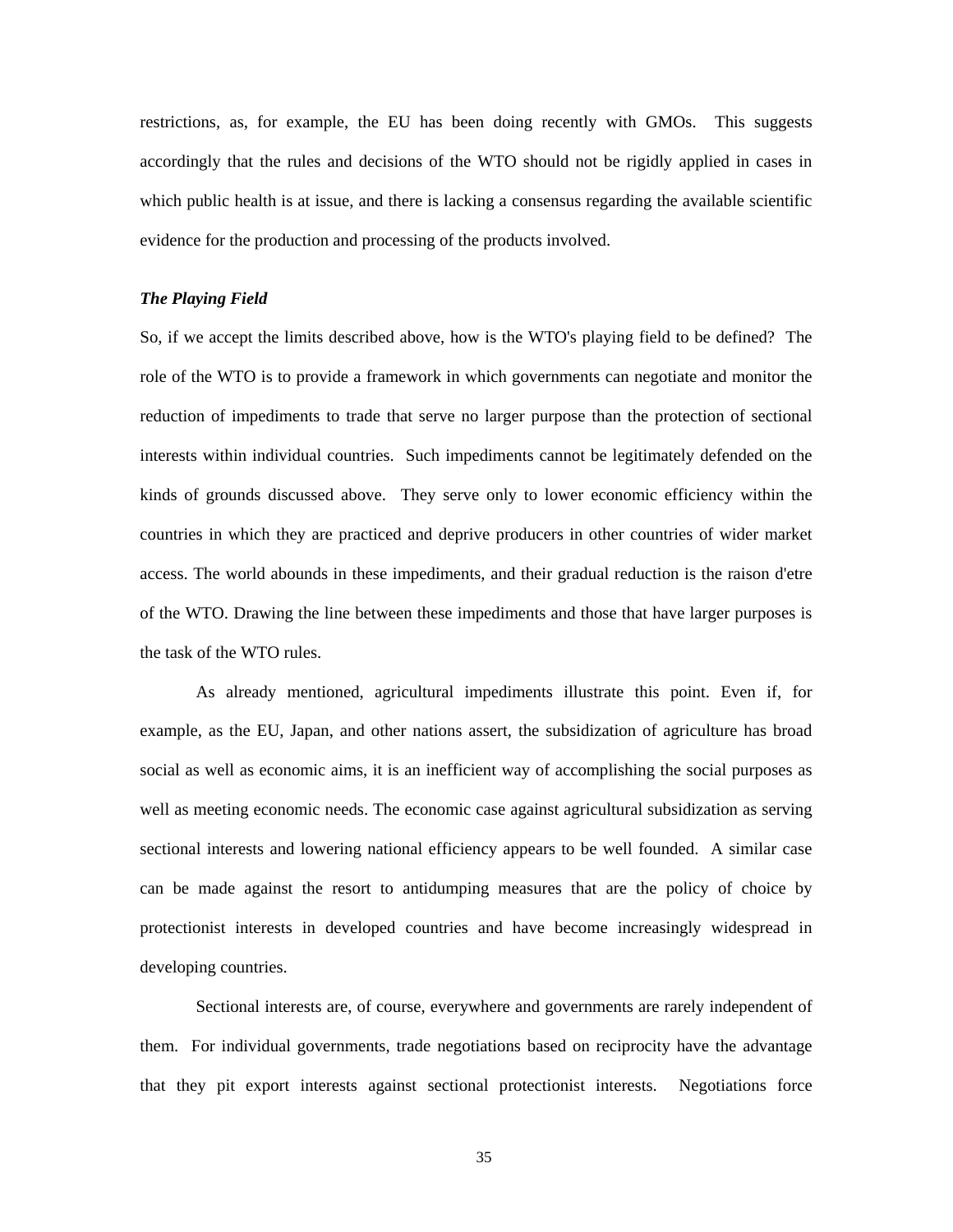restrictions, as, for example, the EU has been doing recently with GMOs. This suggests accordingly that the rules and decisions of the WTO should not be rigidly applied in cases in which public health is at issue, and there is lacking a consensus regarding the available scientific evidence for the production and processing of the products involved.

***The Playing Field***

So, if we accept the limits described above, how is the WTO's playing field to be defined? The role of the WTO is to provide a framework in which governments can negotiate and monitor the reduction of impediments to trade that serve no larger purpose than the protection of sectional interests within individual countries. Such impediments cannot be legitimately defended on the kinds of grounds discussed above. They serve only to lower economic efficiency within the countries in which they are practiced and deprive producers in other countries of wider market access. The world abounds in these impediments, and their gradual reduction is the raison d'etre of the WTO. Drawing the line between these impediments and those that have larger purposes is the task of the WTO rules.

As already mentioned, agricultural impediments illustrate this point. Even if, for example, as the EU, Japan, and other nations assert, the subsidization of agriculture has broad social as well as economic aims, it is an inefficient way of accomplishing the social purposes as well as meeting economic needs. The economic case against agricultural subsidization as serving sectional interests and lowering national efficiency appears to be well founded. A similar case can be made against the resort to antidumping measures that are the policy of choice by protectionist interests in developed countries and have become increasingly widespread in developing countries.

Sectional interests are, of course, everywhere and governments are rarely independent of them. For individual governments, trade negotiations based on reciprocity have the advantage that they pit export interests against sectional protectionist interests. Negotiations force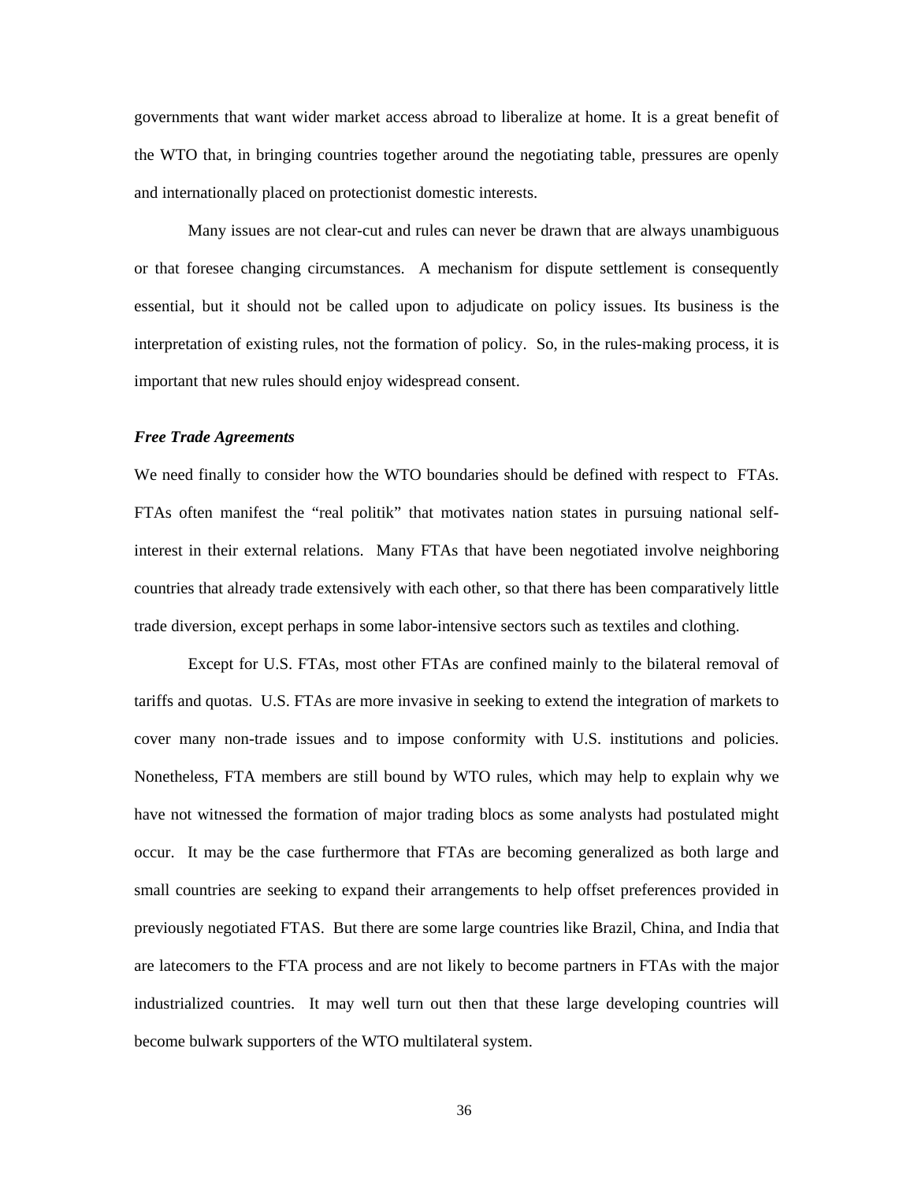governments that want wider market access abroad to liberalize at home. It is a great benefit of the WTO that, in bringing countries together around the negotiating table, pressures are openly and internationally placed on protectionist domestic interests.

Many issues are not clear-cut and rules can never be drawn that are always unambiguous or that foresee changing circumstances. A mechanism for dispute settlement is consequently essential, but it should not be called upon to adjudicate on policy issues. Its business is the interpretation of existing rules, not the formation of policy. So, in the rules-making process, it is important that new rules should enjoy widespread consent.

***Free Trade Agreements***

We need finally to consider how the WTO boundaries should be defined with respect to FTAs. FTAs often manifest the "real politik" that motivates nation states in pursuing national self-interest in their external relations. Many FTAs that have been negotiated involve neighboring countries that already trade extensively with each other, so that there has been comparatively little trade diversion, except perhaps in some labor-intensive sectors such as textiles and clothing.

Except for U.S. FTAs, most other FTAs are confined mainly to the bilateral removal of tariffs and quotas. U.S. FTAs are more invasive in seeking to extend the integration of markets to cover many non-trade issues and to impose conformity with U.S. institutions and policies. Nonetheless, FTA members are still bound by WTO rules, which may help to explain why we have not witnessed the formation of major trading blocs as some analysts had postulated might occur. It may be the case furthermore that FTAs are becoming generalized as both large and small countries are seeking to expand their arrangements to help offset preferences provided in previously negotiated FTAS. But there are some large countries like Brazil, China, and India that are latecomers to the FTA process and are not likely to become partners in FTAs with the major industrialized countries. It may well turn out then that these large developing countries will become bulwark supporters of the WTO multilateral system.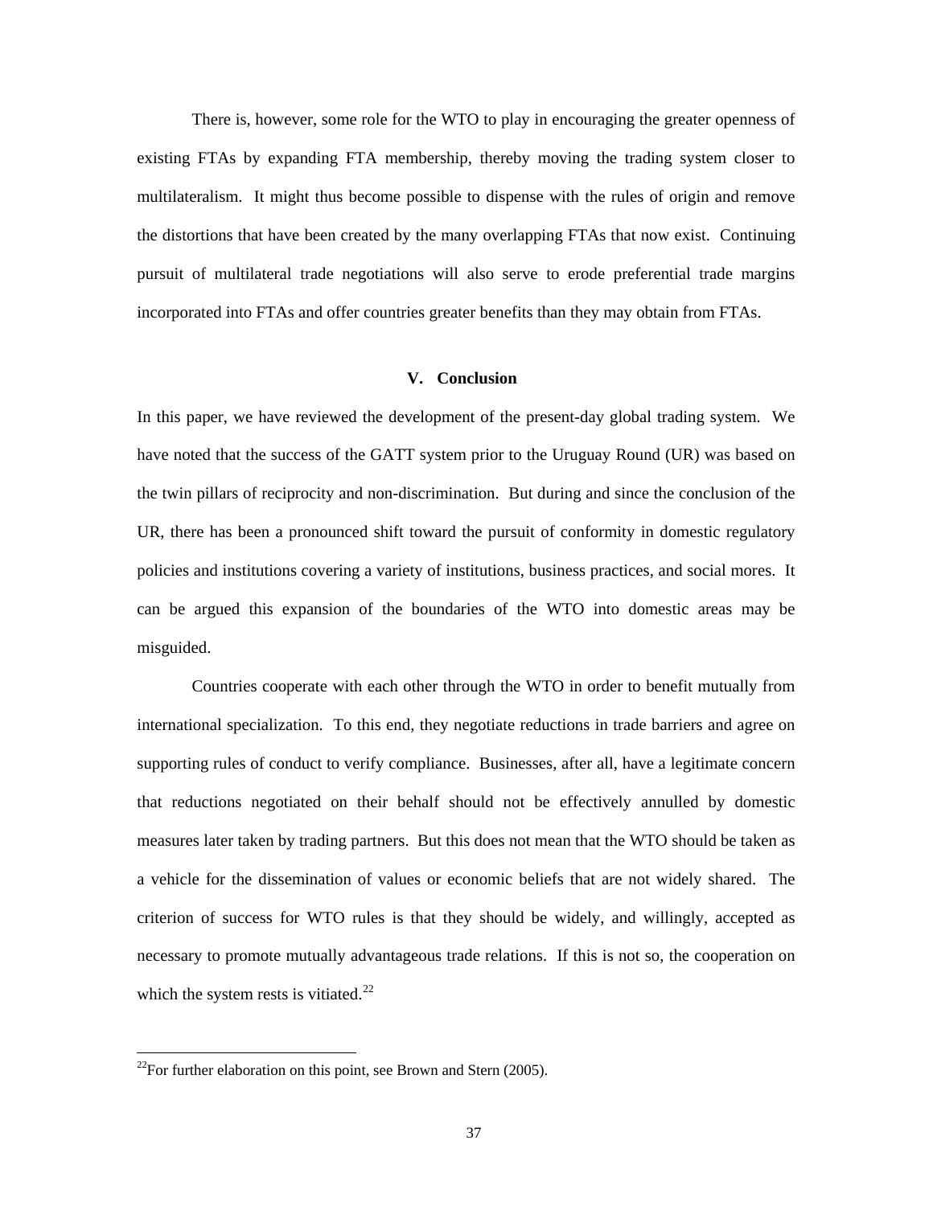There is, however, some role for the WTO to play in encouraging the greater openness of existing FTAs by expanding FTA membership, thereby moving the trading system closer to multilateralism. It might thus become possible to dispense with the rules of origin and remove the distortions that have been created by the many overlapping FTAs that now exist. Continuing pursuit of multilateral trade negotiations will also serve to erode preferential trade margins incorporated into FTAs and offer countries greater benefits than they may obtain from FTAs.

## V. Conclusion

In this paper, we have reviewed the development of the present-day global trading system. We have noted that the success of the GATT system prior to the Uruguay Round (UR) was based on the twin pillars of reciprocity and non-discrimination. But during and since the conclusion of the UR, there has been a pronounced shift toward the pursuit of conformity in domestic regulatory policies and institutions covering a variety of institutions, business practices, and social mores. It can be argued this expansion of the boundaries of the WTO into domestic areas may be misguided.

Countries cooperate with each other through the WTO in order to benefit mutually from international specialization. To this end, they negotiate reductions in trade barriers and agree on supporting rules of conduct to verify compliance. Businesses, after all, have a legitimate concern that reductions negotiated on their behalf should not be effectively annulled by domestic measures later taken by trading partners. But this does not mean that the WTO should be taken as a vehicle for the dissemination of values or economic beliefs that are not widely shared. The criterion of success for WTO rules is that they should be widely, and willingly, accepted as necessary to promote mutually advantageous trade relations. If this is not so, the cooperation on which the system rests is vitiated.[22]

[22]For further elaboration on this point, see Brown and Stern (2005).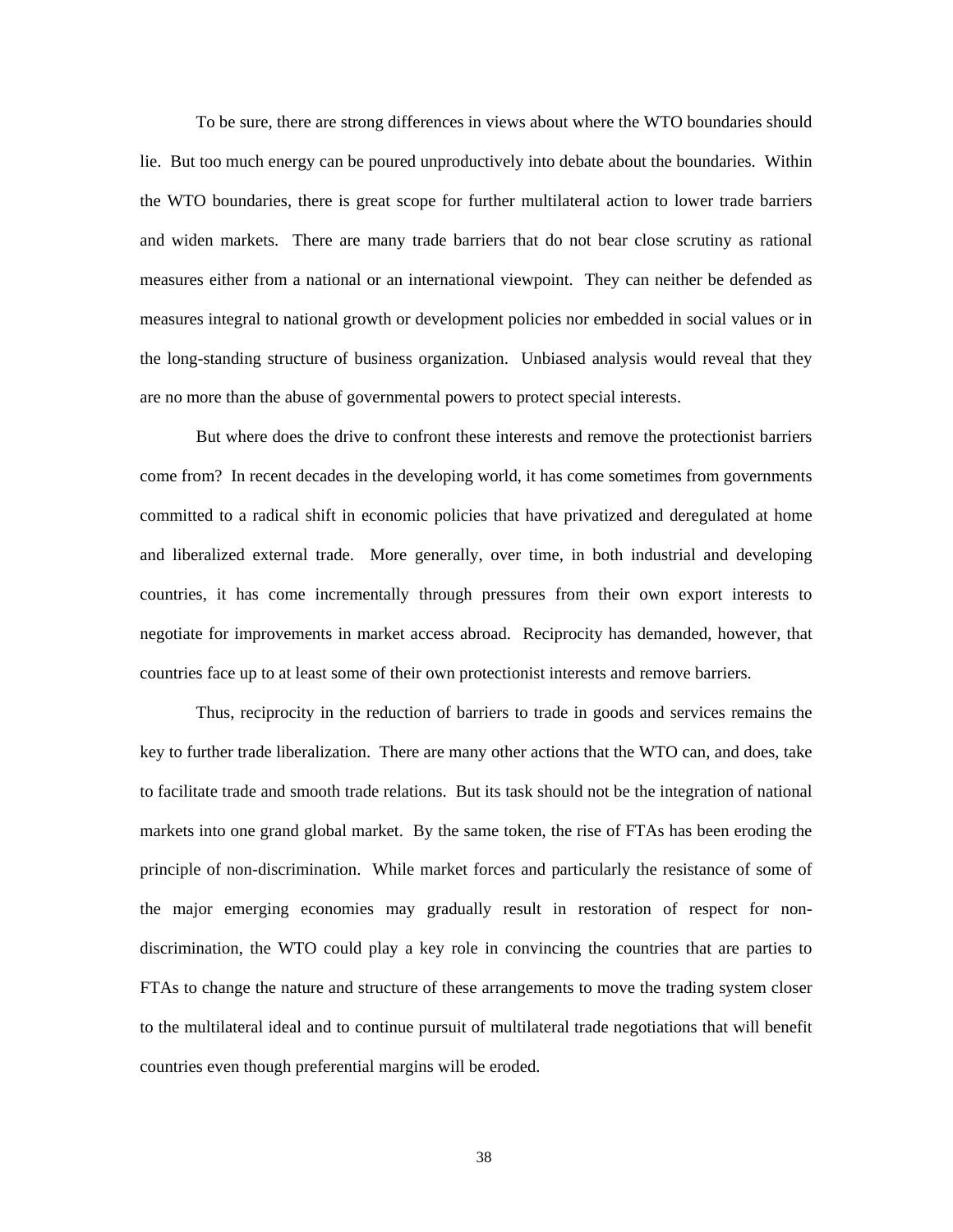To be sure, there are strong differences in views about where the WTO boundaries should lie. But too much energy can be poured unproductively into debate about the boundaries. Within the WTO boundaries, there is great scope for further multilateral action to lower trade barriers and widen markets. There are many trade barriers that do not bear close scrutiny as rational measures either from a national or an international viewpoint. They can neither be defended as measures integral to national growth or development policies nor embedded in social values or in the long-standing structure of business organization. Unbiased analysis would reveal that they are no more than the abuse of governmental powers to protect special interests.

But where does the drive to confront these interests and remove the protectionist barriers come from? In recent decades in the developing world, it has come sometimes from governments committed to a radical shift in economic policies that have privatized and deregulated at home and liberalized external trade. More generally, over time, in both industrial and developing countries, it has come incrementally through pressures from their own export interests to negotiate for improvements in market access abroad. Reciprocity has demanded, however, that countries face up to at least some of their own protectionist interests and remove barriers.

Thus, reciprocity in the reduction of barriers to trade in goods and services remains the key to further trade liberalization. There are many other actions that the WTO can, and does, take to facilitate trade and smooth trade relations. But its task should not be the integration of national markets into one grand global market. By the same token, the rise of FTAs has been eroding the principle of non-discrimination. While market forces and particularly the resistance of some of the major emerging economies may gradually result in restoration of respect for non-discrimination, the WTO could play a key role in convincing the countries that are parties to FTAs to change the nature and structure of these arrangements to move the trading system closer to the multilateral ideal and to continue pursuit of multilateral trade negotiations that will benefit countries even though preferential margins will be eroded.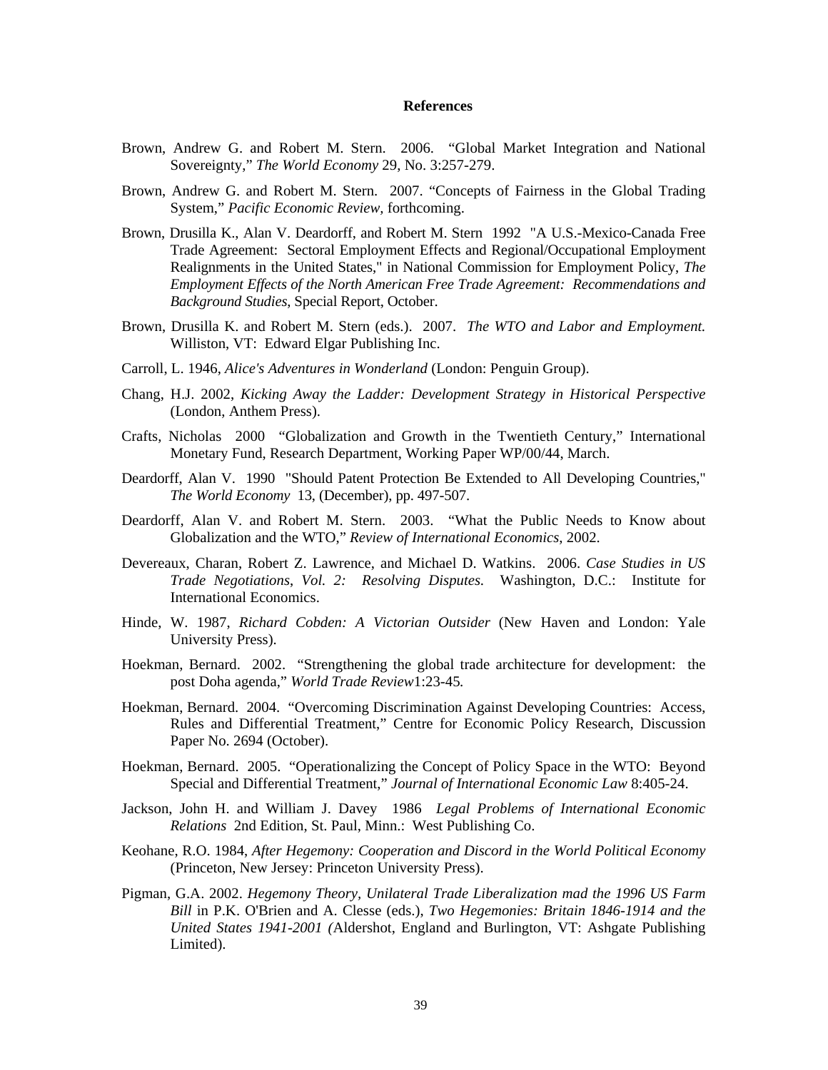## References

Brown, Andrew G. and Robert M. Stern. 2006. "Global Market Integration and National Sovereignty," *The World Economy* 29, No. 3:257-279.

Brown, Andrew G. and Robert M. Stern. 2007. "Concepts of Fairness in the Global Trading System," *Pacific Economic Review*, forthcoming.

Brown, Drusilla K., Alan V. Deardorff, and Robert M. Stern 1992 "A U.S.-Mexico-Canada Free Trade Agreement: Sectoral Employment Effects and Regional/Occupational Employment Realignments in the United States," in National Commission for Employment Policy, *The Employment Effects of the North American Free Trade Agreement: Recommendations and Background Studies*, Special Report, October.

Brown, Drusilla K. and Robert M. Stern (eds.). 2007. *The WTO and Labor and Employment.* Williston, VT: Edward Elgar Publishing Inc.

Carroll, L. 1946, *Alice's Adventures in Wonderland* (London: Penguin Group).

Chang, H.J. 2002, *Kicking Away the Ladder: Development Strategy in Historical Perspective* (London, Anthem Press).

Crafts, Nicholas 2000 "Globalization and Growth in the Twentieth Century," International Monetary Fund, Research Department, Working Paper WP/00/44, March.

Deardorff, Alan V. 1990 "Should Patent Protection Be Extended to All Developing Countries," *The World Economy* 13, (December), pp. 497-507.

Deardorff, Alan V. and Robert M. Stern. 2003. "What the Public Needs to Know about Globalization and the WTO," *Review of International Economics*, 2002.

Devereaux, Charan, Robert Z. Lawrence, and Michael D. Watkins. 2006. *Case Studies in US Trade Negotiations*, *Vol. 2: Resolving Disputes.* Washington, D.C.: Institute for International Economics.

Hinde, W. 1987, *Richard Cobden: A Victorian Outsider* (New Haven and London: Yale University Press).

Hoekman, Bernard. 2002. "Strengthening the global trade architecture for development: the post Doha agenda," *World Trade Review*1:23-45.

Hoekman, Bernard. 2004. "Overcoming Discrimination Against Developing Countries: Access, Rules and Differential Treatment," Centre for Economic Policy Research, Discussion Paper No. 2694 (October).

Hoekman, Bernard. 2005. "Operationalizing the Concept of Policy Space in the WTO: Beyond Special and Differential Treatment," *Journal of International Economic Law* 8:405-24.

Jackson, John H. and William J. Davey 1986 *Legal Problems of International Economic Relations* 2nd Edition, St. Paul, Minn.: West Publishing Co.

Keohane, R.O. 1984, *After Hegemony: Cooperation and Discord in the World Political Economy* (Princeton, New Jersey: Princeton University Press).

Pigman, G.A. 2002. *Hegemony Theory, Unilateral Trade Liberalization mad the 1996 US Farm Bill* in P.K. O'Brien and A. Clesse (eds.), *Two Hegemonies: Britain 1846-1914 and the United States 1941-2001 (*Aldershot, England and Burlington, VT: Ashgate Publishing Limited).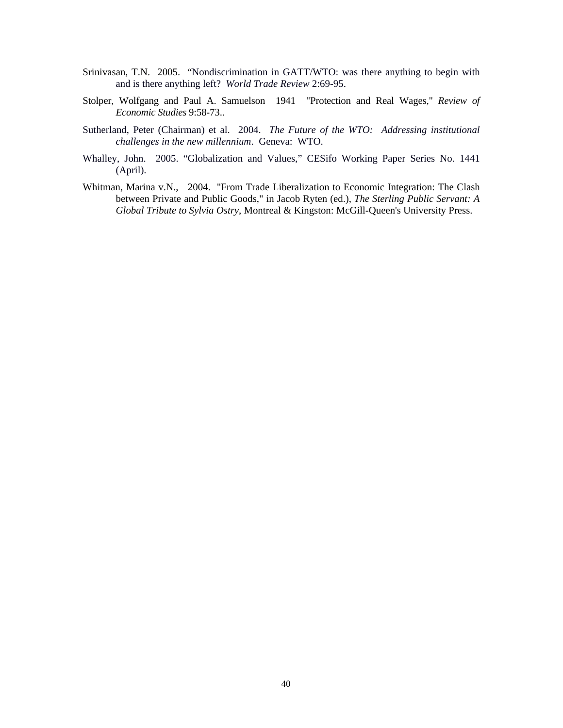Srinivasan, T.N. 2005. "Nondiscrimination in GATT/WTO: was there anything to begin with and is there anything left? *World Trade Review* 2:69-95.

Stolper, Wolfgang and Paul A. Samuelson 1941 "Protection and Real Wages," *Review of Economic Studies* 9:58-73..

Sutherland, Peter (Chairman) et al. 2004. *The Future of the WTO: Addressing institutional challenges in the new millennium*. Geneva: WTO.

Whalley, John. 2005. "Globalization and Values," CESifo Working Paper Series No. 1441 (April).

Whitman, Marina v.N., 2004. "From Trade Liberalization to Economic Integration: The Clash between Private and Public Goods," in Jacob Ryten (ed.), *The Sterling Public Servant: A Global Tribute to Sylvia Ostry*, Montreal & Kingston: McGill-Queen's University Press.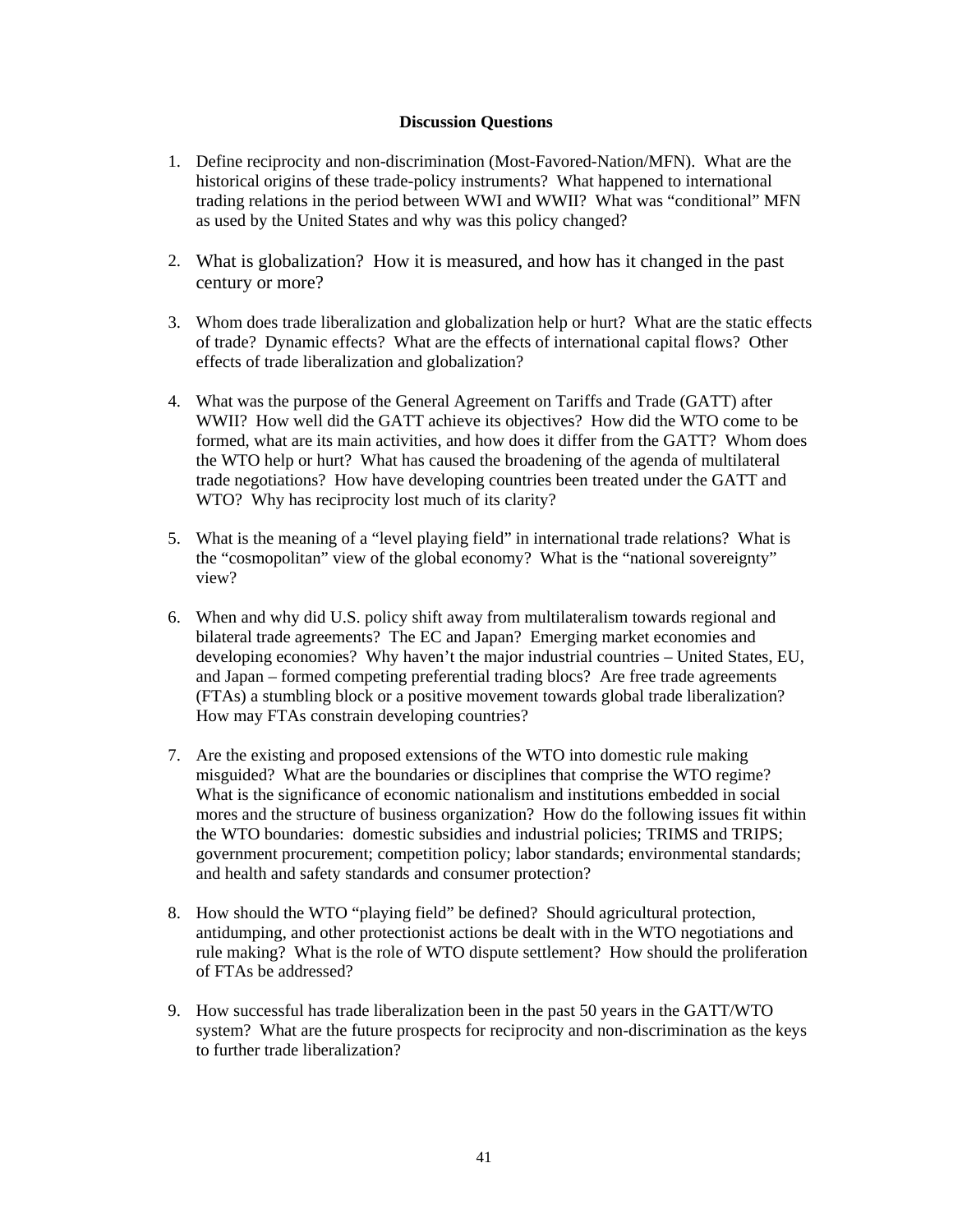## Discussion Questions

1. Define reciprocity and non-discrimination (Most-Favored-Nation/MFN). What are the historical origins of these trade-policy instruments? What happened to international trading relations in the period between WWI and WWII? What was "conditional" MFN as used by the United States and why was this policy changed?

2. What is globalization? How it is measured, and how has it changed in the past century or more?

3. Whom does trade liberalization and globalization help or hurt? What are the static effects of trade? Dynamic effects? What are the effects of international capital flows? Other effects of trade liberalization and globalization?

4. What was the purpose of the General Agreement on Tariffs and Trade (GATT) after WWII? How well did the GATT achieve its objectives? How did the WTO come to be formed, what are its main activities, and how does it differ from the GATT? Whom does the WTO help or hurt? What has caused the broadening of the agenda of multilateral trade negotiations? How have developing countries been treated under the GATT and WTO? Why has reciprocity lost much of its clarity?

5. What is the meaning of a "level playing field" in international trade relations? What is the "cosmopolitan" view of the global economy? What is the "national sovereignty" view?

6. When and why did U.S. policy shift away from multilateralism towards regional and bilateral trade agreements? The EC and Japan? Emerging market economies and developing economies? Why haven't the major industrial countries – United States, EU, and Japan – formed competing preferential trading blocs? Are free trade agreements (FTAs) a stumbling block or a positive movement towards global trade liberalization? How may FTAs constrain developing countries?

7. Are the existing and proposed extensions of the WTO into domestic rule making misguided? What are the boundaries or disciplines that comprise the WTO regime? What is the significance of economic nationalism and institutions embedded in social mores and the structure of business organization? How do the following issues fit within the WTO boundaries: domestic subsidies and industrial policies; TRIMS and TRIPS; government procurement; competition policy; labor standards; environmental standards; and health and safety standards and consumer protection?

8. How should the WTO "playing field" be defined? Should agricultural protection, antidumping, and other protectionist actions be dealt with in the WTO negotiations and rule making? What is the role of WTO dispute settlement? How should the proliferation of FTAs be addressed?

9. How successful has trade liberalization been in the past 50 years in the GATT/WTO system? What are the future prospects for reciprocity and non-discrimination as the keys to further trade liberalization?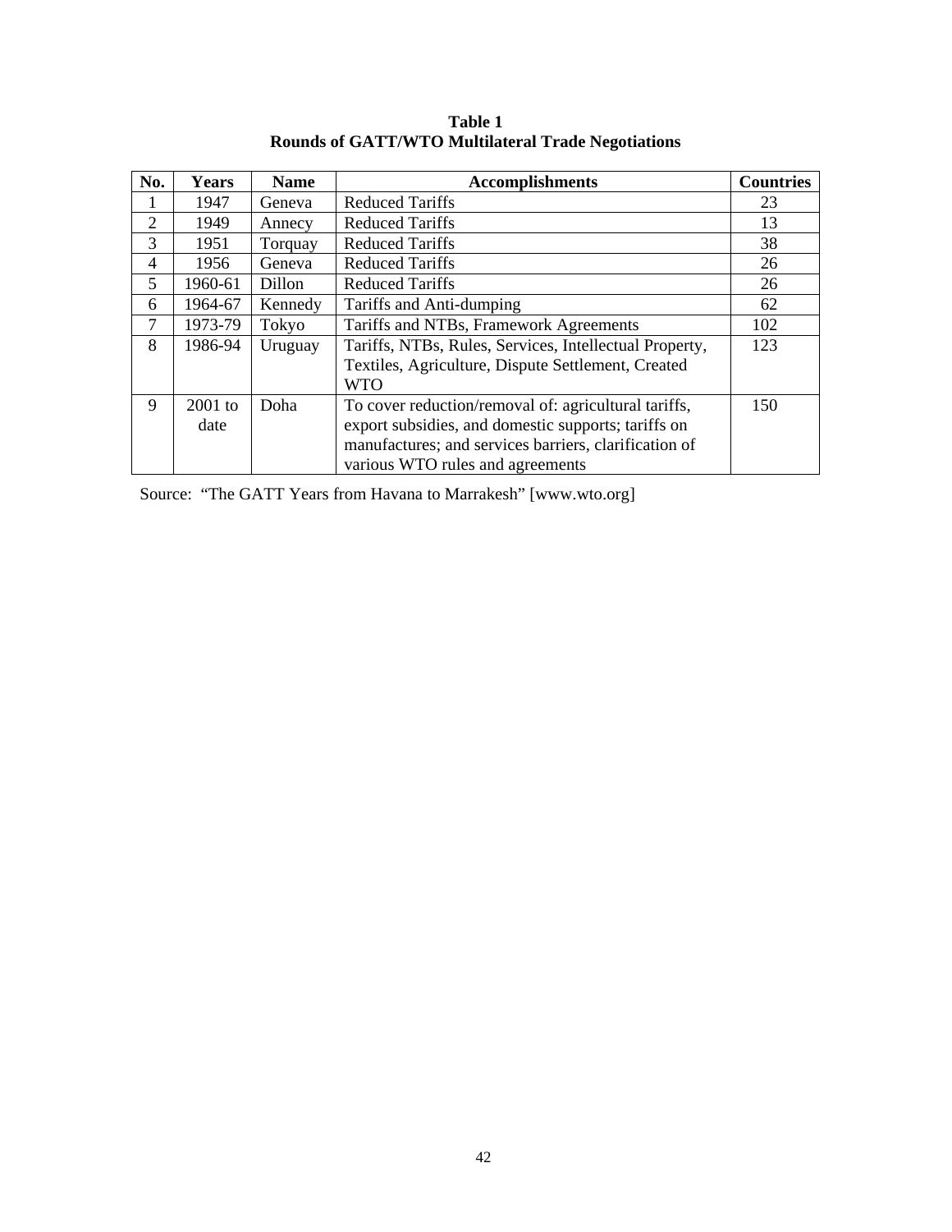**Table 1**
**Rounds of GATT/WTO Multilateral Trade Negotiations**

| No. | Years | Name | Accomplishments | Countries |
|---|---|---|---|---|
| 1 | 1947 | Geneva | Reduced Tariffs | 23 |
| 2 | 1949 | Annecy | Reduced Tariffs | 13 |
| 3 | 1951 | Torquay | Reduced Tariffs | 38 |
| 4 | 1956 | Geneva | Reduced Tariffs | 26 |
| 5 | 1960-61 | Dillon | Reduced Tariffs | 26 |
| 6 | 1964-67 | Kennedy | Tariffs and Anti-dumping | 62 |
| 7 | 1973-79 | Tokyo | Tariffs and NTBs, Framework Agreements | 102 |
| 8 | 1986-94 | Uruguay | Tariffs, NTBs, Rules, Services, Intellectual Property, Textiles, Agriculture, Dispute Settlement, Created WTO | 123 |
| 9 | 2001 to date | Doha | To cover reduction/removal of: agricultural tariffs, export subsidies, and domestic supports; tariffs on manufactures; and services barriers, clarification of various WTO rules and agreements | 150 |

Source: "The GATT Years from Havana to Marrakesh" [www.wto.org]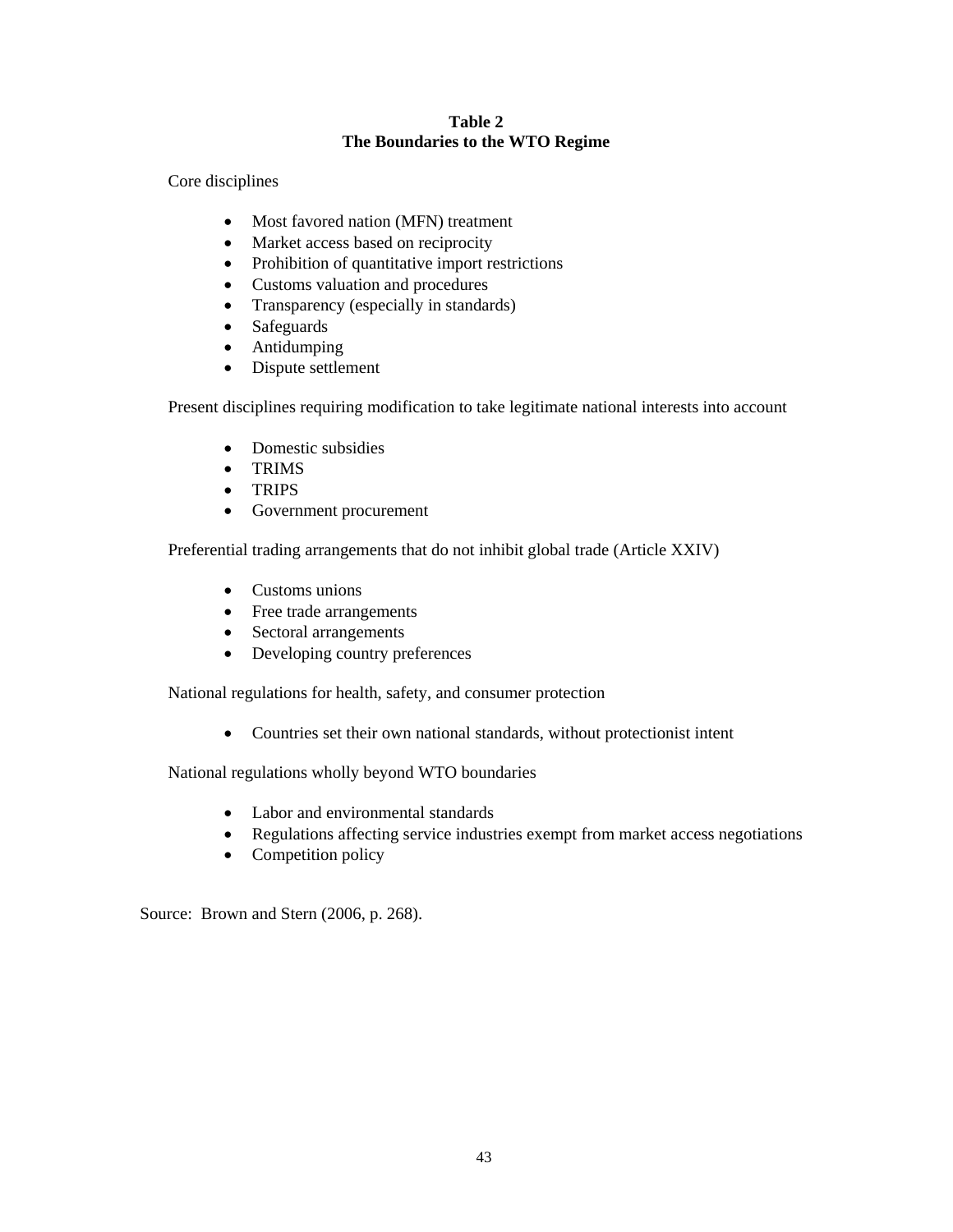**Table 2**
**The Boundaries to the WTO Regime**

Core disciplines

- Most favored nation (MFN) treatment
- Market access based on reciprocity
- Prohibition of quantitative import restrictions
- Customs valuation and procedures
- Transparency (especially in standards)
- Safeguards
- Antidumping
- Dispute settlement

Present disciplines requiring modification to take legitimate national interests into account

- Domestic subsidies
- TRIMS
- TRIPS
- Government procurement

Preferential trading arrangements that do not inhibit global trade (Article XXIV)

- Customs unions
- Free trade arrangements
- Sectoral arrangements
- Developing country preferences

National regulations for health, safety, and consumer protection

- Countries set their own national standards, without protectionist intent

National regulations wholly beyond WTO boundaries

- Labor and environmental standards
- Regulations affecting service industries exempt from market access negotiations
- Competition policy

Source: Brown and Stern (2006, p. 268).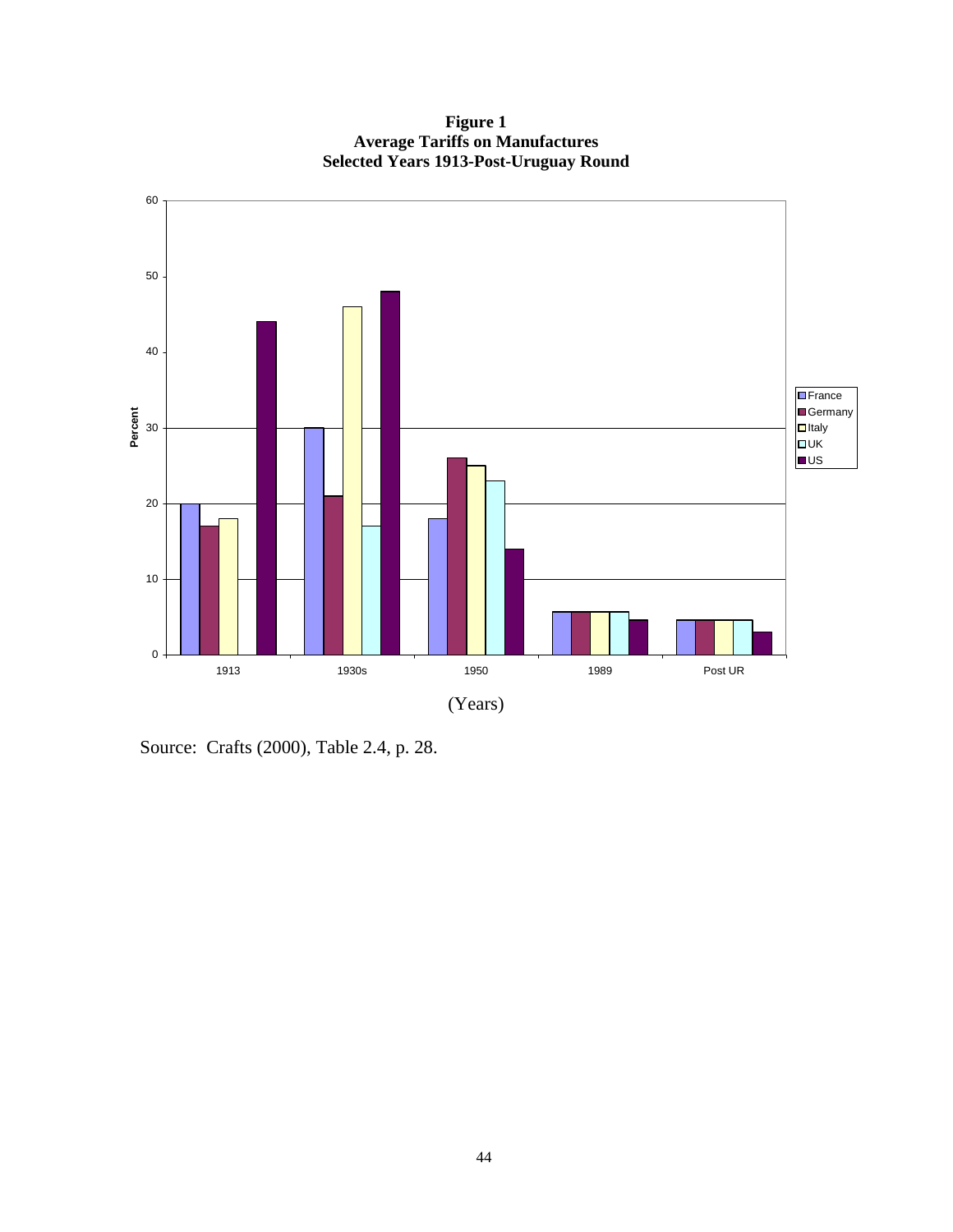**Figure 1**
**Average Tariffs on Manufactures**
**Selected Years 1913-Post-Uruguay Round**

Source: Crafts (2000), Table 2.4, p. 28.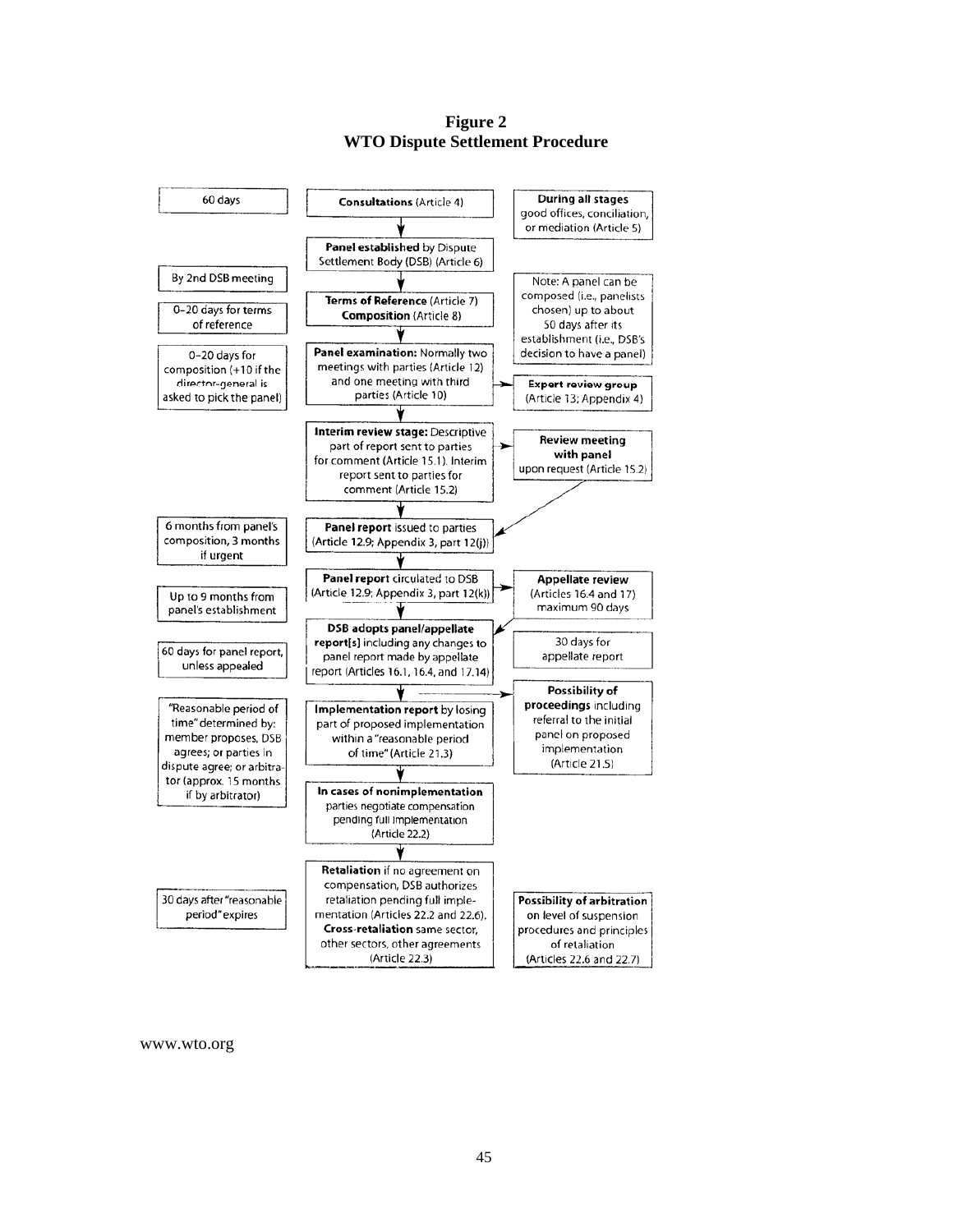**Figure 2**
**WTO Dispute Settlement Procedure**

| Timeframe | Procedure | Notes |
|---|---|---|
| 60 days | **Consultations** (Article 4) | **During all stages** good offices, conciliation, or mediation (Article 5) |
| | **Panel established** by Dispute Settlement Body (DSB) (Article 6) | |
| By 2nd DSB meeting | | Note: A panel can be composed (i.e., panelists chosen) up to about 50 days after its establishment (i.e., DSB's decision to have a panel) |
| 0–20 days for terms of reference | **Terms of Reference** (Article 7) **Composition** (Article 8) | |
| 0–20 days for composition (+10 if the director-general is asked to pick the panel) | **Panel examination:** Normally two meetings with parties (Article 12) and one meeting with third parties (Article 10) | **Expert review group** (Article 13; Appendix 4) |
| | **Interim review stage:** Descriptive part of report sent to parties for comment (Article 15.1). Interim report sent to parties for comment (Article 15.2) | **Review meeting with panel** upon request (Article 15.2) |
| 6 months from panel's composition, 3 months if urgent | **Panel report** issued to parties (Article 12.9; Appendix 3, part 12(j)) | |
| Up to 9 months from panel's establishment | **Panel report** circulated to DSB (Article 12.9; Appendix 3, part 12(k)) | **Appellate review** (Articles 16.4 and 17) maximum 90 days |
| 60 days for panel report, unless appealed | **DSB adopts panel/appellate report[s]** including any changes to panel report made by appellate report (Articles 16.1, 16.4, and 17.14) | 30 days for appellate report |
| "Reasonable period of time" determined by: member proposes, DSB agrees; or parties in dispute agree; or arbitrator (approx. 15 months if by arbitrator) | **Implementation report** by losing part of proposed implementation within a "reasonable period of time" (Article 21.3) | **Possibility of proceedings** including referral to the initial panel on proposed implementation (Article 21.5) |
| | **In cases of nonimplementation** parties negotiate compensation pending full implementation (Article 22.2) | |
| 30 days after "reasonable period" expires | **Retaliation** if no agreement on compensation, DSB authorizes retaliation pending full implementation (Articles 22.2 and 22.6). **Cross-retaliation** same sector, other sectors, other agreements (Article 22.3) | **Possibility of arbitration** on level of suspension procedures and principles of retaliation (Articles 22.6 and 22.7) |

www.wto.org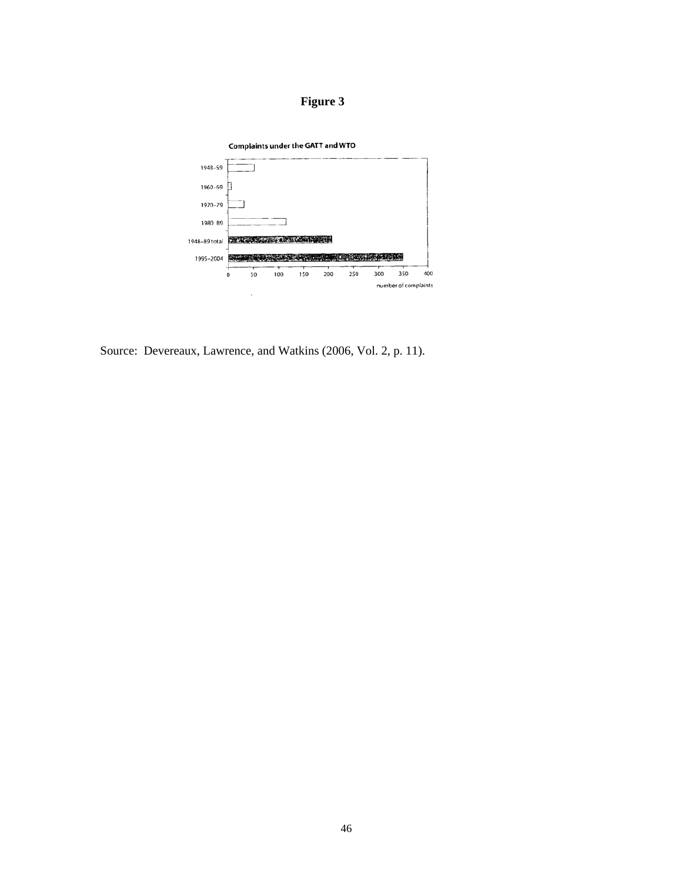**Figure 3**

Complaints under the GATT and WTO

| Period | Number of complaints (approx.) |
| --- | --- |
| 1948–59 | ~53 |
| 1960–69 | ~7 |
| 1970–79 | ~32 |
| 1980–89 | ~115 |
| 1948–89 total | ~207 |
| 1995–2004 | ~350 |

number of complaints (axis: 0, 50, 100, 150, 200, 250, 300, 350, 400)

Source: Devereaux, Lawrence, and Watkins (2006, Vol. 2, p. 11).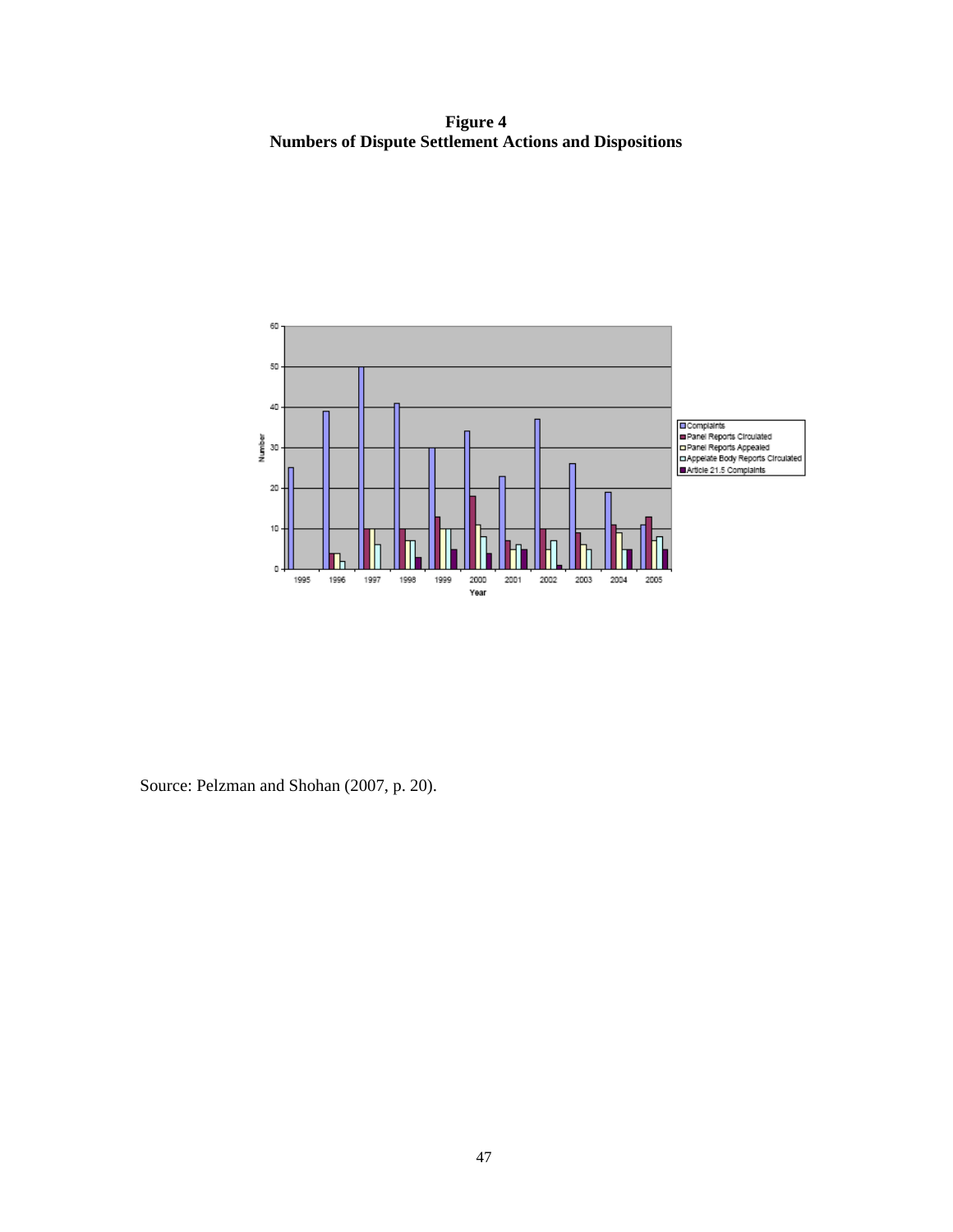**Figure 4**
**Numbers of Dispute Settlement Actions and Dispositions**

Source: Pelzman and Shohan (2007, p. 20).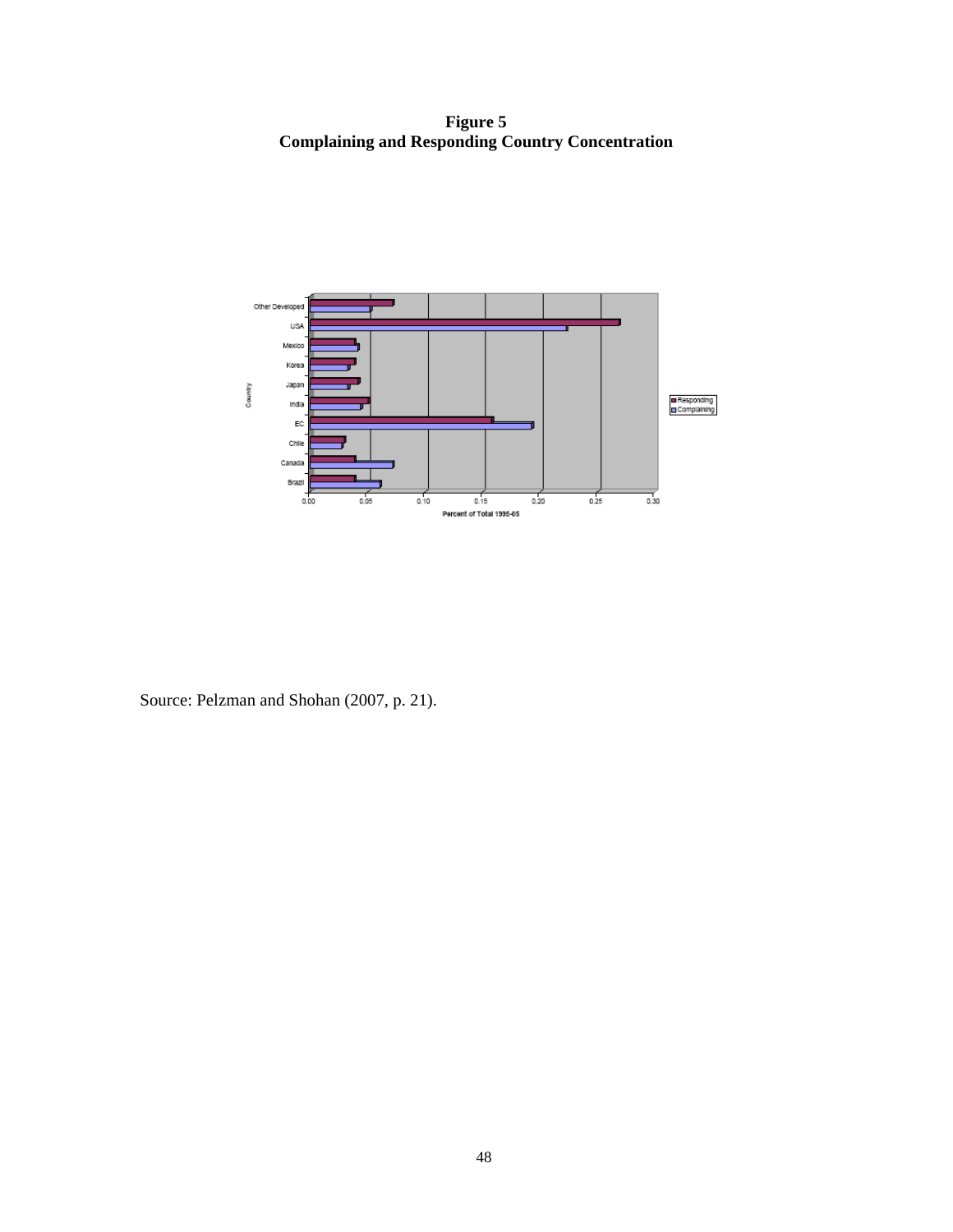**Figure 5**
**Complaining and Responding Country Concentration**

Other Developed
USA
Mexico
Korea
Japan
India
EC
Chile
Canada
Brazil

Country

0.00
0.05
0.10
0.15
0.20
0.25
0.30

Percent of Total 1995-05

Responding
Complaining

Source: Pelzman and Shohan (2007, p. 21).